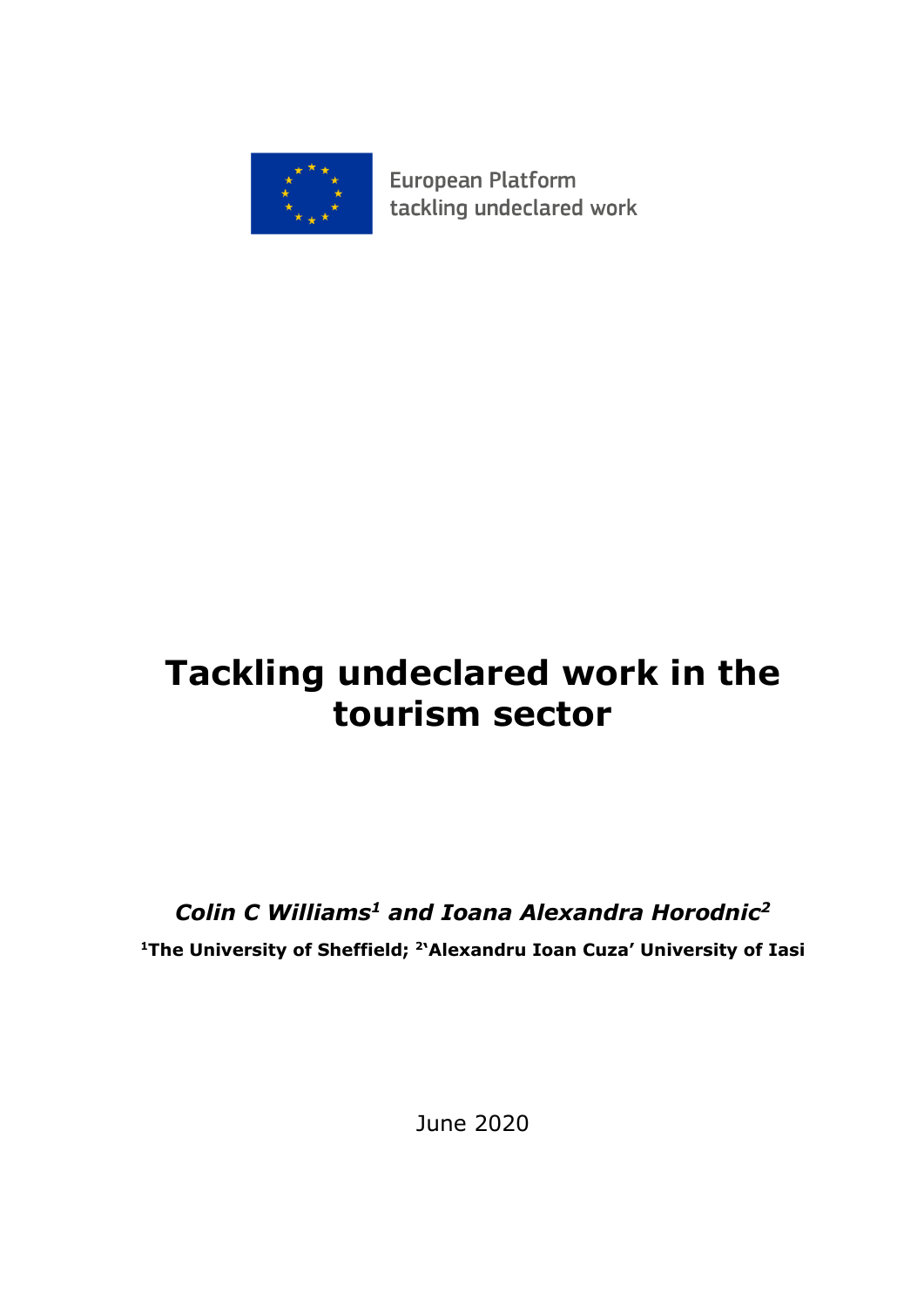European Platform
tackling undeclared work

# Tackling undeclared work in the tourism sector

***Colin C Williams[1] and Ioana Alexandra Horodnic[2]***

**[1]The University of Sheffield; [2]'Alexandru Ioan Cuza' University of Iasi**

June 2020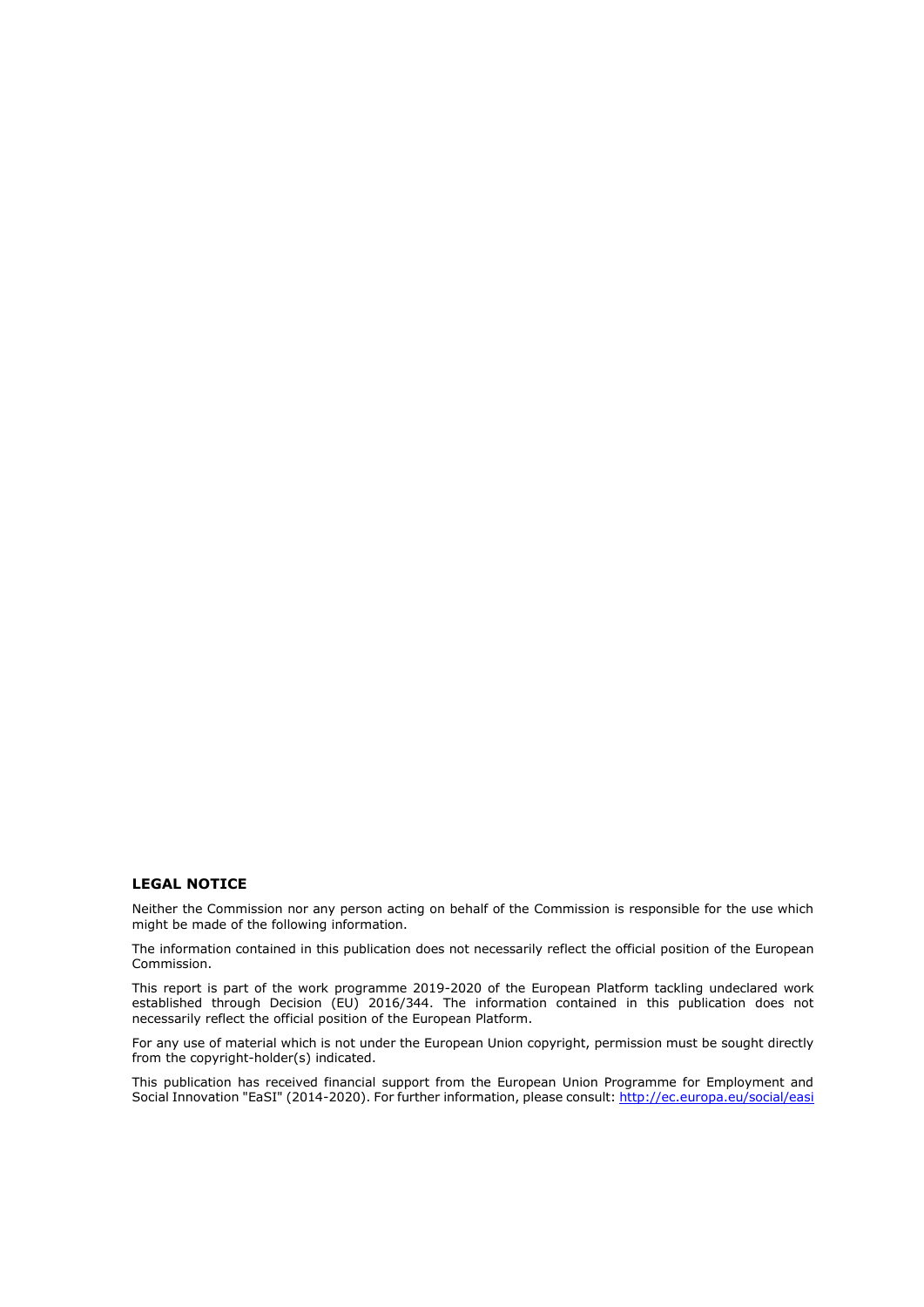**LEGAL NOTICE**

Neither the Commission nor any person acting on behalf of the Commission is responsible for the use which might be made of the following information.

The information contained in this publication does not necessarily reflect the official position of the European Commission.

This report is part of the work programme 2019-2020 of the European Platform tackling undeclared work established through Decision (EU) 2016/344. The information contained in this publication does not necessarily reflect the official position of the European Platform.

For any use of material which is not under the European Union copyright, permission must be sought directly from the copyright-holder(s) indicated.

This publication has received financial support from the European Union Programme for Employment and Social Innovation "EaSI" (2014-2020). For further information, please consult: http://ec.europa.eu/social/easi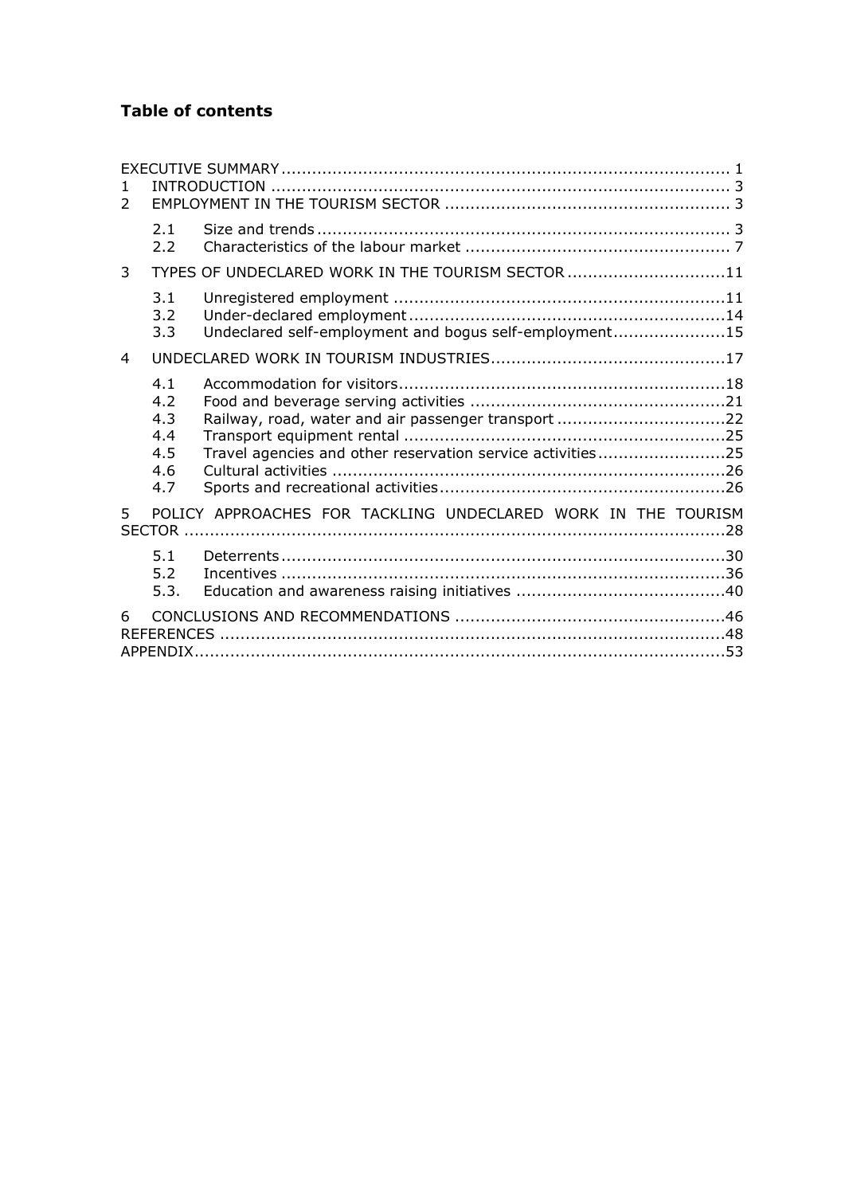# Table of contents

EXECUTIVE SUMMARY ........................................................................................ 1

1 INTRODUCTION ........................................................................................... 3

2 EMPLOYMENT IN THE TOURISM SECTOR ........................................................ 3

- 2.1 Size and trends ........................................................................................ 3
- 2.2 Characteristics of the labour market ........................................................... 7

3 TYPES OF UNDECLARED WORK IN THE TOURISM SECTOR ...............................11

- 3.1 Unregistered employment ..........................................................................11
- 3.2 Under-declared employment .......................................................................14
- 3.3 Undeclared self-employment and bogus self-employment ................................15

4 UNDECLARED WORK IN TOURISM INDUSTRIES ...............................................17

- 4.1 Accommodation for visitors .........................................................................18
- 4.2 Food and beverage serving activities ...........................................................21
- 4.3 Railway, road, water and air passenger transport ..........................................22
- 4.4 Transport equipment rental ........................................................................25
- 4.5 Travel agencies and other reservation service activities .................................25
- 4.6 Cultural activities .......................................................................................26
- 4.7 Sports and recreational activities ................................................................26

5 POLICY APPROACHES FOR TACKLING UNDECLARED WORK IN THE TOURISM SECTOR ...........................................................................................................28

- 5.1 Deterrents .................................................................................................30
- 5.2 Incentives .................................................................................................36
- 5.3. Education and awareness raising initiatives ..................................................40

6 CONCLUSIONS AND RECOMMENDATIONS .....................................................46

REFERENCES ....................................................................................................48

APPENDIX .........................................................................................................53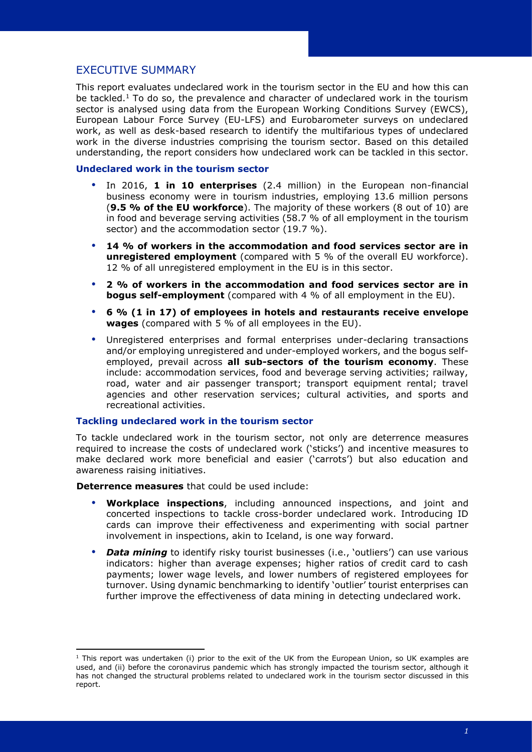## EXECUTIVE SUMMARY

This report evaluates undeclared work in the tourism sector in the EU and how this can be tackled.[1] To do so, the prevalence and character of undeclared work in the tourism sector is analysed using data from the European Working Conditions Survey (EWCS), European Labour Force Survey (EU-LFS) and Eurobarometer surveys on undeclared work, as well as desk-based research to identify the multifarious types of undeclared work in the diverse industries comprising the tourism sector. Based on this detailed understanding, the report considers how undeclared work can be tackled in this sector.

### Undeclared work in the tourism sector

- In 2016, **1 in 10 enterprises** (2.4 million) in the European non-financial business economy were in tourism industries, employing 13.6 million persons (**9.5 % of the EU workforce**). The majority of these workers (8 out of 10) are in food and beverage serving activities (58.7 % of all employment in the tourism sector) and the accommodation sector (19.7 %).
- **14 % of workers in the accommodation and food services sector are in unregistered employment** (compared with 5 % of the overall EU workforce). 12 % of all unregistered employment in the EU is in this sector.
- **2 % of workers in the accommodation and food services sector are in bogus self-employment** (compared with 4 % of all employment in the EU).
- **6 % (1 in 17) of employees in hotels and restaurants receive envelope wages** (compared with 5 % of all employees in the EU).
- Unregistered enterprises and formal enterprises under-declaring transactions and/or employing unregistered and under-employed workers, and the bogus self-employed, prevail across **all sub-sectors of the tourism economy**. These include: accommodation services, food and beverage serving activities; railway, road, water and air passenger transport; transport equipment rental; travel agencies and other reservation services; cultural activities, and sports and recreational activities.

### Tackling undeclared work in the tourism sector

To tackle undeclared work in the tourism sector, not only are deterrence measures required to increase the costs of undeclared work ('sticks') and incentive measures to make declared work more beneficial and easier ('carrots') but also education and awareness raising initiatives.

**Deterrence measures** that could be used include:

- **Workplace inspections**, including announced inspections, and joint and concerted inspections to tackle cross-border undeclared work. Introducing ID cards can improve their effectiveness and experimenting with social partner involvement in inspections, akin to Iceland, is one way forward.
- ***Data mining*** to identify risky tourist businesses (i.e., 'outliers') can use various indicators: higher than average expenses; higher ratios of credit card to cash payments; lower wage levels, and lower numbers of registered employees for turnover. Using dynamic benchmarking to identify 'outlier' tourist enterprises can further improve the effectiveness of data mining in detecting undeclared work.

[1] This report was undertaken (i) prior to the exit of the UK from the European Union, so UK examples are used, and (ii) before the coronavirus pandemic which has strongly impacted the tourism sector, although it has not changed the structural problems related to undeclared work in the tourism sector discussed in this report.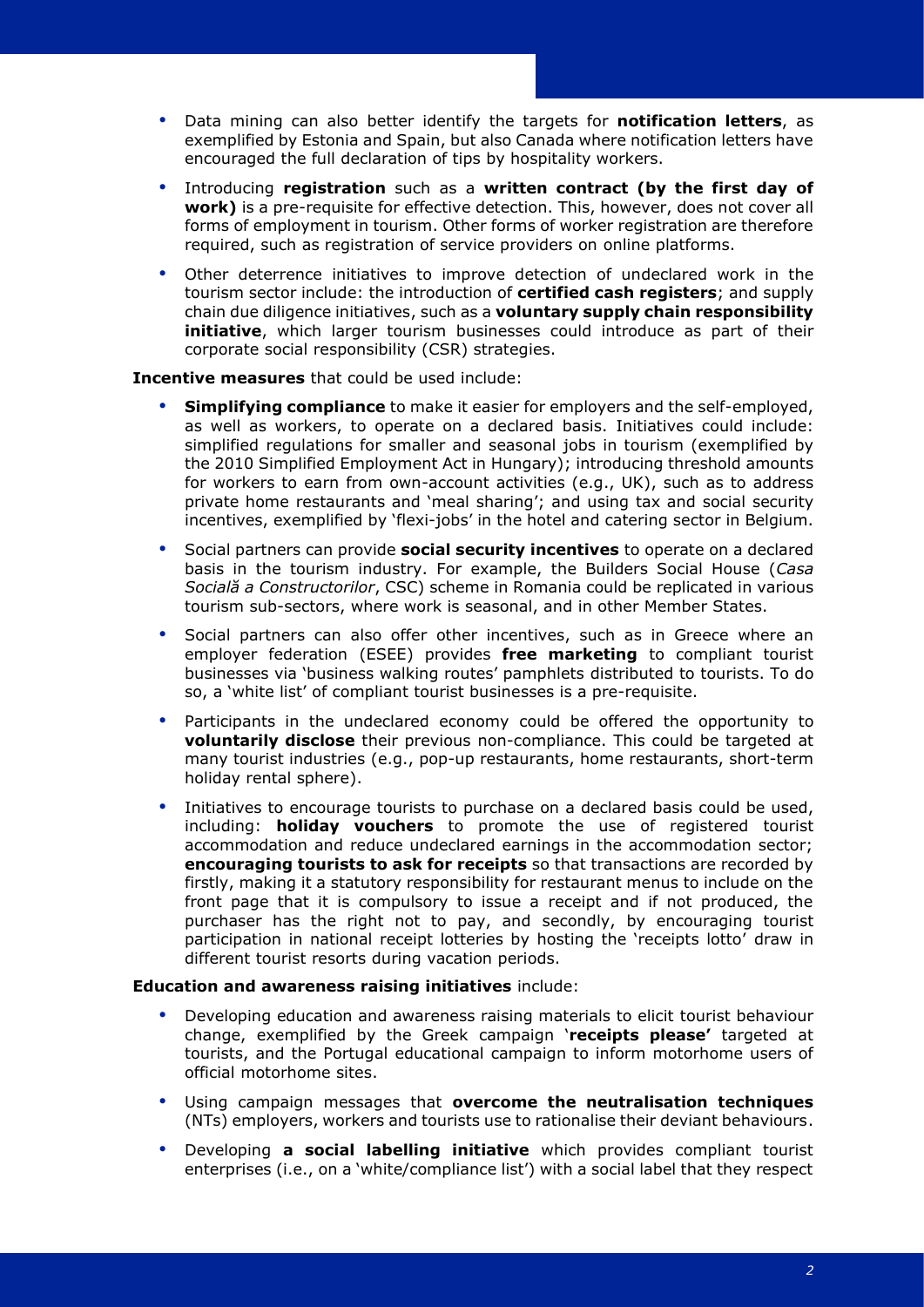- Data mining can also better identify the targets for **notification letters**, as exemplified by Estonia and Spain, but also Canada where notification letters have encouraged the full declaration of tips by hospitality workers.
- Introducing **registration** such as a **written contract (by the first day of work)** is a pre-requisite for effective detection. This, however, does not cover all forms of employment in tourism. Other forms of worker registration are therefore required, such as registration of service providers on online platforms.
- Other deterrence initiatives to improve detection of undeclared work in the tourism sector include: the introduction of **certified cash registers**; and supply chain due diligence initiatives, such as a **voluntary supply chain responsibility initiative**, which larger tourism businesses could introduce as part of their corporate social responsibility (CSR) strategies.

**Incentive measures** that could be used include:

- **Simplifying compliance** to make it easier for employers and the self-employed, as well as workers, to operate on a declared basis. Initiatives could include: simplified regulations for smaller and seasonal jobs in tourism (exemplified by the 2010 Simplified Employment Act in Hungary); introducing threshold amounts for workers to earn from own-account activities (e.g., UK), such as to address private home restaurants and 'meal sharing'; and using tax and social security incentives, exemplified by 'flexi-jobs' in the hotel and catering sector in Belgium.
- Social partners can provide **social security incentives** to operate on a declared basis in the tourism industry. For example, the Builders Social House (*Casa Socială a Constructorilor*, CSC) scheme in Romania could be replicated in various tourism sub-sectors, where work is seasonal, and in other Member States.
- Social partners can also offer other incentives, such as in Greece where an employer federation (ESEE) provides **free marketing** to compliant tourist businesses via 'business walking routes' pamphlets distributed to tourists. To do so, a 'white list' of compliant tourist businesses is a pre-requisite.
- Participants in the undeclared economy could be offered the opportunity to **voluntarily disclose** their previous non-compliance. This could be targeted at many tourist industries (e.g., pop-up restaurants, home restaurants, short-term holiday rental sphere).
- Initiatives to encourage tourists to purchase on a declared basis could be used, including: **holiday vouchers** to promote the use of registered tourist accommodation and reduce undeclared earnings in the accommodation sector; **encouraging tourists to ask for receipts** so that transactions are recorded by firstly, making it a statutory responsibility for restaurant menus to include on the front page that it is compulsory to issue a receipt and if not produced, the purchaser has the right not to pay, and secondly, by encouraging tourist participation in national receipt lotteries by hosting the 'receipts lotto' draw in different tourist resorts during vacation periods.

**Education and awareness raising initiatives** include:

- Developing education and awareness raising materials to elicit tourist behaviour change, exemplified by the Greek campaign '**receipts please'** targeted at tourists, and the Portugal educational campaign to inform motorhome users of official motorhome sites.
- Using campaign messages that **overcome the neutralisation techniques** (NTs) employers, workers and tourists use to rationalise their deviant behaviours.
- Developing **a social labelling initiative** which provides compliant tourist enterprises (i.e., on a 'white/compliance list') with a social label that they respect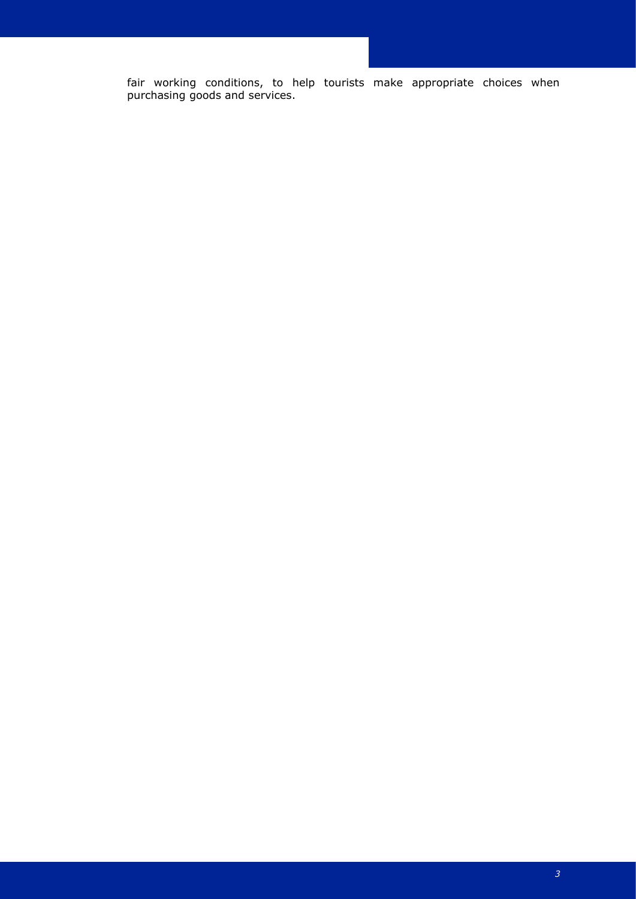fair working conditions, to help tourists make appropriate choices when purchasing goods and services.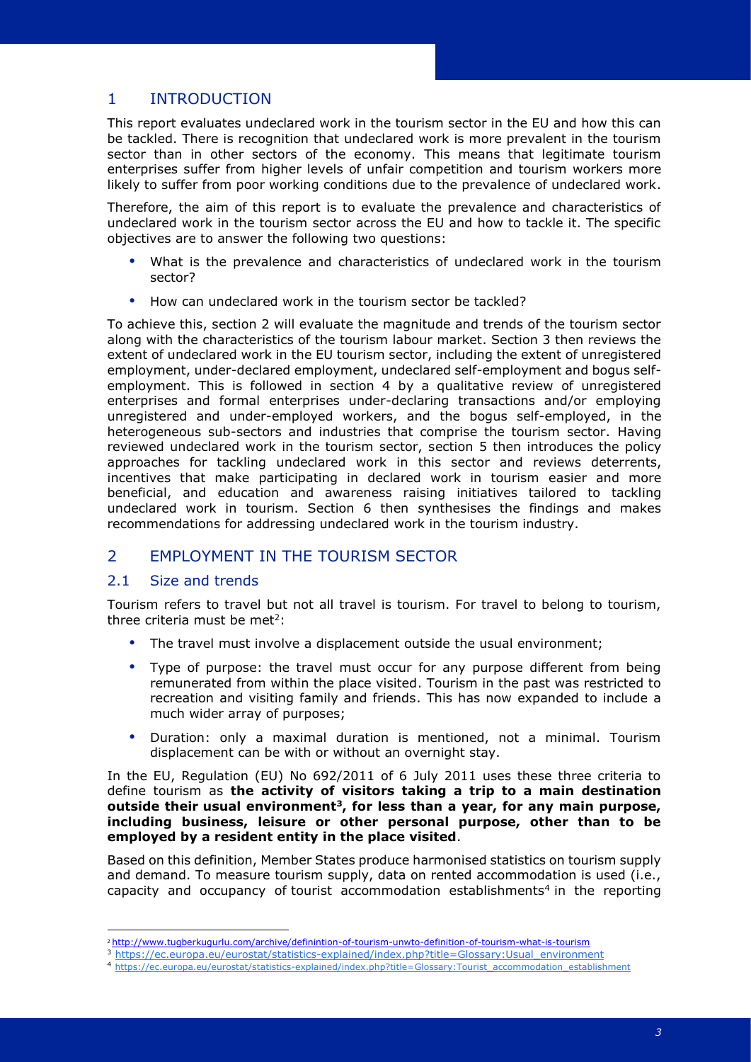## 1 INTRODUCTION

This report evaluates undeclared work in the tourism sector in the EU and how this can be tackled. There is recognition that undeclared work is more prevalent in the tourism sector than in other sectors of the economy. This means that legitimate tourism enterprises suffer from higher levels of unfair competition and tourism workers more likely to suffer from poor working conditions due to the prevalence of undeclared work.

Therefore, the aim of this report is to evaluate the prevalence and characteristics of undeclared work in the tourism sector across the EU and how to tackle it. The specific objectives are to answer the following two questions:

- What is the prevalence and characteristics of undeclared work in the tourism sector?
- How can undeclared work in the tourism sector be tackled?

To achieve this, section 2 will evaluate the magnitude and trends of the tourism sector along with the characteristics of the tourism labour market. Section 3 then reviews the extent of undeclared work in the EU tourism sector, including the extent of unregistered employment, under-declared employment, undeclared self-employment and bogus self-employment. This is followed in section 4 by a qualitative review of unregistered enterprises and formal enterprises under-declaring transactions and/or employing unregistered and under-employed workers, and the bogus self-employed, in the heterogeneous sub-sectors and industries that comprise the tourism sector. Having reviewed undeclared work in the tourism sector, section 5 then introduces the policy approaches for tackling undeclared work in this sector and reviews deterrents, incentives that make participating in declared work in tourism easier and more beneficial, and education and awareness raising initiatives tailored to tackling undeclared work in tourism. Section 6 then synthesises the findings and makes recommendations for addressing undeclared work in the tourism industry.

## 2 EMPLOYMENT IN THE TOURISM SECTOR

### 2.1 Size and trends

Tourism refers to travel but not all travel is tourism. For travel to belong to tourism, three criteria must be met[2]:

- The travel must involve a displacement outside the usual environment;
- Type of purpose: the travel must occur for any purpose different from being remunerated from within the place visited. Tourism in the past was restricted to recreation and visiting family and friends. This has now expanded to include a much wider array of purposes;
- Duration: only a maximal duration is mentioned, not a minimal. Tourism displacement can be with or without an overnight stay.

In the EU, Regulation (EU) No 692/2011 of 6 July 2011 uses these three criteria to define tourism as **the activity of visitors taking a trip to a main destination outside their usual environment[3], for less than a year, for any main purpose, including business, leisure or other personal purpose, other than to be employed by a resident entity in the place visited**.

Based on this definition, Member States produce harmonised statistics on tourism supply and demand. To measure tourism supply, data on rented accommodation is used (i.e., capacity and occupancy of tourist accommodation establishments[4] in the reporting

---

[2] http://www.tugberkugurlu.com/archive/definintion-of-tourism-unwto-definition-of-tourism-what-is-tourism

[3] https://ec.europa.eu/eurostat/statistics-explained/index.php?title=Glossary:Usual_environment

[4] https://ec.europa.eu/eurostat/statistics-explained/index.php?title=Glossary:Tourist_accommodation_establishment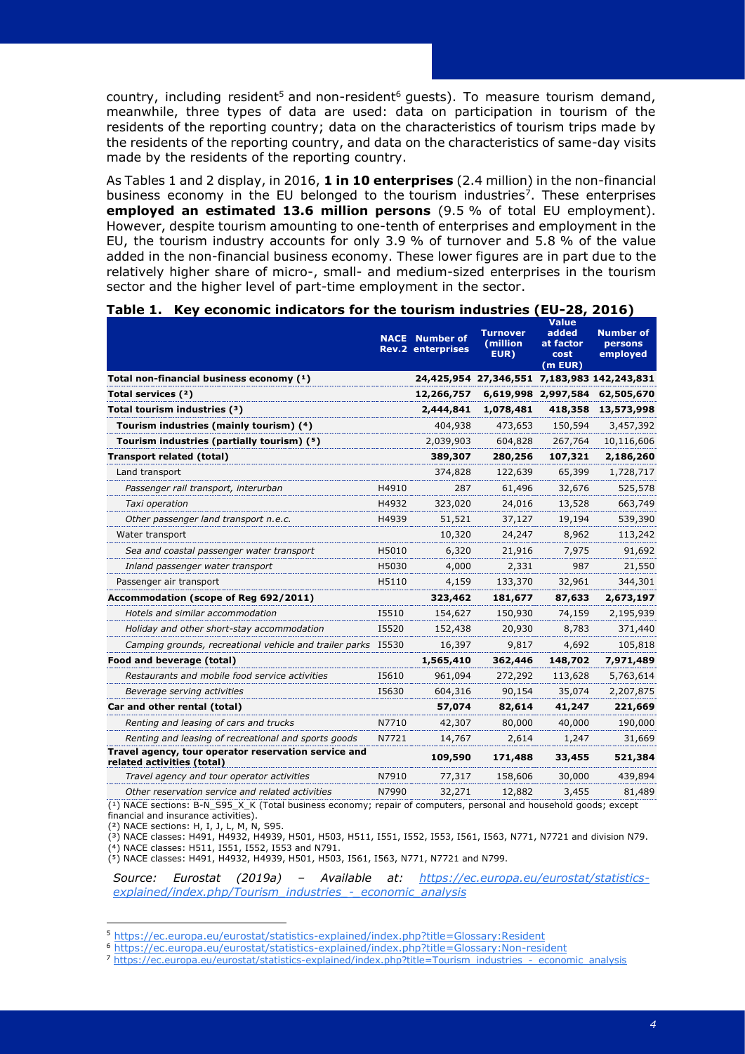country, including resident[5] and non-resident[6] guests). To measure tourism demand, meanwhile, three types of data are used: data on participation in tourism of the residents of the reporting country; data on the characteristics of tourism trips made by the residents of the reporting country, and data on the characteristics of same-day visits made by the residents of the reporting country.

As Tables 1 and 2 display, in 2016, **1 in 10 enterprises** (2.4 million) in the non-financial business economy in the EU belonged to the tourism industries[7]. These enterprises **employed an estimated 13.6 million persons** (9.5 % of total EU employment). However, despite tourism amounting to one-tenth of enterprises and employment in the EU, the tourism industry accounts for only 3.9 % of turnover and 5.8 % of the value added in the non-financial business economy. These lower figures are in part due to the relatively higher share of micro-, small- and medium-sized enterprises in the tourism sector and the higher level of part-time employment in the sector.

**Table 1. Key economic indicators for the tourism industries (EU-28, 2016)**

| | NACE Rev.2 | Number of enterprises | Turnover (million EUR) | Value added at factor cost (m EUR) | Number of persons employed |
|---|---|---|---|---|---|
| **Total non-financial business economy (1)** | | **24,425,954** | **27,346,551** | **7,183,983** | **142,243,831** |
| **Total services (2)** | | **12,266,757** | **6,619,998** | **2,997,584** | **62,505,670** |
| **Total tourism industries (3)** | | **2,444,841** | **1,078,481** | **418,358** | **13,573,998** |
| **Tourism industries (mainly tourism) (4)** | | 404,938 | 473,653 | 150,594 | 3,457,392 |
| **Tourism industries (partially tourism) (5)** | | 2,039,903 | 604,828 | 267,764 | 10,116,606 |
| **Transport related (total)** | | **389,307** | **280,256** | **107,321** | **2,186,260** |
| Land transport | | 374,828 | 122,639 | 65,399 | 1,728,717 |
| *Passenger rail transport, interurban* | H4910 | 287 | 61,496 | 32,676 | 525,578 |
| *Taxi operation* | H4932 | 323,020 | 24,016 | 13,528 | 663,749 |
| *Other passenger land transport n.e.c.* | H4939 | 51,521 | 37,127 | 19,194 | 539,390 |
| Water transport | | 10,320 | 24,247 | 8,962 | 113,242 |
| *Sea and coastal passenger water transport* | H5010 | 6,320 | 21,916 | 7,975 | 91,692 |
| *Inland passenger water transport* | H5030 | 4,000 | 2,331 | 987 | 21,550 |
| Passenger air transport | H5110 | 4,159 | 133,370 | 32,961 | 344,301 |
| **Accommodation (scope of Reg 692/2011)** | | **323,462** | **181,677** | **87,633** | **2,673,197** |
| *Hotels and similar accommodation* | I5510 | 154,627 | 150,930 | 74,159 | 2,195,939 |
| *Holiday and other short-stay accommodation* | I5520 | 152,438 | 20,930 | 8,783 | 371,440 |
| *Camping grounds, recreational vehicle and trailer parks* | I5530 | 16,397 | 9,817 | 4,692 | 105,818 |
| **Food and beverage (total)** | | **1,565,410** | **362,446** | **148,702** | **7,971,489** |
| *Restaurants and mobile food service activities* | I5610 | 961,094 | 272,292 | 113,628 | 5,763,614 |
| *Beverage serving activities* | I5630 | 604,316 | 90,154 | 35,074 | 2,207,875 |
| **Car and other rental (total)** | | **57,074** | **82,614** | **41,247** | **221,669** |
| *Renting and leasing of cars and trucks* | N7710 | 42,307 | 80,000 | 40,000 | 190,000 |
| *Renting and leasing of recreational and sports goods* | N7721 | 14,767 | 2,614 | 1,247 | 31,669 |
| **Travel agency, tour operator reservation service and related activities (total)** | | **109,590** | **171,488** | **33,455** | **521,384** |
| *Travel agency and tour operator activities* | N7910 | 77,317 | 158,606 | 30,000 | 439,894 |
| *Other reservation service and related activities* | N7990 | 32,271 | 12,882 | 3,455 | 81,489 |

(1) NACE sections: B-N_S95_X_K (Total business economy; repair of computers, personal and household goods; except financial and insurance activities).
(2) NACE sections: H, I, J, L, M, N, S95.
(3) NACE classes: H491, H4932, H4939, H501, H503, H511, I551, I552, I553, I561, I563, N771, N7721 and division N79.
(4) NACE classes: H511, I551, I552, I553 and N791.
(5) NACE classes: H491, H4932, H4939, H501, H503, I561, I563, N771, N7721 and N799.

*Source: Eurostat (2019a) – Available at: https://ec.europa.eu/eurostat/statistics-explained/index.php/Tourism_industries_-_economic_analysis*

[5] https://ec.europa.eu/eurostat/statistics-explained/index.php?title=Glossary:Resident

[6] https://ec.europa.eu/eurostat/statistics-explained/index.php?title=Glossary:Non-resident

[7] https://ec.europa.eu/eurostat/statistics-explained/index.php?title=Tourism_industries_-_economic_analysis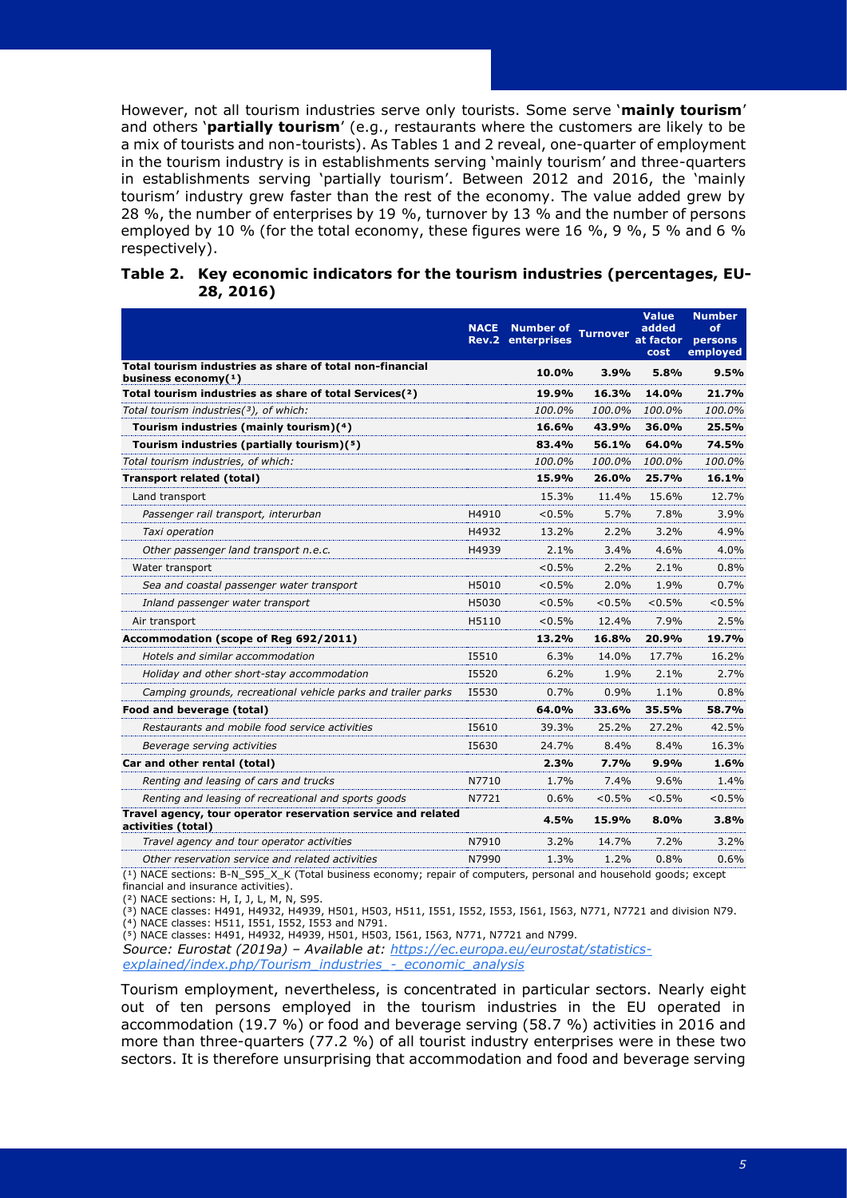However, not all tourism industries serve only tourists. Some serve '**mainly tourism**' and others '**partially tourism**' (e.g., restaurants where the customers are likely to be a mix of tourists and non-tourists). As Tables 1 and 2 reveal, one-quarter of employment in the tourism industry is in establishments serving 'mainly tourism' and three-quarters in establishments serving 'partially tourism'. Between 2012 and 2016, the 'mainly tourism' industry grew faster than the rest of the economy. The value added grew by 28 %, the number of enterprises by 19 %, turnover by 13 % and the number of persons employed by 10 % (for the total economy, these figures were 16 %, 9 %, 5 % and 6 % respectively).

**Table 2. Key economic indicators for the tourism industries (percentages, EU-28, 2016)**

| | NACE Rev.2 | Number of enterprises | Turnover | Value added at factor cost | Number of persons employed |
|---|---|---|---|---|---|
| **Total tourism industries as share of total non-financial business economy([1])** | | **10.0%** | **3.9%** | **5.8%** | **9.5%** |
| **Total tourism industries as share of total Services([2])** | | **19.9%** | **16.3%** | **14.0%** | **21.7%** |
| *Total tourism industries([3]), of which:* | | *100.0%* | *100.0%* | *100.0%* | *100.0%* |
| **Tourism industries (mainly tourism)([4])** | | **16.6%** | **43.9%** | **36.0%** | **25.5%** |
| **Tourism industries (partially tourism)([5])** | | **83.4%** | **56.1%** | **64.0%** | **74.5%** |
| *Total tourism industries, of which:* | | *100.0%* | *100.0%* | *100.0%* | *100.0%* |
| **Transport related (total)** | | **15.9%** | **26.0%** | **25.7%** | **16.1%** |
| Land transport | | 15.3% | 11.4% | 15.6% | 12.7% |
| *Passenger rail transport, interurban* | H4910 | <0.5% | 5.7% | 7.8% | 3.9% |
| *Taxi operation* | H4932 | 13.2% | 2.2% | 3.2% | 4.9% |
| *Other passenger land transport n.e.c.* | H4939 | 2.1% | 3.4% | 4.6% | 4.0% |
| Water transport | | <0.5% | 2.2% | 2.1% | 0.8% |
| *Sea and coastal passenger water transport* | H5010 | <0.5% | 2.0% | 1.9% | 0.7% |
| *Inland passenger water transport* | H5030 | <0.5% | <0.5% | <0.5% | <0.5% |
| Air transport | H5110 | <0.5% | 12.4% | 7.9% | 2.5% |
| **Accommodation (scope of Reg 692/2011)** | | **13.2%** | **16.8%** | **20.9%** | **19.7%** |
| *Hotels and similar accommodation* | I5510 | 6.3% | 14.0% | 17.7% | 16.2% |
| *Holiday and other short-stay accommodation* | I5520 | 6.2% | 1.9% | 2.1% | 2.7% |
| *Camping grounds, recreational vehicle parks and trailer parks* | I5530 | 0.7% | 0.9% | 1.1% | 0.8% |
| **Food and beverage (total)** | | **64.0%** | **33.6%** | **35.5%** | **58.7%** |
| *Restaurants and mobile food service activities* | I5610 | 39.3% | 25.2% | 27.2% | 42.5% |
| *Beverage serving activities* | I5630 | 24.7% | 8.4% | 8.4% | 16.3% |
| **Car and other rental (total)** | | **2.3%** | **7.7%** | **9.9%** | **1.6%** |
| *Renting and leasing of cars and trucks* | N7710 | 1.7% | 7.4% | 9.6% | 1.4% |
| *Renting and leasing of recreational and sports goods* | N7721 | 0.6% | <0.5% | <0.5% | <0.5% |
| **Travel agency, tour operator reservation service and related activities (total)** | | **4.5%** | **15.9%** | **8.0%** | **3.8%** |
| *Travel agency and tour operator activities* | N7910 | 3.2% | 14.7% | 7.2% | 3.2% |
| *Other reservation service and related activities* | N7990 | 1.3% | 1.2% | 0.8% | 0.6% |

([1]) NACE sections: B-N_S95_X_K (Total business economy; repair of computers, personal and household goods; except financial and insurance activities).
([2]) NACE sections: H, I, J, L, M, N, S95.
([3]) NACE classes: H491, H4932, H4939, H501, H503, H511, I551, I552, I553, I561, I563, N771, N7721 and division N79.
([4]) NACE classes: H511, I551, I552, I553 and N791.
([5]) NACE classes: H491, H4932, H4939, H501, H503, I561, I563, N771, N7721 and N799.
*Source: Eurostat (2019a) – Available at: https://ec.europa.eu/eurostat/statistics-explained/index.php/Tourism_industries_-_economic_analysis*

Tourism employment, nevertheless, is concentrated in particular sectors. Nearly eight out of ten persons employed in the tourism industries in the EU operated in accommodation (19.7 %) or food and beverage serving (58.7 %) activities in 2016 and more than three-quarters (77.2 %) of all tourist industry enterprises were in these two sectors. It is therefore unsurprising that accommodation and food and beverage serving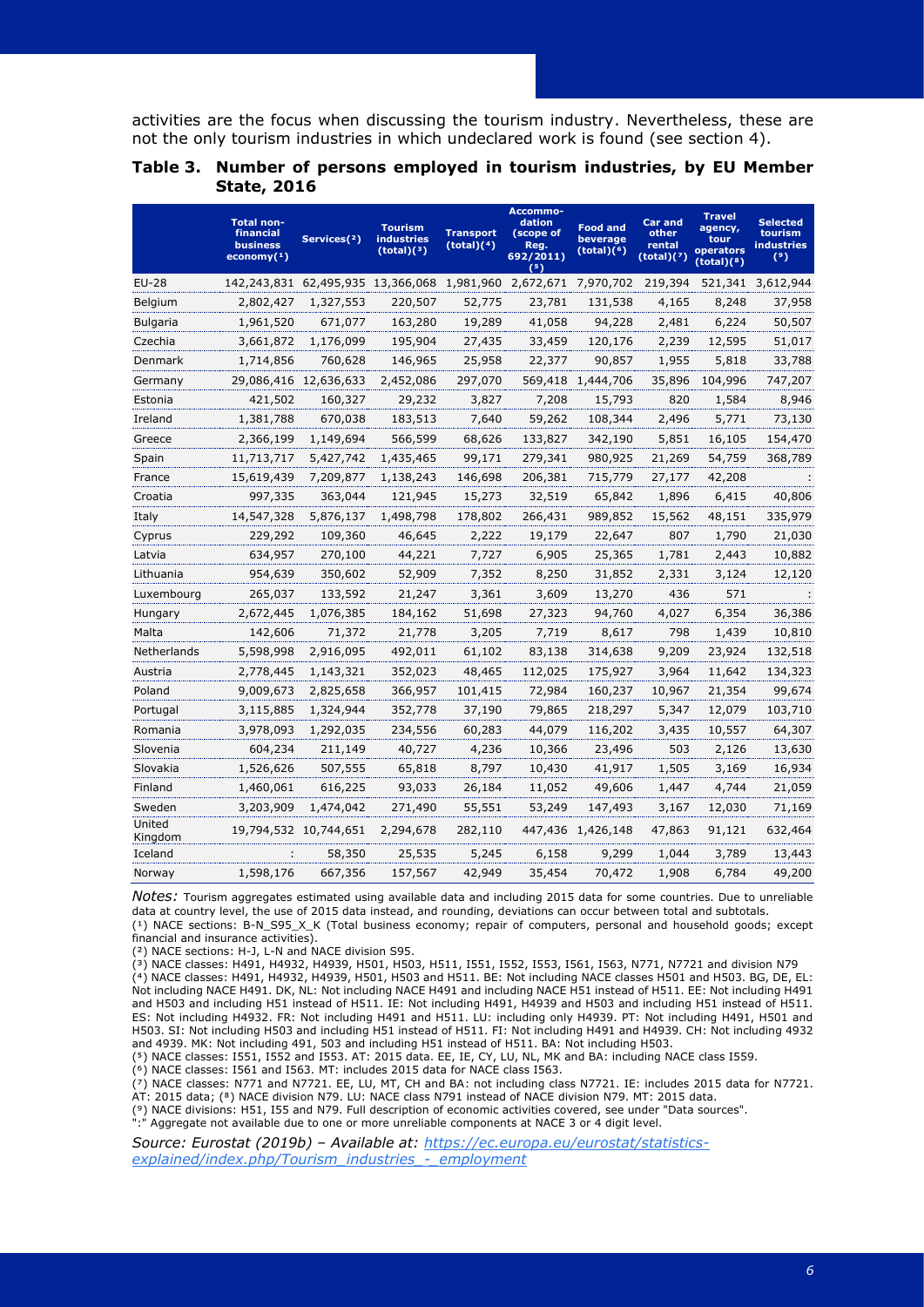activities are the focus when discussing the tourism industry. Nevertheless, these are not the only tourism industries in which undeclared work is found (see section 4).

**Table 3. Number of persons employed in tourism industries, by EU Member State, 2016**

| | Total non-financial business economy(¹) | Services(²) | Tourism industries (total)(³) | Transport (total)(⁴) | Accommodation (scope of Reg. 692/2011)(⁵) | Food and beverage (total)(⁶) | Car and other rental (total)(⁷) | Travel agency, tour operators (total)(⁸) | Selected tourism industries (⁹) |
|---|---|---|---|---|---|---|---|---|---|
| EU-28 | 142,243,831 | 62,495,935 | 13,366,068 | 1,981,960 | 2,672,671 | 7,970,702 | 219,394 | 521,341 | 3,612,944 |
| Belgium | 2,802,427 | 1,327,553 | 220,507 | 52,775 | 23,781 | 131,538 | 4,165 | 8,248 | 37,958 |
| Bulgaria | 1,961,520 | 671,077 | 163,280 | 19,289 | 41,058 | 94,228 | 2,481 | 6,224 | 50,507 |
| Czechia | 3,661,872 | 1,176,099 | 195,904 | 27,435 | 33,459 | 120,176 | 2,239 | 12,595 | 51,017 |
| Denmark | 1,714,856 | 760,628 | 146,965 | 25,958 | 22,377 | 90,857 | 1,955 | 5,818 | 33,788 |
| Germany | 29,086,416 | 12,636,633 | 2,452,086 | 297,070 | 569,418 | 1,444,706 | 35,896 | 104,996 | 747,207 |
| Estonia | 421,502 | 160,327 | 29,232 | 3,827 | 7,208 | 15,793 | 820 | 1,584 | 8,946 |
| Ireland | 1,381,788 | 670,038 | 183,513 | 7,640 | 59,262 | 108,344 | 2,496 | 5,771 | 73,130 |
| Greece | 2,366,199 | 1,149,694 | 566,599 | 68,626 | 133,827 | 342,190 | 5,851 | 16,105 | 154,470 |
| Spain | 11,713,717 | 5,427,742 | 1,435,465 | 99,171 | 279,341 | 980,925 | 21,269 | 54,759 | 368,789 |
| France | 15,619,439 | 7,209,877 | 1,138,243 | 146,698 | 206,381 | 715,779 | 27,177 | 42,208 | : |
| Croatia | 997,335 | 363,044 | 121,945 | 15,273 | 32,519 | 65,842 | 1,896 | 6,415 | 40,806 |
| Italy | 14,547,328 | 5,876,137 | 1,498,798 | 178,802 | 266,431 | 989,852 | 15,562 | 48,151 | 335,979 |
| Cyprus | 229,292 | 109,360 | 46,645 | 2,222 | 19,179 | 22,647 | 807 | 1,790 | 21,030 |
| Latvia | 634,957 | 270,100 | 44,221 | 7,727 | 6,905 | 25,365 | 1,781 | 2,443 | 10,882 |
| Lithuania | 954,639 | 350,602 | 52,909 | 7,352 | 8,250 | 31,852 | 2,331 | 3,124 | 12,120 |
| Luxembourg | 265,037 | 133,592 | 21,247 | 3,361 | 3,609 | 13,270 | 436 | 571 | : |
| Hungary | 2,672,445 | 1,076,385 | 184,162 | 51,698 | 27,323 | 94,760 | 4,027 | 6,354 | 36,386 |
| Malta | 142,606 | 71,372 | 21,778 | 3,205 | 7,719 | 8,617 | 798 | 1,439 | 10,810 |
| Netherlands | 5,598,998 | 2,916,095 | 492,011 | 61,102 | 83,138 | 314,638 | 9,209 | 23,924 | 132,518 |
| Austria | 2,778,445 | 1,143,321 | 352,023 | 48,465 | 112,025 | 175,927 | 3,964 | 11,642 | 134,323 |
| Poland | 9,009,673 | 2,825,658 | 366,957 | 101,415 | 72,984 | 160,237 | 10,967 | 21,354 | 99,674 |
| Portugal | 3,115,885 | 1,324,944 | 352,778 | 37,190 | 79,865 | 218,297 | 5,347 | 12,079 | 103,710 |
| Romania | 3,978,093 | 1,292,035 | 234,556 | 60,283 | 44,079 | 116,202 | 3,435 | 10,557 | 64,307 |
| Slovenia | 604,234 | 211,149 | 40,727 | 4,236 | 10,366 | 23,496 | 503 | 2,126 | 13,630 |
| Slovakia | 1,526,626 | 507,555 | 65,818 | 8,797 | 10,430 | 41,917 | 1,505 | 3,169 | 16,934 |
| Finland | 1,460,061 | 616,225 | 93,033 | 26,184 | 11,052 | 49,606 | 1,447 | 4,744 | 21,059 |
| Sweden | 3,203,909 | 1,474,042 | 271,490 | 55,551 | 53,249 | 147,493 | 3,167 | 12,030 | 71,169 |
| United Kingdom | 19,794,532 | 10,744,651 | 2,294,678 | 282,110 | 447,436 | 1,426,148 | 47,863 | 91,121 | 632,464 |
| Iceland | : | 58,350 | 25,535 | 5,245 | 6,158 | 9,299 | 1,044 | 3,789 | 13,443 |
| Norway | 1,598,176 | 667,356 | 157,567 | 42,949 | 35,454 | 70,472 | 1,908 | 6,784 | 49,200 |

*Notes:* Tourism aggregates estimated using available data and including 2015 data for some countries. Due to unreliable data at country level, the use of 2015 data instead, and rounding, deviations can occur between total and subtotals.

(¹) NACE sections: B-N_S95_X_K (Total business economy; repair of computers, personal and household goods; except financial and insurance activities).

(²) NACE sections: H-J, L-N and NACE division S95.

(³) NACE classes: H491, H4932, H4939, H501, H503, H511, I551, I552, I553, I561, I563, N771, N7721 and division N79

(⁴) NACE classes: H491, H4932, H4939, H501, H503 and H511. BE: Not including NACE classes H501 and H503. BG, DE, EL: Not including NACE H491. DK, NL: Not including NACE H491 and including NACE H51 instead of H511. EE: Not including H491 and H503 and including H51 instead of H511. IE: Not including H491, H4939 and H503 and including H51 instead of H511. ES: Not including H4932. FR: Not including H491 and H511. LU: including only H4939. PT: Not including H491, H501 and H503. SI: Not including H503 and including H51 instead of H511. FI: Not including H491 and H4939. CH: Not including 4932 and 4939. MK: Not including 491, 503 and including H51 instead of H511. BA: Not including H503.

(⁵) NACE classes: I551, I552 and I553. AT: 2015 data. EE, IE, CY, LU, NL, MK and BA: including NACE class I559.

(⁶) NACE classes: I561 and I563. MT: includes 2015 data for NACE class I563.

(⁷) NACE classes: N771 and N7721. EE, LU, MT, CH and BA: not including class N7721. IE: includes 2015 data for N7721. AT: 2015 data; (⁸) NACE division N79. LU: NACE class N791 instead of NACE division N79. MT: 2015 data.

(⁹) NACE divisions: H51, I55 and N79. Full description of economic activities covered, see under "Data sources".

":" Aggregate not available due to one or more unreliable components at NACE 3 or 4 digit level.

*Source: Eurostat (2019b) – Available at: [https://ec.europa.eu/eurostat/statistics-explained/index.php/Tourism_industries_-_employment](https://ec.europa.eu/eurostat/statistics-explained/index.php/Tourism_industries_-_employment)*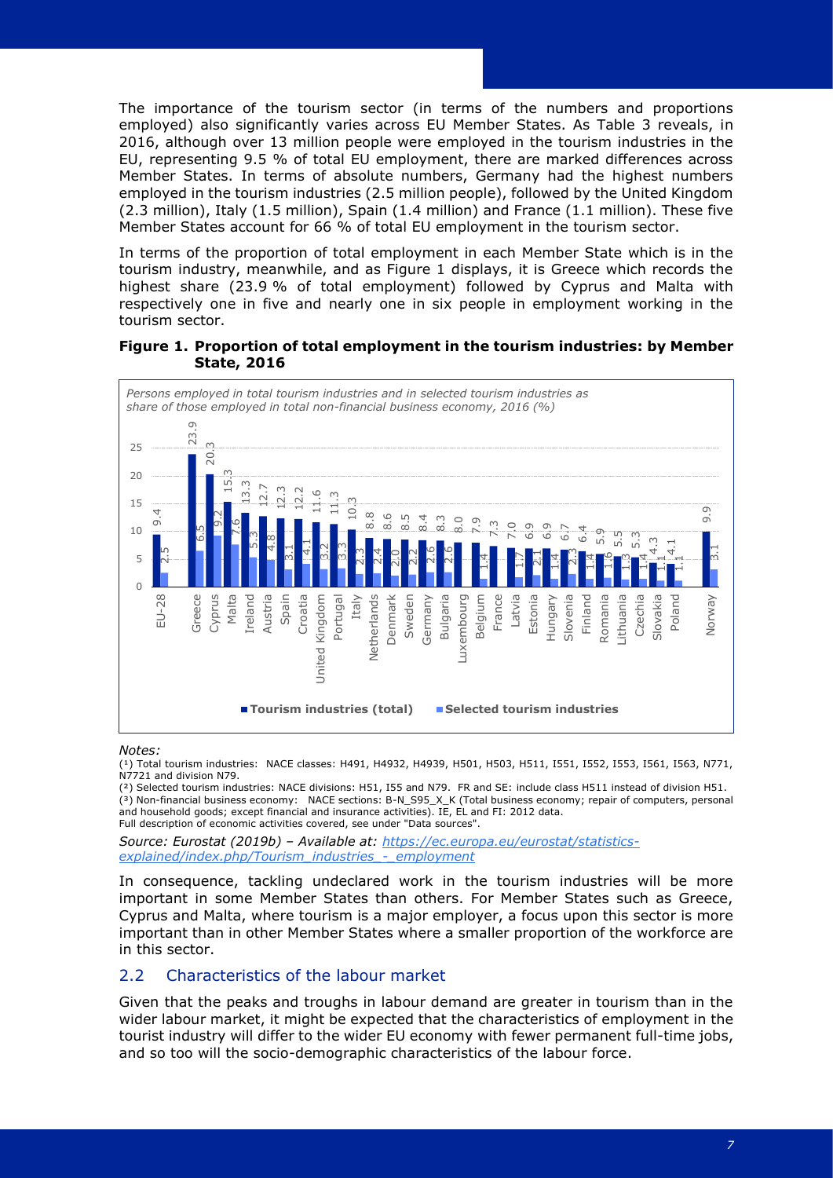The importance of the tourism sector (in terms of the numbers and proportions employed) also significantly varies across EU Member States. As Table 3 reveals, in 2016, although over 13 million people were employed in the tourism industries in the EU, representing 9.5 % of total EU employment, there are marked differences across Member States. In terms of absolute numbers, Germany had the highest numbers employed in the tourism industries (2.5 million people), followed by the United Kingdom (2.3 million), Italy (1.5 million), Spain (1.4 million) and France (1.1 million). These five Member States account for 66 % of total EU employment in the tourism sector.

In terms of the proportion of total employment in each Member State which is in the tourism industry, meanwhile, and as Figure 1 displays, it is Greece which records the highest share (23.9 % of total employment) followed by Cyprus and Malta with respectively one in five and nearly one in six people in employment working in the tourism sector.

**Figure 1. Proportion of total employment in the tourism industries: by Member State, 2016**

*Persons employed in total tourism industries and in selected tourism industries as share of those employed in total non-financial business economy, 2016 (%)*

| | Tourism industries (total) | Selected tourism industries |
|---|---|---|
| EU-28 | 9.4 | 2.5 |
| Greece | 23.9 | 6.5 |
| Cyprus | 20.3 | 9.2 |
| Malta | 15.3 | 7.6 |
| Ireland | 13.3 | 5.3 |
| Austria | 12.7 | 4.8 |
| Spain | 12.3 | 3.1 |
| Croatia | 12.2 | 4.1 |
| United Kingdom | 11.6 | 3.2 |
| Portugal | 11.3 | 3.3 |
| Italy | 10.3 | 2.3 |
| Netherlands | 8.8 | 2.4 |
| Denmark | 8.6 | 2.0 |
| Sweden | 8.5 | 2.2 |
| Germany | 8.4 | 2.6 |
| Bulgaria | 8.3 | 2.6 |
| Luxembourg | 8.0 | |
| Belgium | 7.9 | 1.4 |
| France | 7.3 | |
| Latvia | 7.0 | 1.7 |
| Estonia | 6.9 | 2.1 |
| Hungary | 6.9 | 1.4 |
| Slovenia | 6.7 | 2.3 |
| Finland | 6.4 | 1.4 |
| Romania | 5.9 | 1.6 |
| Lithuania | 5.5 | 1.3 |
| Czechia | 5.3 | 1.4 |
| Slovakia | 4.3 | 1.1 |
| Poland | 4.1 | 1.1 |
| Norway | 9.9 | 3.1 |

*Notes:*

(¹) Total tourism industries: NACE classes: H491, H4932, H4939, H501, H503, H511, I551, I552, I553, I561, I563, N771, N7721 and division N79.
(²) Selected tourism industries: NACE divisions: H51, I55 and N79. FR and SE: include class H511 instead of division H51.
(³) Non-financial business economy: NACE sections: B-N_S95_X_K (Total business economy; repair of computers, personal and household goods; except financial and insurance activities). IE, EL and FI: 2012 data.
Full description of economic activities covered, see under "Data sources".

*Source: Eurostat (2019b) – Available at: https://ec.europa.eu/eurostat/statistics-explained/index.php/Tourism_industries_-_employment*

In consequence, tackling undeclared work in the tourism industries will be more important in some Member States than others. For Member States such as Greece, Cyprus and Malta, where tourism is a major employer, a focus upon this sector is more important than in other Member States where a smaller proportion of the workforce are in this sector.

## 2.2 Characteristics of the labour market

Given that the peaks and troughs in labour demand are greater in tourism than in the wider labour market, it might be expected that the characteristics of employment in the tourist industry will differ to the wider EU economy with fewer permanent full-time jobs, and so too will the socio-demographic characteristics of the labour force.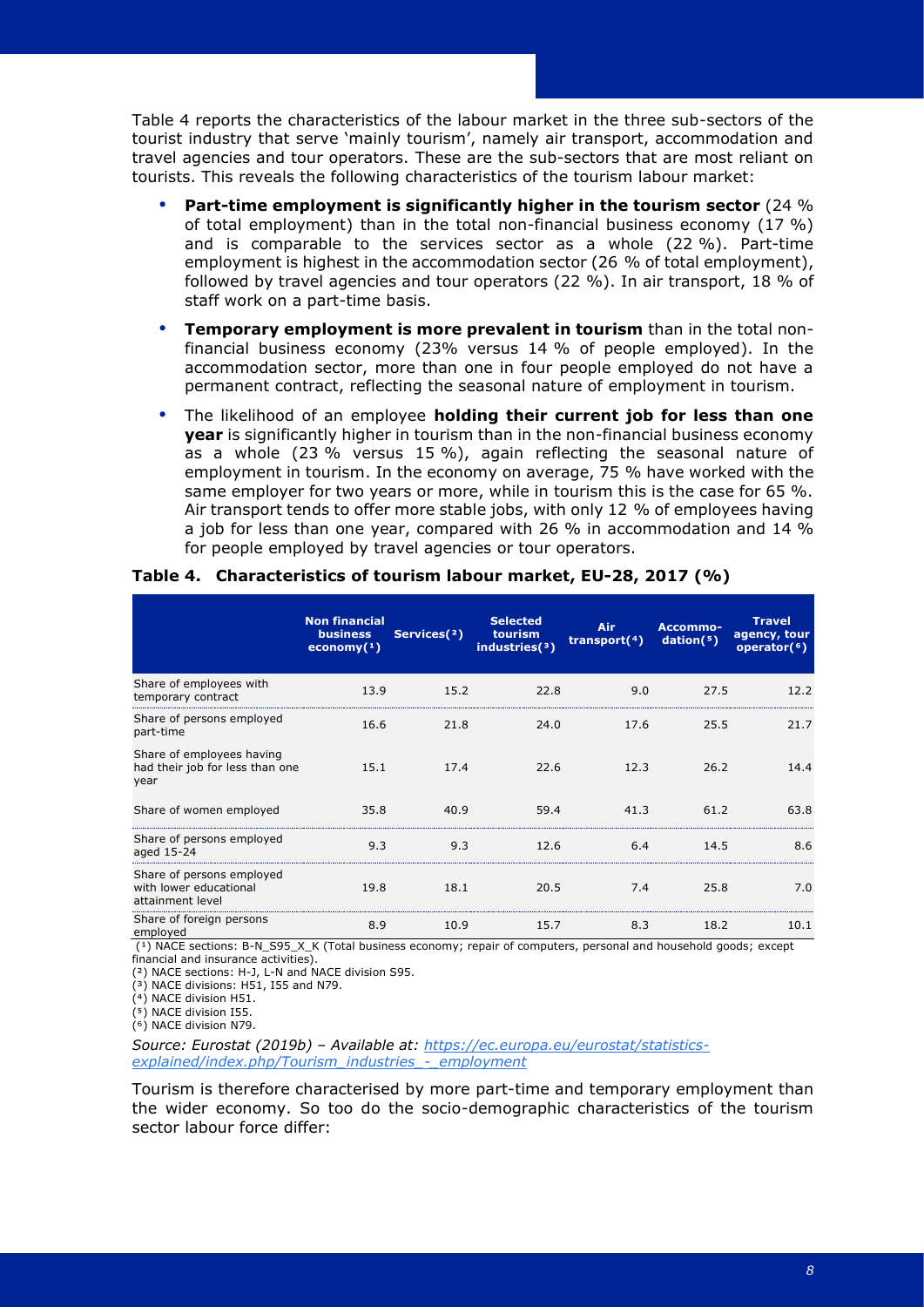Table 4 reports the characteristics of the labour market in the three sub-sectors of the tourist industry that serve 'mainly tourism', namely air transport, accommodation and travel agencies and tour operators. These are the sub-sectors that are most reliant on tourists. This reveals the following characteristics of the tourism labour market:

- **Part-time employment is significantly higher in the tourism sector** (24 % of total employment) than in the total non-financial business economy (17 %) and is comparable to the services sector as a whole (22 %). Part-time employment is highest in the accommodation sector (26 % of total employment), followed by travel agencies and tour operators (22 %). In air transport, 18 % of staff work on a part-time basis.
- **Temporary employment is more prevalent in tourism** than in the total non-financial business economy (23% versus 14 % of people employed). In the accommodation sector, more than one in four people employed do not have a permanent contract, reflecting the seasonal nature of employment in tourism.
- The likelihood of an employee **holding their current job for less than one year** is significantly higher in tourism than in the non-financial business economy as a whole (23 % versus 15 %), again reflecting the seasonal nature of employment in tourism. In the economy on average, 75 % have worked with the same employer for two years or more, while in tourism this is the case for 65 %. Air transport tends to offer more stable jobs, with only 12 % of employees having a job for less than one year, compared with 26 % in accommodation and 14 % for people employed by travel agencies or tour operators.

**Table 4. Characteristics of tourism labour market, EU-28, 2017 (%)**

| | Non financial business economy(1) | Services(2) | Selected tourism industries(3) | Air transport(4) | Accommo-dation(5) | Travel agency, tour operator(6) |
|---|---|---|---|---|---|---|
| Share of employees with temporary contract | 13.9 | 15.2 | 22.8 | 9.0 | 27.5 | 12.2 |
| Share of persons employed part-time | 16.6 | 21.8 | 24.0 | 17.6 | 25.5 | 21.7 |
| Share of employees having had their job for less than one year | 15.1 | 17.4 | 22.6 | 12.3 | 26.2 | 14.4 |
| Share of women employed | 35.8 | 40.9 | 59.4 | 41.3 | 61.2 | 63.8 |
| Share of persons employed aged 15-24 | 9.3 | 9.3 | 12.6 | 6.4 | 14.5 | 8.6 |
| Share of persons employed with lower educational attainment level | 19.8 | 18.1 | 20.5 | 7.4 | 25.8 | 7.0 |
| Share of foreign persons employed | 8.9 | 10.9 | 15.7 | 8.3 | 18.2 | 10.1 |

(1) NACE sections: B-N_S95_X_K (Total business economy; repair of computers, personal and household goods; except financial and insurance activities).
(2) NACE sections: H-J, L-N and NACE division S95.
(3) NACE divisions: H51, I55 and N79.
(4) NACE division H51.
(5) NACE division I55.
(6) NACE division N79.

*Source: Eurostat (2019b) – Available at: [https://ec.europa.eu/eurostat/statistics-explained/index.php/Tourism_industries_-_employment](https://ec.europa.eu/eurostat/statistics-explained/index.php/Tourism_industries_-_employment)*

Tourism is therefore characterised by more part-time and temporary employment than the wider economy. So too do the socio-demographic characteristics of the tourism sector labour force differ: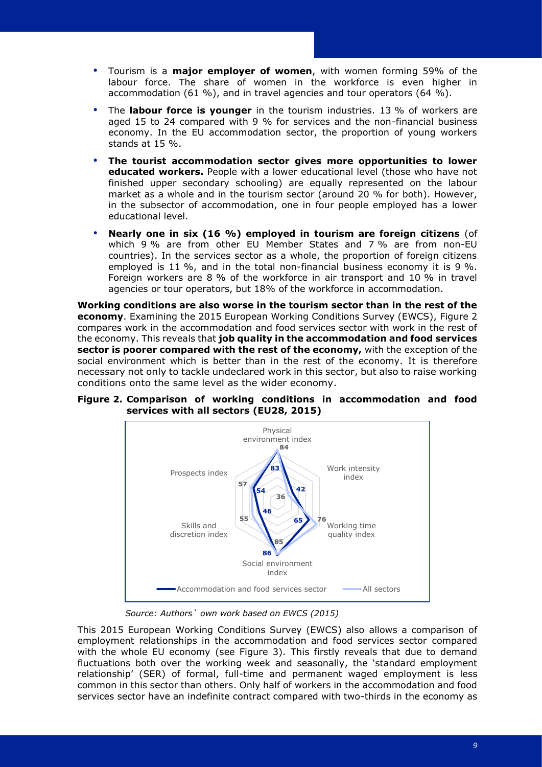- Tourism is a **major employer of women**, with women forming 59% of the labour force. The share of women in the workforce is even higher in accommodation (61 %), and in travel agencies and tour operators (64 %).
- The **labour force is younger** in the tourism industries. 13 % of workers are aged 15 to 24 compared with 9 % for services and the non-financial business economy. In the EU accommodation sector, the proportion of young workers stands at 15 %.
- **The tourist accommodation sector gives more opportunities to lower educated workers.** People with a lower educational level (those who have not finished upper secondary schooling) are equally represented on the labour market as a whole and in the tourism sector (around 20 % for both). However, in the subsector of accommodation, one in four people employed has a lower educational level.
- **Nearly one in six (16 %) employed in tourism are foreign citizens** (of which 9 % are from other EU Member States and 7 % are from non-EU countries). In the services sector as a whole, the proportion of foreign citizens employed is 11 %, and in the total non-financial business economy it is 9 %. Foreign workers are 8 % of the workforce in air transport and 10 % in travel agencies or tour operators, but 18% of the workforce in accommodation.

**Working conditions are also worse in the tourism sector than in the rest of the economy**. Examining the 2015 European Working Conditions Survey (EWCS), Figure 2 compares work in the accommodation and food services sector with work in the rest of the economy. This reveals that **job quality in the accommodation and food services sector is poorer compared with the rest of the economy,** with the exception of the social environment which is better than in the rest of the economy. It is therefore necessary not only to tackle undeclared work in this sector, but also to raise working conditions onto the same level as the wider economy.

**Figure 2. Comparison of working conditions in accommodation and food services with all sectors (EU28, 2015)**

| Index | Accommodation and food services sector | All sectors |
|---|---|---|
| Physical environment index | 83 | 84 |
| Work intensity index | 42 | 36 |
| Working time quality index | 65 | 76 |
| Social environment index | 86 | 85 |
| Skills and discretion index | 46 | 55 |
| Prospects index | 54 | 57 |

*Source: Authors` own work based on EWCS (2015)*

This 2015 European Working Conditions Survey (EWCS) also allows a comparison of employment relationships in the accommodation and food services sector compared with the whole EU economy (see Figure 3). This firstly reveals that due to demand fluctuations both over the working week and seasonally, the 'standard employment relationship' (SER) of formal, full-time and permanent waged employment is less common in this sector than others. Only half of workers in the accommodation and food services sector have an indefinite contract compared with two-thirds in the economy as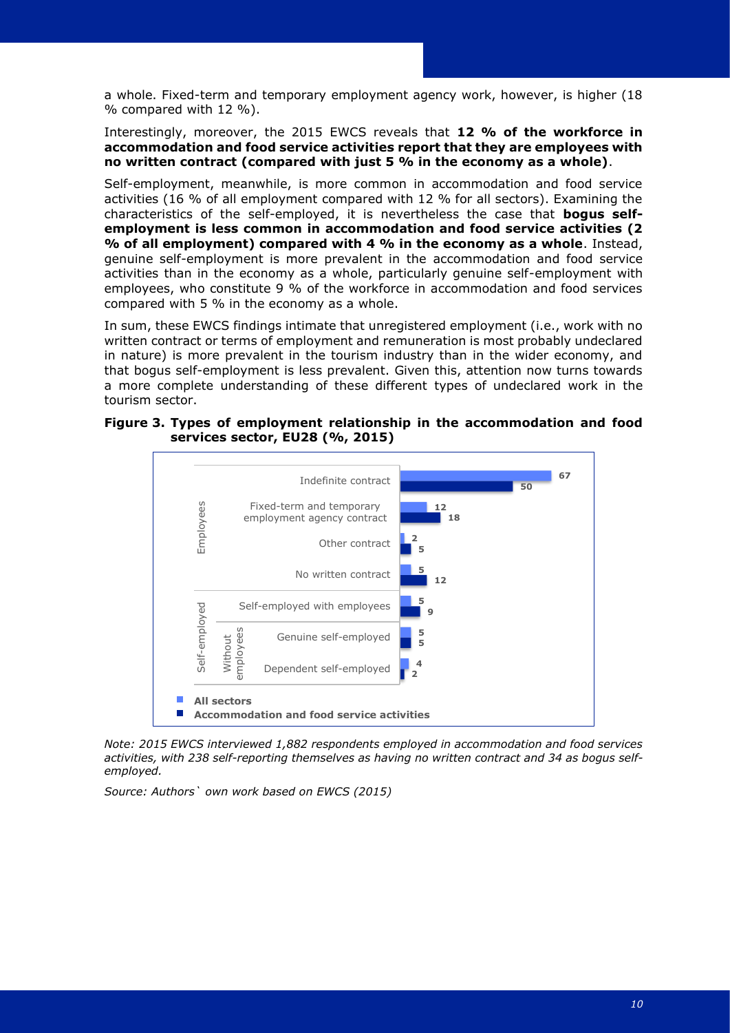a whole. Fixed-term and temporary employment agency work, however, is higher (18 % compared with 12 %).

Interestingly, moreover, the 2015 EWCS reveals that **12 % of the workforce in accommodation and food service activities report that they are employees with no written contract (compared with just 5 % in the economy as a whole)**.

Self-employment, meanwhile, is more common in accommodation and food service activities (16 % of all employment compared with 12 % for all sectors). Examining the characteristics of the self-employed, it is nevertheless the case that **bogus self-employment is less common in accommodation and food service activities (2 % of all employment) compared with 4 % in the economy as a whole**. Instead, genuine self-employment is more prevalent in the accommodation and food service activities than in the economy as a whole, particularly genuine self-employment with employees, who constitute 9 % of the workforce in accommodation and food services compared with 5 % in the economy as a whole.

In sum, these EWCS findings intimate that unregistered employment (i.e., work with no written contract or terms of employment and remuneration is most probably undeclared in nature) is more prevalent in the tourism industry than in the wider economy, and that bogus self-employment is less prevalent. Given this, attention now turns towards a more complete understanding of these different types of undeclared work in the tourism sector.

**Figure 3. Types of employment relationship in the accommodation and food services sector, EU28 (%, 2015)**

| | | Type | All sectors | Accommodation and food service activities |
|---|---|---|---|---|
| Employees | | Indefinite contract | 67 | 50 |
| | | Fixed-term and temporary employment agency contract | 12 | 18 |
| | | Other contract | 2 | 5 |
| | | No written contract | 5 | 12 |
| Self-employed | | Self-employed with employees | 5 | 9 |
| | Without employees | Genuine self-employed | 5 | 5 |
| | | Dependent self-employed | 4 | 2 |

*Note: 2015 EWCS interviewed 1,882 respondents employed in accommodation and food services activities, with 238 self-reporting themselves as having no written contract and 34 as bogus self-employed.*

*Source: Authors` own work based on EWCS (2015)*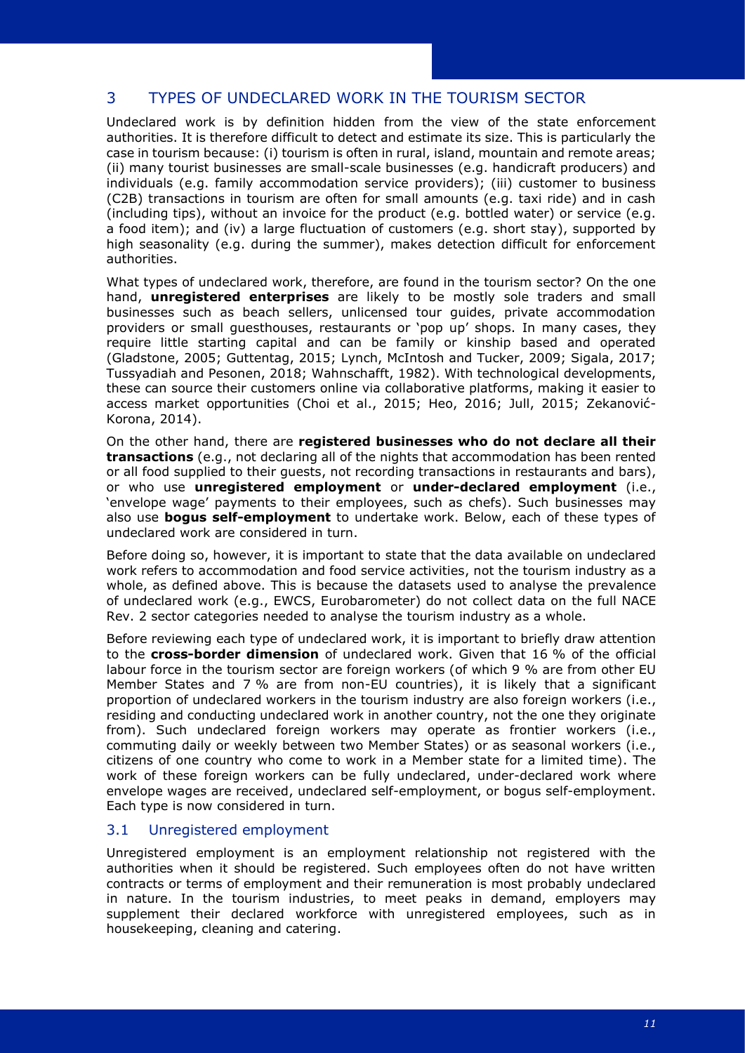## 3 TYPES OF UNDECLARED WORK IN THE TOURISM SECTOR

Undeclared work is by definition hidden from the view of the state enforcement authorities. It is therefore difficult to detect and estimate its size. This is particularly the case in tourism because: (i) tourism is often in rural, island, mountain and remote areas; (ii) many tourist businesses are small-scale businesses (e.g. handicraft producers) and individuals (e.g. family accommodation service providers); (iii) customer to business (C2B) transactions in tourism are often for small amounts (e.g. taxi ride) and in cash (including tips), without an invoice for the product (e.g. bottled water) or service (e.g. a food item); and (iv) a large fluctuation of customers (e.g. short stay), supported by high seasonality (e.g. during the summer), makes detection difficult for enforcement authorities.

What types of undeclared work, therefore, are found in the tourism sector? On the one hand, **unregistered enterprises** are likely to be mostly sole traders and small businesses such as beach sellers, unlicensed tour guides, private accommodation providers or small guesthouses, restaurants or 'pop up' shops. In many cases, they require little starting capital and can be family or kinship based and operated (Gladstone, 2005; Guttentag, 2015; Lynch, McIntosh and Tucker, 2009; Sigala, 2017; Tussyadiah and Pesonen, 2018; Wahnschafft, 1982). With technological developments, these can source their customers online via collaborative platforms, making it easier to access market opportunities (Choi et al., 2015; Heo, 2016; Jull, 2015; Zekanović-Korona, 2014).

On the other hand, there are **registered businesses who do not declare all their transactions** (e.g., not declaring all of the nights that accommodation has been rented or all food supplied to their guests, not recording transactions in restaurants and bars), or who use **unregistered employment** or **under-declared employment** (i.e., 'envelope wage' payments to their employees, such as chefs). Such businesses may also use **bogus self-employment** to undertake work. Below, each of these types of undeclared work are considered in turn.

Before doing so, however, it is important to state that the data available on undeclared work refers to accommodation and food service activities, not the tourism industry as a whole, as defined above. This is because the datasets used to analyse the prevalence of undeclared work (e.g., EWCS, Eurobarometer) do not collect data on the full NACE Rev. 2 sector categories needed to analyse the tourism industry as a whole.

Before reviewing each type of undeclared work, it is important to briefly draw attention to the **cross-border dimension** of undeclared work. Given that 16 % of the official labour force in the tourism sector are foreign workers (of which 9 % are from other EU Member States and 7 % are from non-EU countries), it is likely that a significant proportion of undeclared workers in the tourism industry are also foreign workers (i.e., residing and conducting undeclared work in another country, not the one they originate from). Such undeclared foreign workers may operate as frontier workers (i.e., commuting daily or weekly between two Member States) or as seasonal workers (i.e., citizens of one country who come to work in a Member state for a limited time). The work of these foreign workers can be fully undeclared, under-declared work where envelope wages are received, undeclared self-employment, or bogus self-employment. Each type is now considered in turn.

### 3.1 Unregistered employment

Unregistered employment is an employment relationship not registered with the authorities when it should be registered. Such employees often do not have written contracts or terms of employment and their remuneration is most probably undeclared in nature. In the tourism industries, to meet peaks in demand, employers may supplement their declared workforce with unregistered employees, such as in housekeeping, cleaning and catering.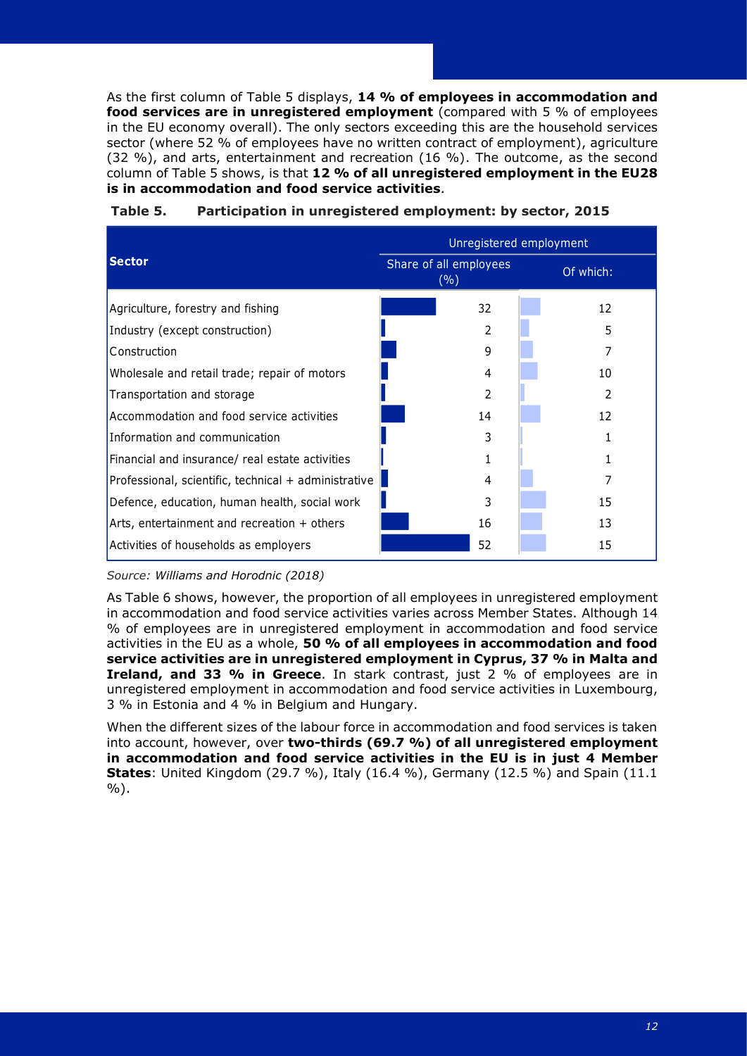As the first column of Table 5 displays, **14 % of employees in accommodation and food services are in unregistered employment** (compared with 5 % of employees in the EU economy overall). The only sectors exceeding this are the household services sector (where 52 % of employees have no written contract of employment), agriculture (32 %), and arts, entertainment and recreation (16 %). The outcome, as the second column of Table 5 shows, is that **12 % of all unregistered employment in the EU28 is in accommodation and food service activities**.

**Table 5. Participation in unregistered employment: by sector, 2015**

| Sector | Unregistered employment | |
|---|---|---|
| | Share of all employees (%) | Of which: |
| Agriculture, forestry and fishing | 32 | 12 |
| Industry (except construction) | 2 | 5 |
| Construction | 9 | 7 |
| Wholesale and retail trade; repair of motors | 4 | 10 |
| Transportation and storage | 2 | 2 |
| Accommodation and food service activities | 14 | 12 |
| Information and communication | 3 | 1 |
| Financial and insurance/ real estate activities | 1 | 1 |
| Professional, scientific, technical + administrative | 4 | 7 |
| Defence, education, human health, social work | 3 | 15 |
| Arts, entertainment and recreation + others | 16 | 13 |
| Activities of households as employers | 52 | 15 |

*Source: Williams and Horodnic (2018)*

As Table 6 shows, however, the proportion of all employees in unregistered employment in accommodation and food service activities varies across Member States. Although 14 % of employees are in unregistered employment in accommodation and food service activities in the EU as a whole, **50 % of all employees in accommodation and food service activities are in unregistered employment in Cyprus, 37 % in Malta and Ireland, and 33 % in Greece**. In stark contrast, just 2 % of employees are in unregistered employment in accommodation and food service activities in Luxembourg, 3 % in Estonia and 4 % in Belgium and Hungary.

When the different sizes of the labour force in accommodation and food services is taken into account, however, over **two-thirds (69.7 %) of all unregistered employment in accommodation and food service activities in the EU is in just 4 Member States**: United Kingdom (29.7 %), Italy (16.4 %), Germany (12.5 %) and Spain (11.1 %).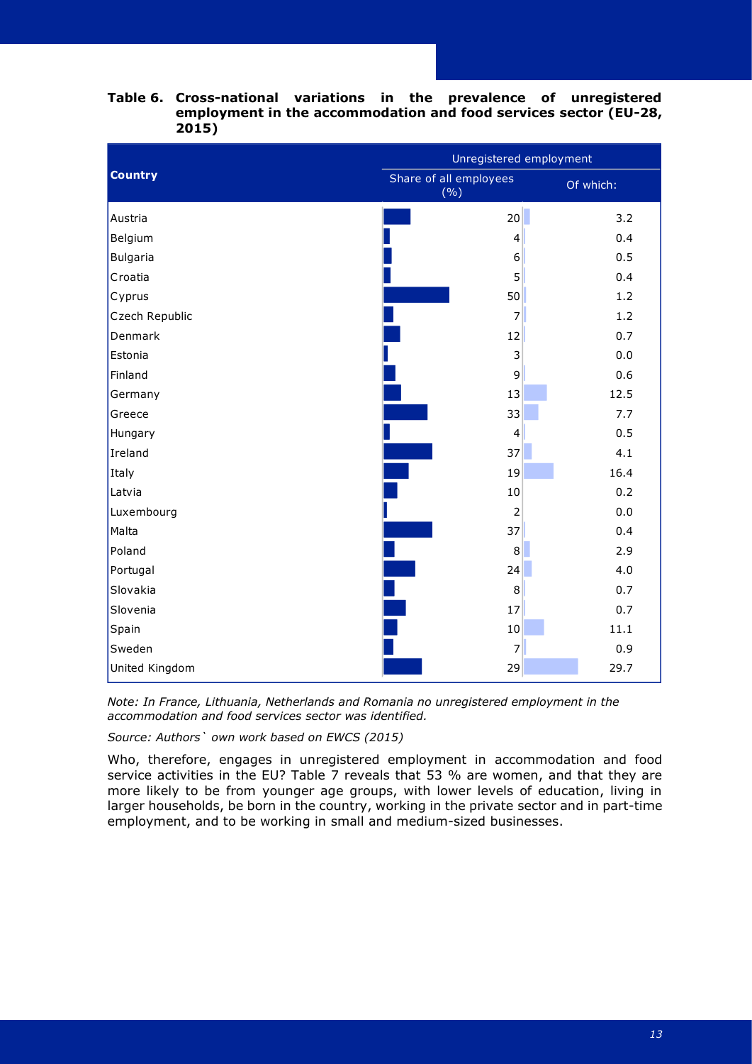**Table 6. Cross-national variations in the prevalence of unregistered employment in the accommodation and food services sector (EU-28, 2015)**

| Country | Unregistered employment | |
|---|---|---|
| | Share of all employees (%) | Of which: |
| Austria | 20 | 3.2 |
| Belgium | 4 | 0.4 |
| Bulgaria | 6 | 0.5 |
| Croatia | 5 | 0.4 |
| Cyprus | 50 | 1.2 |
| Czech Republic | 7 | 1.2 |
| Denmark | 12 | 0.7 |
| Estonia | 3 | 0.0 |
| Finland | 9 | 0.6 |
| Germany | 13 | 12.5 |
| Greece | 33 | 7.7 |
| Hungary | 4 | 0.5 |
| Ireland | 37 | 4.1 |
| Italy | 19 | 16.4 |
| Latvia | 10 | 0.2 |
| Luxembourg | 2 | 0.0 |
| Malta | 37 | 0.4 |
| Poland | 8 | 2.9 |
| Portugal | 24 | 4.0 |
| Slovakia | 8 | 0.7 |
| Slovenia | 17 | 0.7 |
| Spain | 10 | 11.1 |
| Sweden | 7 | 0.9 |
| United Kingdom | 29 | 29.7 |

*Note: In France, Lithuania, Netherlands and Romania no unregistered employment in the accommodation and food services sector was identified.*

*Source: Authors` own work based on EWCS (2015)*

Who, therefore, engages in unregistered employment in accommodation and food service activities in the EU? Table 7 reveals that 53 % are women, and that they are more likely to be from younger age groups, with lower levels of education, living in larger households, be born in the country, working in the private sector and in part-time employment, and to be working in small and medium-sized businesses.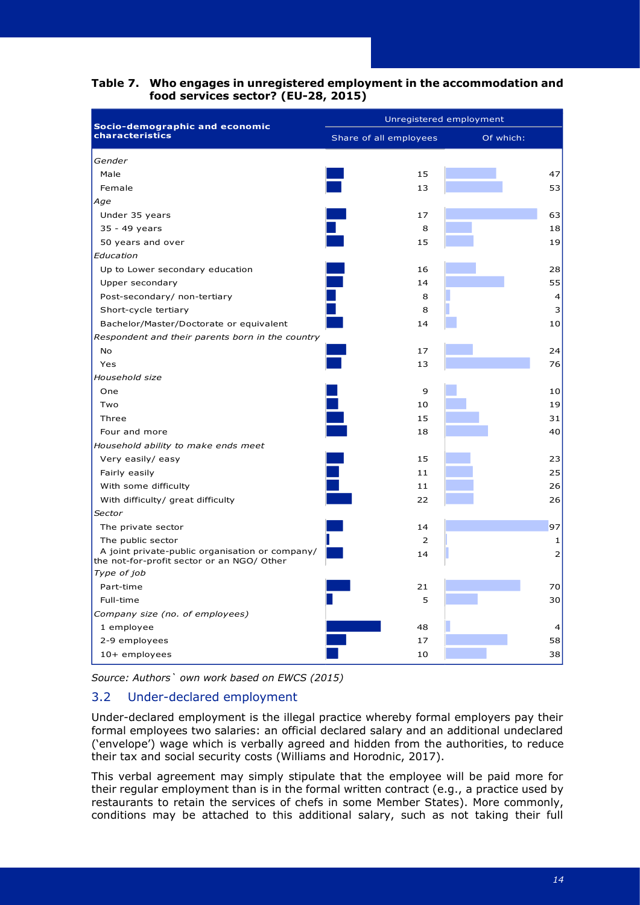**Table 7. Who engages in unregistered employment in the accommodation and food services sector? (EU-28, 2015)**

| Socio-demographic and economic characteristics | Unregistered employment | |
|---|---|---|
| | Share of all employees | Of which: |
| *Gender* | | |
| Male | 15 | 47 |
| Female | 13 | 53 |
| *Age* | | |
| Under 35 years | 17 | 63 |
| 35 - 49 years | 8 | 18 |
| 50 years and over | 15 | 19 |
| *Education* | | |
| Up to Lower secondary education | 16 | 28 |
| Upper secondary | 14 | 55 |
| Post-secondary/ non-tertiary | 8 | 4 |
| Short-cycle tertiary | 8 | 3 |
| Bachelor/Master/Doctorate or equivalent | 14 | 10 |
| *Respondent and their parents born in the country* | | |
| No | 17 | 24 |
| Yes | 13 | 76 |
| *Household size* | | |
| One | 9 | 10 |
| Two | 10 | 19 |
| Three | 15 | 31 |
| Four and more | 18 | 40 |
| *Household ability to make ends meet* | | |
| Very easily/ easy | 15 | 23 |
| Fairly easily | 11 | 25 |
| With some difficulty | 11 | 26 |
| With difficulty/ great difficulty | 22 | 26 |
| *Sector* | | |
| The private sector | 14 | 97 |
| The public sector | 2 | 1 |
| A joint private-public organisation or company/ the not-for-profit sector or an NGO/ Other | 14 | 2 |
| *Type of job* | | |
| Part-time | 21 | 70 |
| Full-time | 5 | 30 |
| *Company size (no. of employees)* | | |
| 1 employee | 48 | 4 |
| 2-9 employees | 17 | 58 |
| 10+ employees | 10 | 38 |

*Source: Authors` own work based on EWCS (2015)*

## 3.2 Under-declared employment

Under-declared employment is the illegal practice whereby formal employers pay their formal employees two salaries: an official declared salary and an additional undeclared ('envelope') wage which is verbally agreed and hidden from the authorities, to reduce their tax and social security costs (Williams and Horodnic, 2017).

This verbal agreement may simply stipulate that the employee will be paid more for their regular employment than is in the formal written contract (e.g., a practice used by restaurants to retain the services of chefs in some Member States). More commonly, conditions may be attached to this additional salary, such as not taking their full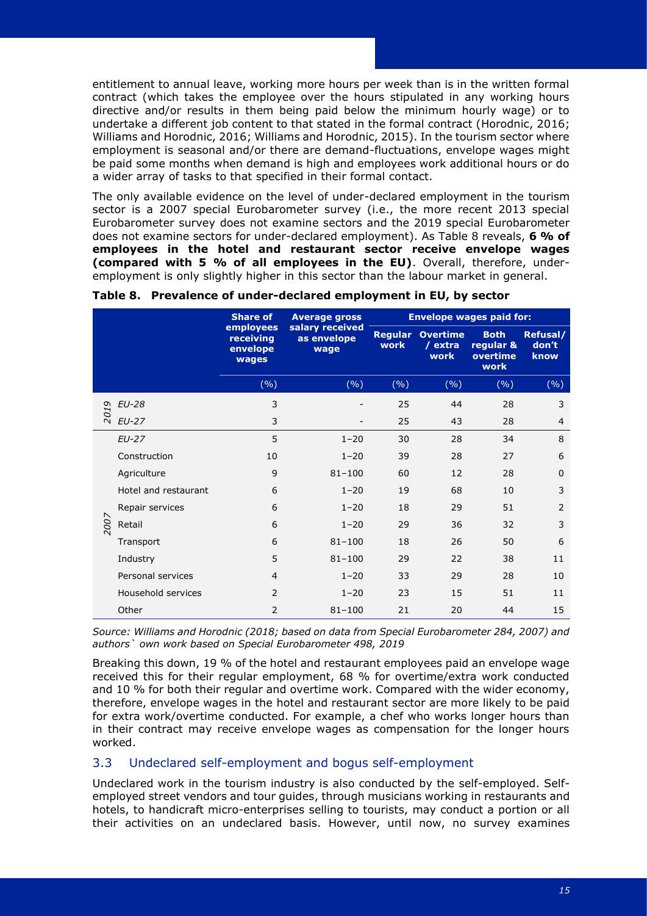entitlement to annual leave, working more hours per week than is in the written formal contract (which takes the employee over the hours stipulated in any working hours directive and/or results in them being paid below the minimum hourly wage) or to undertake a different job content to that stated in the formal contract (Horodnic, 2016; Williams and Horodnic, 2016; Williams and Horodnic, 2015). In the tourism sector where employment is seasonal and/or there are demand-fluctuations, envelope wages might be paid some months when demand is high and employees work additional hours or do a wider array of tasks to that specified in their formal contact.

The only available evidence on the level of under-declared employment in the tourism sector is a 2007 special Eurobarometer survey (i.e., the more recent 2013 special Eurobarometer survey does not examine sectors and the 2019 special Eurobarometer does not examine sectors for under-declared employment). As Table 8 reveals, **6 % of employees in the hotel and restaurant sector receive envelope wages (compared with 5 % of all employees in the EU)**. Overall, therefore, under-employment is only slightly higher in this sector than the labour market in general.

**Table 8. Prevalence of under-declared employment in EU, by sector**

| | | Share of employees receiving envelope wages | Average gross salary received as envelope wage | Envelope wages paid for: | | | |
|---|---|---|---|---|---|---|---|
| | | | | Regular work | Overtime / extra work | Both regular & overtime work | Refusal/ don't know |
| | | (%) | (%) | (%) | (%) | (%) | (%) |
| *2019* | *EU-28* | 3 | - | 25 | 44 | 28 | 3 |
| | *EU-27* | 3 | - | 25 | 43 | 28 | 4 |
| *2007* | *EU-27* | 5 | 1–20 | 30 | 28 | 34 | 8 |
| | Construction | 10 | 1–20 | 39 | 28 | 27 | 6 |
| | Agriculture | 9 | 81–100 | 60 | 12 | 28 | 0 |
| | Hotel and restaurant | 6 | 1–20 | 19 | 68 | 10 | 3 |
| | Repair services | 6 | 1–20 | 18 | 29 | 51 | 2 |
| | Retail | 6 | 1–20 | 29 | 36 | 32 | 3 |
| | Transport | 6 | 81–100 | 18 | 26 | 50 | 6 |
| | Industry | 5 | 81–100 | 29 | 22 | 38 | 11 |
| | Personal services | 4 | 1–20 | 33 | 29 | 28 | 10 |
| | Household services | 2 | 1–20 | 23 | 15 | 51 | 11 |
| | Other | 2 | 81–100 | 21 | 20 | 44 | 15 |

*Source: Williams and Horodnic (2018; based on data from Special Eurobarometer 284, 2007) and authors` own work based on Special Eurobarometer 498, 2019*

Breaking this down, 19 % of the hotel and restaurant employees paid an envelope wage received this for their regular employment, 68 % for overtime/extra work conducted and 10 % for both their regular and overtime work. Compared with the wider economy, therefore, envelope wages in the hotel and restaurant sector are more likely to be paid for extra work/overtime conducted. For example, a chef who works longer hours than in their contract may receive envelope wages as compensation for the longer hours worked.

## 3.3 Undeclared self-employment and bogus self-employment

Undeclared work in the tourism industry is also conducted by the self-employed. Self-employed street vendors and tour guides, through musicians working in restaurants and hotels, to handicraft micro-enterprises selling to tourists, may conduct a portion or all their activities on an undeclared basis. However, until now, no survey examines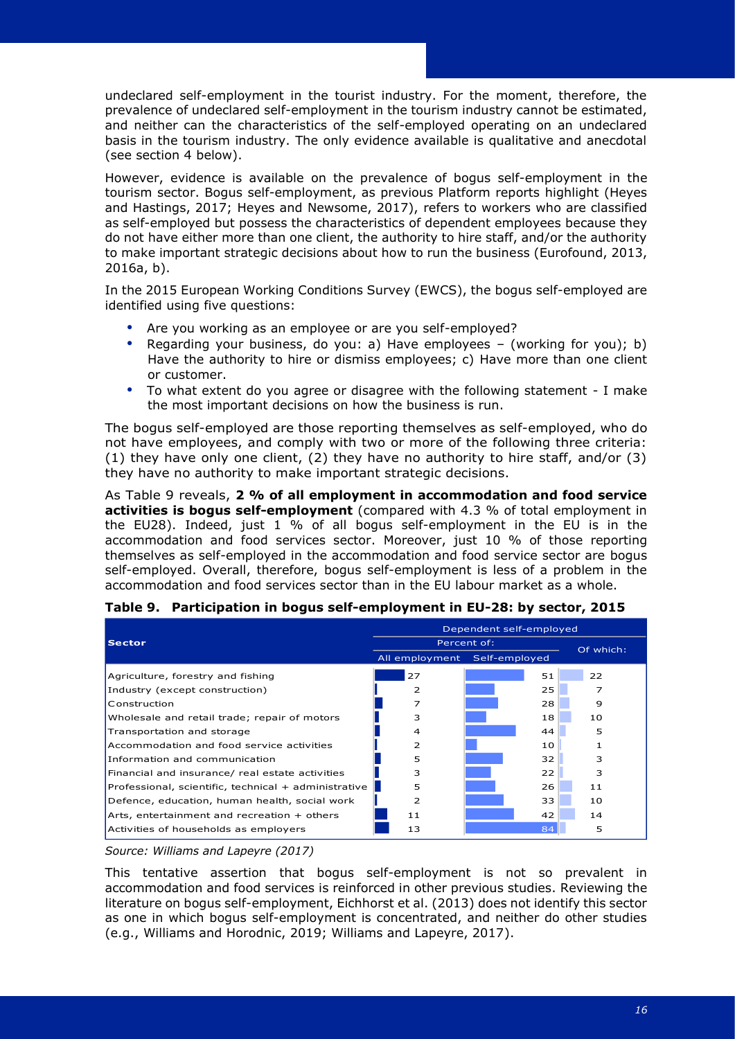undeclared self-employment in the tourist industry. For the moment, therefore, the prevalence of undeclared self-employment in the tourism industry cannot be estimated, and neither can the characteristics of the self-employed operating on an undeclared basis in the tourism industry. The only evidence available is qualitative and anecdotal (see section 4 below).

However, evidence is available on the prevalence of bogus self-employment in the tourism sector. Bogus self-employment, as previous Platform reports highlight (Heyes and Hastings, 2017; Heyes and Newsome, 2017), refers to workers who are classified as self-employed but possess the characteristics of dependent employees because they do not have either more than one client, the authority to hire staff, and/or the authority to make important strategic decisions about how to run the business (Eurofound, 2013, 2016a, b).

In the 2015 European Working Conditions Survey (EWCS), the bogus self-employed are identified using five questions:

- Are you working as an employee or are you self-employed?
- Regarding your business, do you: a) Have employees – (working for you); b) Have the authority to hire or dismiss employees; c) Have more than one client or customer.
- To what extent do you agree or disagree with the following statement - I make the most important decisions on how the business is run.

The bogus self-employed are those reporting themselves as self-employed, who do not have employees, and comply with two or more of the following three criteria: (1) they have only one client, (2) they have no authority to hire staff, and/or (3) they have no authority to make important strategic decisions.

As Table 9 reveals, **2 % of all employment in accommodation and food service activities is bogus self-employment** (compared with 4.3 % of total employment in the EU28). Indeed, just 1 % of all bogus self-employment in the EU is in the accommodation and food services sector. Moreover, just 10 % of those reporting themselves as self-employed in the accommodation and food service sector are bogus self-employed. Overall, therefore, bogus self-employment is less of a problem in the accommodation and food services sector than in the EU labour market as a whole.

**Table 9. Participation in bogus self-employment in EU-28: by sector, 2015**

| Sector | Dependent self-employed | | |
|---|---|---|---|
| | Percent of: | | Of which: |
| | All employment | Self-employed | |
| Agriculture, forestry and fishing | 27 | 51 | 22 |
| Industry (except construction) | 2 | 25 | 7 |
| Construction | 7 | 28 | 9 |
| Wholesale and retail trade; repair of motors | 3 | 18 | 10 |
| Transportation and storage | 4 | 44 | 5 |
| Accommodation and food service activities | 2 | 10 | 1 |
| Information and communication | 5 | 32 | 3 |
| Financial and insurance/ real estate activities | 3 | 22 | 3 |
| Professional, scientific, technical + administrative | 5 | 26 | 11 |
| Defence, education, human health, social work | 2 | 33 | 10 |
| Arts, entertainment and recreation + others | 11 | 42 | 14 |
| Activities of households as employers | 13 | 84 | 5 |

*Source: Williams and Lapeyre (2017)*

This tentative assertion that bogus self-employment is not so prevalent in accommodation and food services is reinforced in other previous studies. Reviewing the literature on bogus self-employment, Eichhorst et al. (2013) does not identify this sector as one in which bogus self-employment is concentrated, and neither do other studies (e.g., Williams and Horodnic, 2019; Williams and Lapeyre, 2017).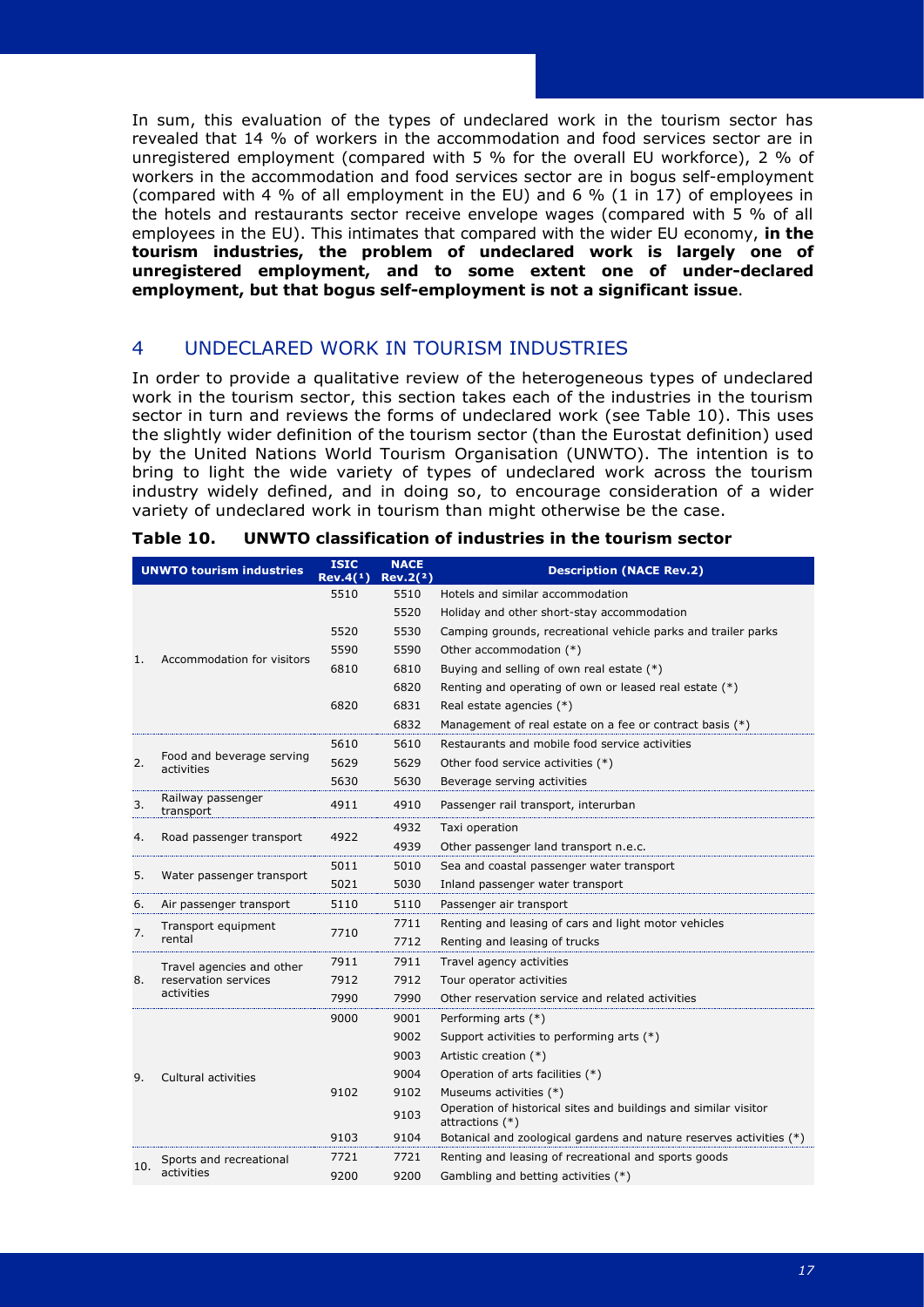In sum, this evaluation of the types of undeclared work in the tourism sector has revealed that 14 % of workers in the accommodation and food services sector are in unregistered employment (compared with 5 % for the overall EU workforce), 2 % of workers in the accommodation and food services sector are in bogus self-employment (compared with 4 % of all employment in the EU) and 6 % (1 in 17) of employees in the hotels and restaurants sector receive envelope wages (compared with 5 % of all employees in the EU). This intimates that compared with the wider EU economy, **in the tourism industries, the problem of undeclared work is largely one of unregistered employment, and to some extent one of under-declared employment, but that bogus self-employment is not a significant issue**.

## 4 UNDECLARED WORK IN TOURISM INDUSTRIES

In order to provide a qualitative review of the heterogeneous types of undeclared work in the tourism sector, this section takes each of the industries in the tourism sector in turn and reviews the forms of undeclared work (see Table 10). This uses the slightly wider definition of the tourism sector (than the Eurostat definition) used by the United Nations World Tourism Organisation (UNWTO). The intention is to bring to light the wide variety of types of undeclared work across the tourism industry widely defined, and in doing so, to encourage consideration of a wider variety of undeclared work in tourism than might otherwise be the case.

**Table 10. UNWTO classification of industries in the tourism sector**

| UNWTO tourism industries | | ISIC Rev.4(1) | NACE Rev.2(2) | Description (NACE Rev.2) |
|---|---|---|---|---|
| 1. | Accommodation for visitors | 5510 | 5510 | Hotels and similar accommodation |
| | | | 5520 | Holiday and other short-stay accommodation |
| | | 5520 | 5530 | Camping grounds, recreational vehicle parks and trailer parks |
| | | 5590 | 5590 | Other accommodation (*) |
| | | 6810 | 6810 | Buying and selling of own real estate (*) |
| | | | 6820 | Renting and operating of own or leased real estate (*) |
| | | 6820 | 6831 | Real estate agencies (*) |
| | | | 6832 | Management of real estate on a fee or contract basis (*) |
| 2. | Food and beverage serving activities | 5610 | 5610 | Restaurants and mobile food service activities |
| | | 5629 | 5629 | Other food service activities (*) |
| | | 5630 | 5630 | Beverage serving activities |
| 3. | Railway passenger transport | 4911 | 4910 | Passenger rail transport, interurban |
| 4. | Road passenger transport | 4922 | 4932 | Taxi operation |
| | | | 4939 | Other passenger land transport n.e.c. |
| 5. | Water passenger transport | 5011 | 5010 | Sea and coastal passenger water transport |
| | | 5021 | 5030 | Inland passenger water transport |
| 6. | Air passenger transport | 5110 | 5110 | Passenger air transport |
| 7. | Transport equipment rental | 7710 | 7711 | Renting and leasing of cars and light motor vehicles |
| | | | 7712 | Renting and leasing of trucks |
| 8. | Travel agencies and other reservation services activities | 7911 | 7911 | Travel agency activities |
| | | 7912 | 7912 | Tour operator activities |
| | | 7990 | 7990 | Other reservation service and related activities |
| 9. | Cultural activities | 9000 | 9001 | Performing arts (*) |
| | | | 9002 | Support activities to performing arts (*) |
| | | | 9003 | Artistic creation (*) |
| | | | 9004 | Operation of arts facilities (*) |
| | | 9102 | 9102 | Museums activities (*) |
| | | | 9103 | Operation of historical sites and buildings and similar visitor attractions (*) |
| | | 9103 | 9104 | Botanical and zoological gardens and nature reserves activities (*) |
| 10. | Sports and recreational activities | 7721 | 7721 | Renting and leasing of recreational and sports goods |
| | | 9200 | 9200 | Gambling and betting activities (*) |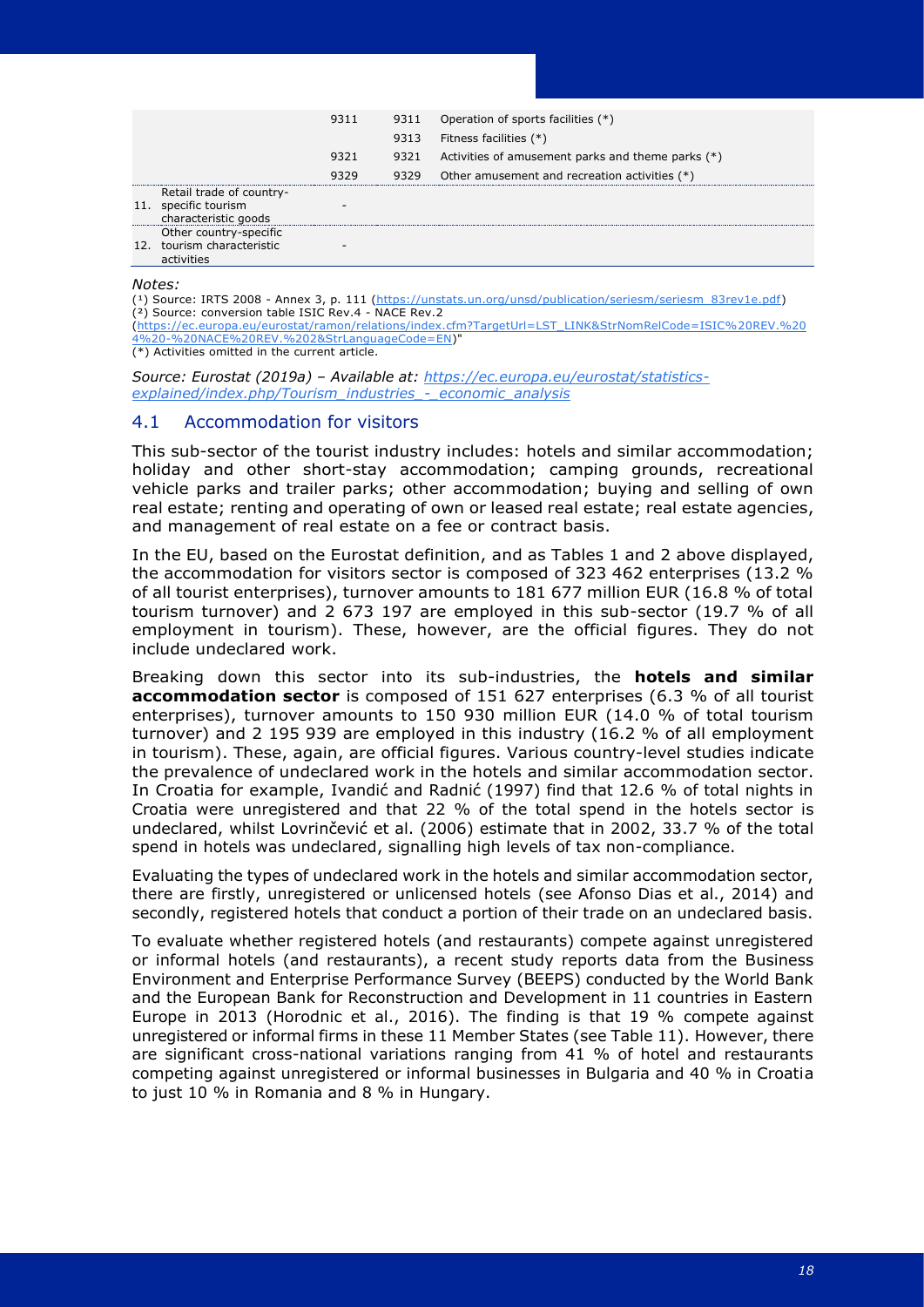| | | | |
|---|---|---|---|
| | 9311 | 9311 | Operation of sports facilities (*) |
| | | 9313 | Fitness facilities (*) |
| | 9321 | 9321 | Activities of amusement parks and theme parks (*) |
| | 9329 | 9329 | Other amusement and recreation activities (*) |
| 11. Retail trade of country-specific tourism characteristic goods | - | | |
| 12. Other country-specific tourism characteristic activities | - | | |

*Notes:*

(¹) Source: IRTS 2008 - Annex 3, p. 111 (https://unstats.un.org/unsd/publication/seriesm/seriesm_83rev1e.pdf)
(²) Source: conversion table ISIC Rev.4 - NACE Rev.2 (https://ec.europa.eu/eurostat/ramon/relations/index.cfm?TargetUrl=LST_LINK&StrNomRelCode=ISIC%20REV.%204%20-%20NACE%20REV.%202&StrLanguageCode=EN)"
(*) Activities omitted in the current article.

*Source: Eurostat (2019a) – Available at: https://ec.europa.eu/eurostat/statistics-explained/index.php/Tourism_industries_-_economic_analysis*

## 4.1 Accommodation for visitors

This sub-sector of the tourist industry includes: hotels and similar accommodation; holiday and other short-stay accommodation; camping grounds, recreational vehicle parks and trailer parks; other accommodation; buying and selling of own real estate; renting and operating of own or leased real estate; real estate agencies, and management of real estate on a fee or contract basis.

In the EU, based on the Eurostat definition, and as Tables 1 and 2 above displayed, the accommodation for visitors sector is composed of 323 462 enterprises (13.2 % of all tourist enterprises), turnover amounts to 181 677 million EUR (16.8 % of total tourism turnover) and 2 673 197 are employed in this sub-sector (19.7 % of all employment in tourism). These, however, are the official figures. They do not include undeclared work.

Breaking down this sector into its sub-industries, the **hotels and similar accommodation sector** is composed of 151 627 enterprises (6.3 % of all tourist enterprises), turnover amounts to 150 930 million EUR (14.0 % of total tourism turnover) and 2 195 939 are employed in this industry (16.2 % of all employment in tourism). These, again, are official figures. Various country-level studies indicate the prevalence of undeclared work in the hotels and similar accommodation sector. In Croatia for example, Ivandić and Radnić (1997) find that 12.6 % of total nights in Croatia were unregistered and that 22 % of the total spend in the hotels sector is undeclared, whilst Lovrinčević et al. (2006) estimate that in 2002, 33.7 % of the total spend in hotels was undeclared, signalling high levels of tax non-compliance.

Evaluating the types of undeclared work in the hotels and similar accommodation sector, there are firstly, unregistered or unlicensed hotels (see Afonso Dias et al., 2014) and secondly, registered hotels that conduct a portion of their trade on an undeclared basis.

To evaluate whether registered hotels (and restaurants) compete against unregistered or informal hotels (and restaurants), a recent study reports data from the Business Environment and Enterprise Performance Survey (BEEPS) conducted by the World Bank and the European Bank for Reconstruction and Development in 11 countries in Eastern Europe in 2013 (Horodnic et al., 2016). The finding is that 19 % compete against unregistered or informal firms in these 11 Member States (see Table 11). However, there are significant cross-national variations ranging from 41 % of hotel and restaurants competing against unregistered or informal businesses in Bulgaria and 40 % in Croatia to just 10 % in Romania and 8 % in Hungary.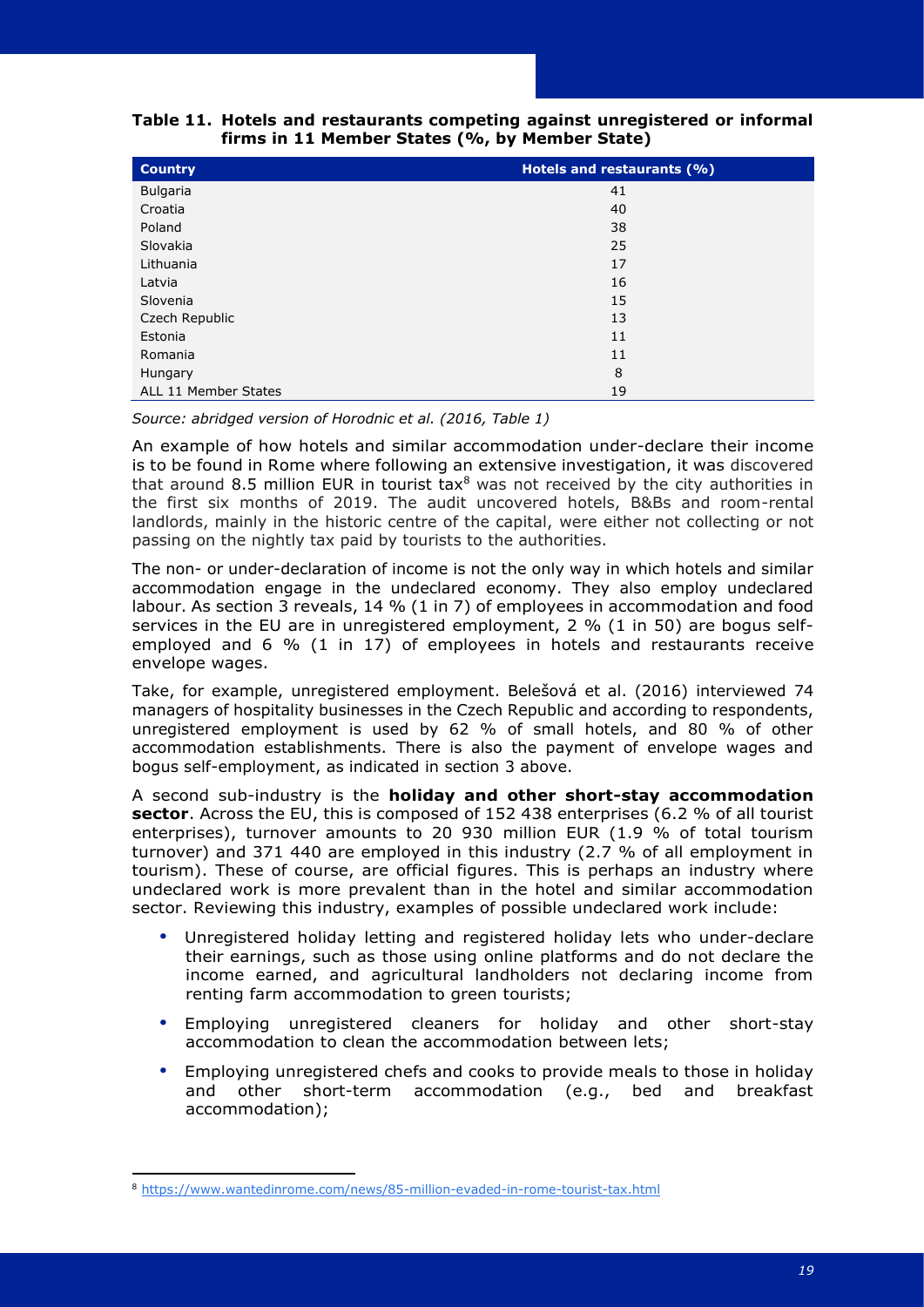**Table 11. Hotels and restaurants competing against unregistered or informal firms in 11 Member States (%, by Member State)**

| Country | Hotels and restaurants (%) |
|---|---|
| Bulgaria | 41 |
| Croatia | 40 |
| Poland | 38 |
| Slovakia | 25 |
| Lithuania | 17 |
| Latvia | 16 |
| Slovenia | 15 |
| Czech Republic | 13 |
| Estonia | 11 |
| Romania | 11 |
| Hungary | 8 |
| ALL 11 Member States | 19 |

*Source: abridged version of Horodnic et al. (2016, Table 1)*

An example of how hotels and similar accommodation under-declare their income is to be found in Rome where following an extensive investigation, it was discovered that around 8.5 million EUR in tourist tax[8] was not received by the city authorities in the first six months of 2019. The audit uncovered hotels, B&Bs and room-rental landlords, mainly in the historic centre of the capital, were either not collecting or not passing on the nightly tax paid by tourists to the authorities.

The non- or under-declaration of income is not the only way in which hotels and similar accommodation engage in the undeclared economy. They also employ undeclared labour. As section 3 reveals, 14 % (1 in 7) of employees in accommodation and food services in the EU are in unregistered employment, 2 % (1 in 50) are bogus self-employed and 6 % (1 in 17) of employees in hotels and restaurants receive envelope wages.

Take, for example, unregistered employment. Belešová et al. (2016) interviewed 74 managers of hospitality businesses in the Czech Republic and according to respondents, unregistered employment is used by 62 % of small hotels, and 80 % of other accommodation establishments. There is also the payment of envelope wages and bogus self-employment, as indicated in section 3 above.

A second sub-industry is the **holiday and other short-stay accommodation sector**. Across the EU, this is composed of 152 438 enterprises (6.2 % of all tourist enterprises), turnover amounts to 20 930 million EUR (1.9 % of total tourism turnover) and 371 440 are employed in this industry (2.7 % of all employment in tourism). These of course, are official figures. This is perhaps an industry where undeclared work is more prevalent than in the hotel and similar accommodation sector. Reviewing this industry, examples of possible undeclared work include:

- Unregistered holiday letting and registered holiday lets who under-declare their earnings, such as those using online platforms and do not declare the income earned, and agricultural landholders not declaring income from renting farm accommodation to green tourists;
- Employing unregistered cleaners for holiday and other short-stay accommodation to clean the accommodation between lets;
- Employing unregistered chefs and cooks to provide meals to those in holiday and other short-term accommodation (e.g., bed and breakfast accommodation);

[8] https://www.wantedinrome.com/news/85-million-evaded-in-rome-tourist-tax.html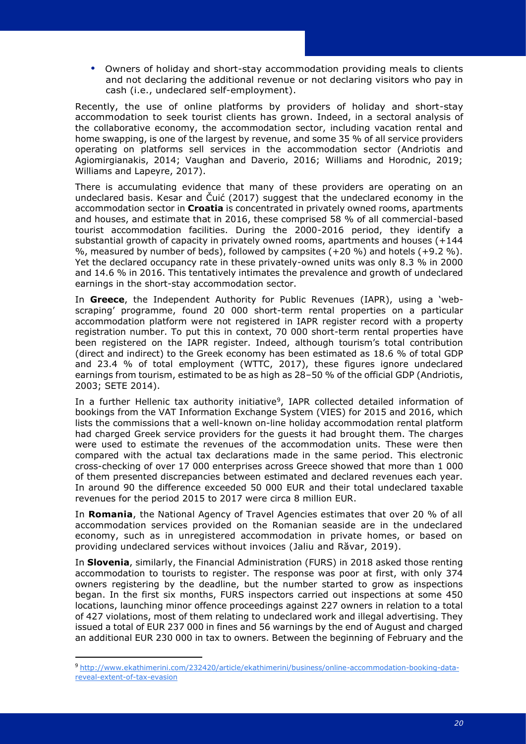- Owners of holiday and short-stay accommodation providing meals to clients and not declaring the additional revenue or not declaring visitors who pay in cash (i.e., undeclared self-employment).

Recently, the use of online platforms by providers of holiday and short-stay accommodation to seek tourist clients has grown. Indeed, in a sectoral analysis of the collaborative economy, the accommodation sector, including vacation rental and home swapping, is one of the largest by revenue, and some 35 % of all service providers operating on platforms sell services in the accommodation sector (Andriotis and Agiomirgianakis, 2014; Vaughan and Daverio, 2016; Williams and Horodnic, 2019; Williams and Lapeyre, 2017).

There is accumulating evidence that many of these providers are operating on an undeclared basis. Kesar and Čuić (2017) suggest that the undeclared economy in the accommodation sector in **Croatia** is concentrated in privately owned rooms, apartments and houses, and estimate that in 2016, these comprised 58 % of all commercial-based tourist accommodation facilities. During the 2000-2016 period, they identify a substantial growth of capacity in privately owned rooms, apartments and houses (+144 %, measured by number of beds), followed by campsites (+20 %) and hotels (+9.2 %). Yet the declared occupancy rate in these privately-owned units was only 8.3 % in 2000 and 14.6 % in 2016. This tentatively intimates the prevalence and growth of undeclared earnings in the short-stay accommodation sector.

In **Greece**, the Independent Authority for Public Revenues (IAPR), using a 'web-scraping' programme, found 20 000 short-term rental properties on a particular accommodation platform were not registered in IAPR register record with a property registration number. To put this in context, 70 000 short-term rental properties have been registered on the IAPR register. Indeed, although tourism's total contribution (direct and indirect) to the Greek economy has been estimated as 18.6 % of total GDP and 23.4 % of total employment (WTTC, 2017), these figures ignore undeclared earnings from tourism, estimated to be as high as 28–50 % of the official GDP (Andriotis, 2003; SETE 2014).

In a further Hellenic tax authority initiative[9], IAPR collected detailed information of bookings from the VAT Information Exchange System (VIES) for 2015 and 2016, which lists the commissions that a well-known on-line holiday accommodation rental platform had charged Greek service providers for the guests it had brought them. The charges were used to estimate the revenues of the accommodation units. These were then compared with the actual tax declarations made in the same period. This electronic cross-checking of over 17 000 enterprises across Greece showed that more than 1 000 of them presented discrepancies between estimated and declared revenues each year. In around 90 the difference exceeded 50 000 EUR and their total undeclared taxable revenues for the period 2015 to 2017 were circa 8 million EUR.

In **Romania**, the National Agency of Travel Agencies estimates that over 20 % of all accommodation services provided on the Romanian seaside are in the undeclared economy, such as in unregistered accommodation in private homes, or based on providing undeclared services without invoices (Jaliu and Răvar, 2019).

In **Slovenia**, similarly, the Financial Administration (FURS) in 2018 asked those renting accommodation to tourists to register. The response was poor at first, with only 374 owners registering by the deadline, but the number started to grow as inspections began. In the first six months, FURS inspectors carried out inspections at some 450 locations, launching minor offence proceedings against 227 owners in relation to a total of 427 violations, most of them relating to undeclared work and illegal advertising. They issued a total of EUR 237 000 in fines and 56 warnings by the end of August and charged an additional EUR 230 000 in tax to owners. Between the beginning of February and the

---

[9] http://www.ekathimerini.com/232420/article/ekathimerini/business/online-accommodation-booking-data-reveal-extent-of-tax-evasion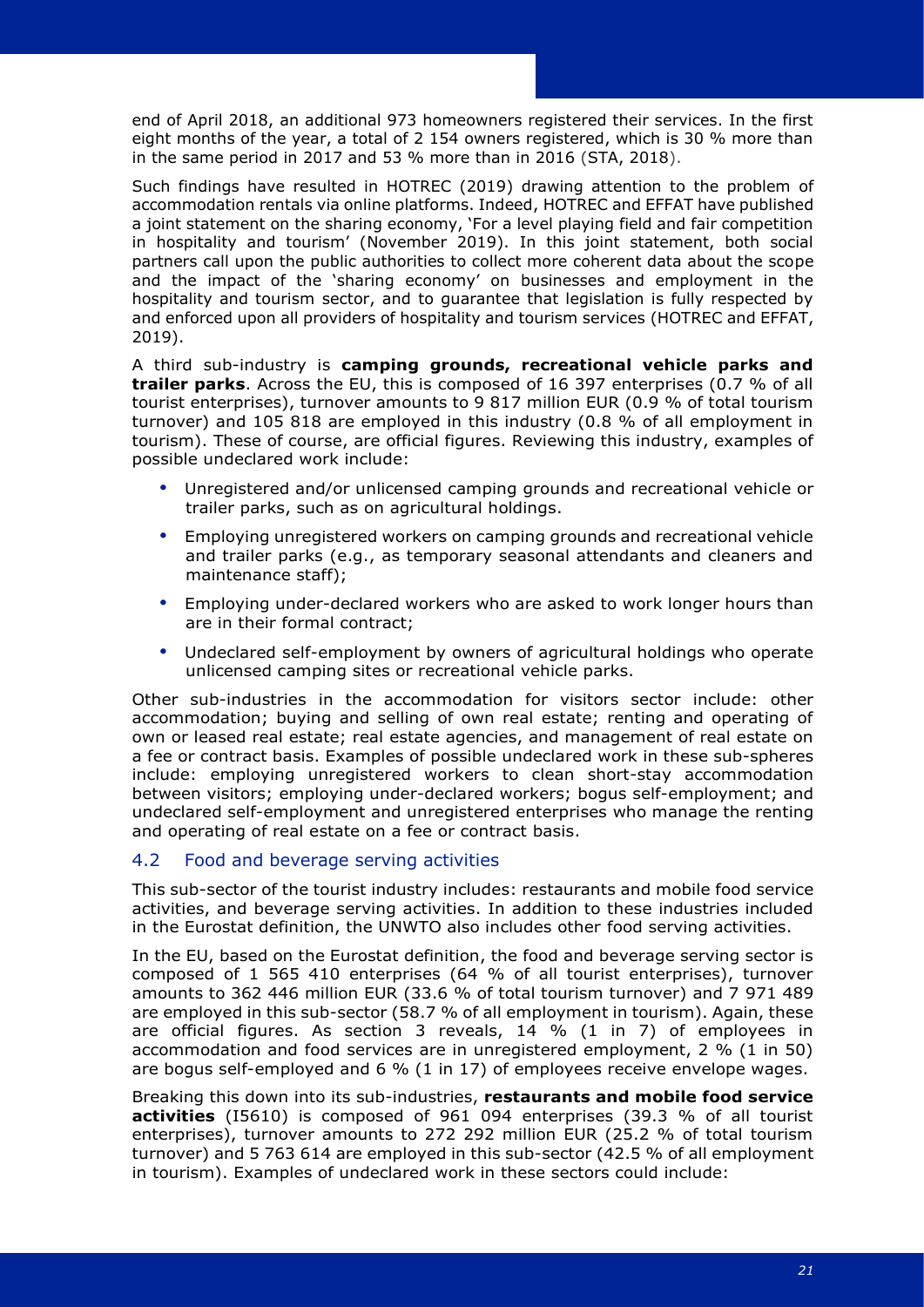end of April 2018, an additional 973 homeowners registered their services. In the first eight months of the year, a total of 2 154 owners registered, which is 30 % more than in the same period in 2017 and 53 % more than in 2016 (STA, 2018).

Such findings have resulted in HOTREC (2019) drawing attention to the problem of accommodation rentals via online platforms. Indeed, HOTREC and EFFAT have published a joint statement on the sharing economy, 'For a level playing field and fair competition in hospitality and tourism' (November 2019). In this joint statement, both social partners call upon the public authorities to collect more coherent data about the scope and the impact of the 'sharing economy' on businesses and employment in the hospitality and tourism sector, and to guarantee that legislation is fully respected by and enforced upon all providers of hospitality and tourism services (HOTREC and EFFAT, 2019).

A third sub-industry is **camping grounds, recreational vehicle parks and trailer parks**. Across the EU, this is composed of 16 397 enterprises (0.7 % of all tourist enterprises), turnover amounts to 9 817 million EUR (0.9 % of total tourism turnover) and 105 818 are employed in this industry (0.8 % of all employment in tourism). These of course, are official figures. Reviewing this industry, examples of possible undeclared work include:

- Unregistered and/or unlicensed camping grounds and recreational vehicle or trailer parks, such as on agricultural holdings.
- Employing unregistered workers on camping grounds and recreational vehicle and trailer parks (e.g., as temporary seasonal attendants and cleaners and maintenance staff);
- Employing under-declared workers who are asked to work longer hours than are in their formal contract;
- Undeclared self-employment by owners of agricultural holdings who operate unlicensed camping sites or recreational vehicle parks.

Other sub-industries in the accommodation for visitors sector include: other accommodation; buying and selling of own real estate; renting and operating of own or leased real estate; real estate agencies, and management of real estate on a fee or contract basis. Examples of possible undeclared work in these sub-spheres include: employing unregistered workers to clean short-stay accommodation between visitors; employing under-declared workers; bogus self-employment; and undeclared self-employment and unregistered enterprises who manage the renting and operating of real estate on a fee or contract basis.

## 4.2 Food and beverage serving activities

This sub-sector of the tourist industry includes: restaurants and mobile food service activities, and beverage serving activities. In addition to these industries included in the Eurostat definition, the UNWTO also includes other food serving activities.

In the EU, based on the Eurostat definition, the food and beverage serving sector is composed of 1 565 410 enterprises (64 % of all tourist enterprises), turnover amounts to 362 446 million EUR (33.6 % of total tourism turnover) and 7 971 489 are employed in this sub-sector (58.7 % of all employment in tourism). Again, these are official figures. As section 3 reveals, 14 % (1 in 7) of employees in accommodation and food services are in unregistered employment, 2 % (1 in 50) are bogus self-employed and 6 % (1 in 17) of employees receive envelope wages.

Breaking this down into its sub-industries, **restaurants and mobile food service activities** (I5610) is composed of 961 094 enterprises (39.3 % of all tourist enterprises), turnover amounts to 272 292 million EUR (25.2 % of total tourism turnover) and 5 763 614 are employed in this sub-sector (42.5 % of all employment in tourism). Examples of undeclared work in these sectors could include: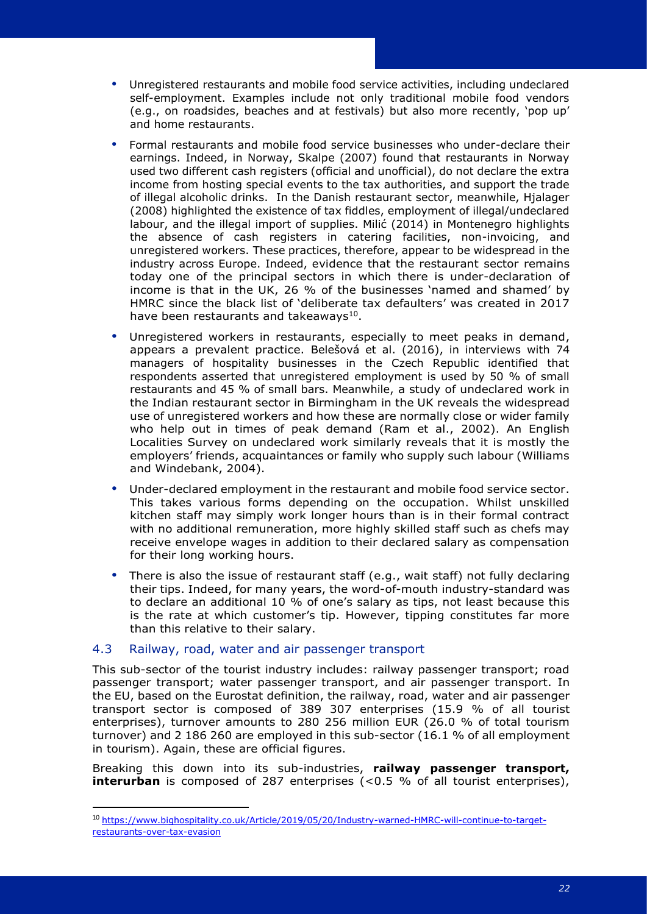- Unregistered restaurants and mobile food service activities, including undeclared self-employment. Examples include not only traditional mobile food vendors (e.g., on roadsides, beaches and at festivals) but also more recently, 'pop up' and home restaurants.
- Formal restaurants and mobile food service businesses who under-declare their earnings. Indeed, in Norway, Skalpe (2007) found that restaurants in Norway used two different cash registers (official and unofficial), do not declare the extra income from hosting special events to the tax authorities, and support the trade of illegal alcoholic drinks. In the Danish restaurant sector, meanwhile, Hjalager (2008) highlighted the existence of tax fiddles, employment of illegal/undeclared labour, and the illegal import of supplies. Milić (2014) in Montenegro highlights the absence of cash registers in catering facilities, non-invoicing, and unregistered workers. These practices, therefore, appear to be widespread in the industry across Europe. Indeed, evidence that the restaurant sector remains today one of the principal sectors in which there is under-declaration of income is that in the UK, 26 % of the businesses 'named and shamed' by HMRC since the black list of 'deliberate tax defaulters' was created in 2017 have been restaurants and takeaways[10].
- Unregistered workers in restaurants, especially to meet peaks in demand, appears a prevalent practice. Belešová et al. (2016), in interviews with 74 managers of hospitality businesses in the Czech Republic identified that respondents asserted that unregistered employment is used by 50 % of small restaurants and 45 % of small bars. Meanwhile, a study of undeclared work in the Indian restaurant sector in Birmingham in the UK reveals the widespread use of unregistered workers and how these are normally close or wider family who help out in times of peak demand (Ram et al., 2002). An English Localities Survey on undeclared work similarly reveals that it is mostly the employers' friends, acquaintances or family who supply such labour (Williams and Windebank, 2004).
- Under-declared employment in the restaurant and mobile food service sector. This takes various forms depending on the occupation. Whilst unskilled kitchen staff may simply work longer hours than is in their formal contract with no additional remuneration, more highly skilled staff such as chefs may receive envelope wages in addition to their declared salary as compensation for their long working hours.
- There is also the issue of restaurant staff (e.g., wait staff) not fully declaring their tips. Indeed, for many years, the word-of-mouth industry-standard was to declare an additional 10 % of one's salary as tips, not least because this is the rate at which customer's tip. However, tipping constitutes far more than this relative to their salary.

## 4.3 Railway, road, water and air passenger transport

This sub-sector of the tourist industry includes: railway passenger transport; road passenger transport; water passenger transport, and air passenger transport. In the EU, based on the Eurostat definition, the railway, road, water and air passenger transport sector is composed of 389 307 enterprises (15.9 % of all tourist enterprises), turnover amounts to 280 256 million EUR (26.0 % of total tourism turnover) and 2 186 260 are employed in this sub-sector (16.1 % of all employment in tourism). Again, these are official figures.

Breaking this down into its sub-industries, **railway passenger transport, interurban** is composed of 287 enterprises (<0.5 % of all tourist enterprises),

[10] https://www.bighospitality.co.uk/Article/2019/05/20/Industry-warned-HMRC-will-continue-to-target-restaurants-over-tax-evasion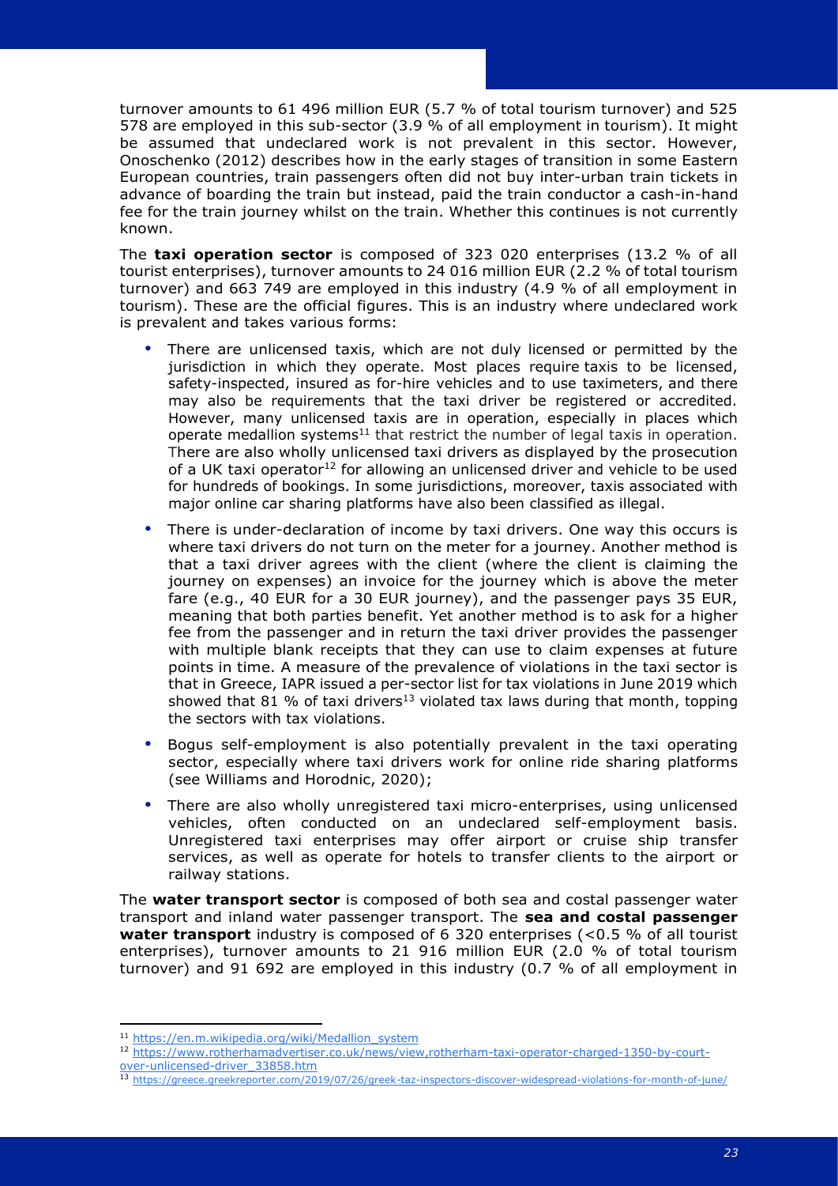turnover amounts to 61 496 million EUR (5.7 % of total tourism turnover) and 525 578 are employed in this sub-sector (3.9 % of all employment in tourism). It might be assumed that undeclared work is not prevalent in this sector. However, Onoschenko (2012) describes how in the early stages of transition in some Eastern European countries, train passengers often did not buy inter-urban train tickets in advance of boarding the train but instead, paid the train conductor a cash-in-hand fee for the train journey whilst on the train. Whether this continues is not currently known.

The **taxi operation sector** is composed of 323 020 enterprises (13.2 % of all tourist enterprises), turnover amounts to 24 016 million EUR (2.2 % of total tourism turnover) and 663 749 are employed in this industry (4.9 % of all employment in tourism). These are the official figures. This is an industry where undeclared work is prevalent and takes various forms:

- There are unlicensed taxis, which are not duly licensed or permitted by the jurisdiction in which they operate. Most places require taxis to be licensed, safety-inspected, insured as for-hire vehicles and to use taximeters, and there may also be requirements that the taxi driver be registered or accredited. However, many unlicensed taxis are in operation, especially in places which operate medallion systems[11] that restrict the number of legal taxis in operation. There are also wholly unlicensed taxi drivers as displayed by the prosecution of a UK taxi operator[12] for allowing an unlicensed driver and vehicle to be used for hundreds of bookings. In some jurisdictions, moreover, taxis associated with major online car sharing platforms have also been classified as illegal.
- There is under-declaration of income by taxi drivers. One way this occurs is where taxi drivers do not turn on the meter for a journey. Another method is that a taxi driver agrees with the client (where the client is claiming the journey on expenses) an invoice for the journey which is above the meter fare (e.g., 40 EUR for a 30 EUR journey), and the passenger pays 35 EUR, meaning that both parties benefit. Yet another method is to ask for a higher fee from the passenger and in return the taxi driver provides the passenger with multiple blank receipts that they can use to claim expenses at future points in time. A measure of the prevalence of violations in the taxi sector is that in Greece, IAPR issued a per-sector list for tax violations in June 2019 which showed that 81 % of taxi drivers[13] violated tax laws during that month, topping the sectors with tax violations.
- Bogus self-employment is also potentially prevalent in the taxi operating sector, especially where taxi drivers work for online ride sharing platforms (see Williams and Horodnic, 2020);
- There are also wholly unregistered taxi micro-enterprises, using unlicensed vehicles, often conducted on an undeclared self-employment basis. Unregistered taxi enterprises may offer airport or cruise ship transfer services, as well as operate for hotels to transfer clients to the airport or railway stations.

The **water transport sector** is composed of both sea and costal passenger water transport and inland water passenger transport. The **sea and costal passenger water transport** industry is composed of 6 320 enterprises (<0.5 % of all tourist enterprises), turnover amounts to 21 916 million EUR (2.0 % of total tourism turnover) and 91 692 are employed in this industry (0.7 % of all employment in

---

[11] https://en.m.wikipedia.org/wiki/Medallion_system

[12] https://www.rotherhamadvertiser.co.uk/news/view,rotherham-taxi-operator-charged-1350-by-court-over-unlicensed-driver_33858.htm

[13] https://greece.greekreporter.com/2019/07/26/greek-taz-inspectors-discover-widespread-violations-for-month-of-june/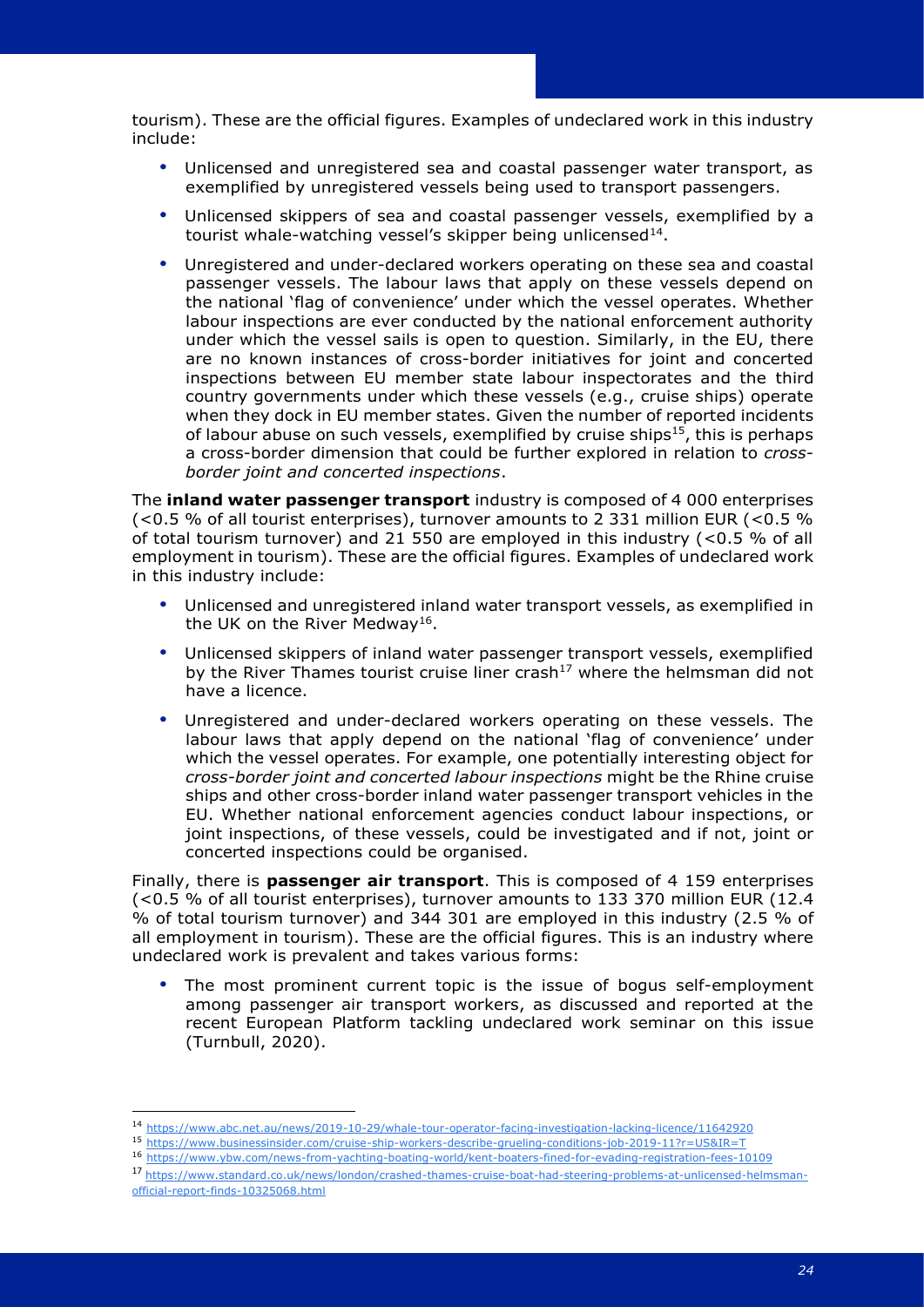tourism). These are the official figures. Examples of undeclared work in this industry include:

- Unlicensed and unregistered sea and coastal passenger water transport, as exemplified by unregistered vessels being used to transport passengers.
- Unlicensed skippers of sea and coastal passenger vessels, exemplified by a tourist whale-watching vessel's skipper being unlicensed[14].
- Unregistered and under-declared workers operating on these sea and coastal passenger vessels. The labour laws that apply on these vessels depend on the national 'flag of convenience' under which the vessel operates. Whether labour inspections are ever conducted by the national enforcement authority under which the vessel sails is open to question. Similarly, in the EU, there are no known instances of cross-border initiatives for joint and concerted inspections between EU member state labour inspectorates and the third country governments under which these vessels (e.g., cruise ships) operate when they dock in EU member states. Given the number of reported incidents of labour abuse on such vessels, exemplified by cruise ships[15], this is perhaps a cross-border dimension that could be further explored in relation to *cross-border joint and concerted inspections*.

The **inland water passenger transport** industry is composed of 4 000 enterprises (<0.5 % of all tourist enterprises), turnover amounts to 2 331 million EUR (<0.5 % of total tourism turnover) and 21 550 are employed in this industry (<0.5 % of all employment in tourism). These are the official figures. Examples of undeclared work in this industry include:

- Unlicensed and unregistered inland water transport vessels, as exemplified in the UK on the River Medway[16].
- Unlicensed skippers of inland water passenger transport vessels, exemplified by the River Thames tourist cruise liner crash[17] where the helmsman did not have a licence.
- Unregistered and under-declared workers operating on these vessels. The labour laws that apply depend on the national 'flag of convenience' under which the vessel operates. For example, one potentially interesting object for *cross-border joint and concerted labour inspections* might be the Rhine cruise ships and other cross-border inland water passenger transport vehicles in the EU. Whether national enforcement agencies conduct labour inspections, or joint inspections, of these vessels, could be investigated and if not, joint or concerted inspections could be organised.

Finally, there is **passenger air transport**. This is composed of 4 159 enterprises (<0.5 % of all tourist enterprises), turnover amounts to 133 370 million EUR (12.4 % of total tourism turnover) and 344 301 are employed in this industry (2.5 % of all employment in tourism). These are the official figures. This is an industry where undeclared work is prevalent and takes various forms:

- The most prominent current topic is the issue of bogus self-employment among passenger air transport workers, as discussed and reported at the recent European Platform tackling undeclared work seminar on this issue (Turnbull, 2020).

[14] https://www.abc.net.au/news/2019-10-29/whale-tour-operator-facing-investigation-lacking-licence/11642920

[15] https://www.businessinsider.com/cruise-ship-workers-describe-grueling-conditions-job-2019-11?r=US&IR=T

[16] https://www.ybw.com/news-from-yachting-boating-world/kent-boaters-fined-for-evading-registration-fees-10109

[17] https://www.standard.co.uk/news/london/crashed-thames-cruise-boat-had-steering-problems-at-unlicensed-helmsman-official-report-finds-10325068.html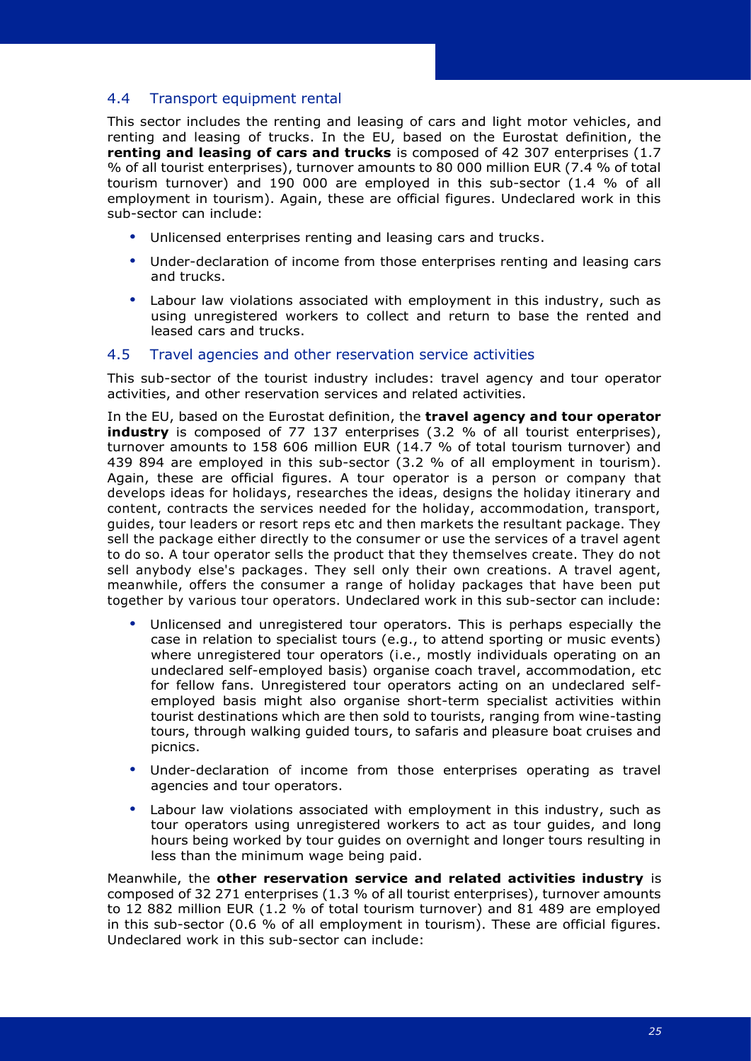## 4.4 Transport equipment rental

This sector includes the renting and leasing of cars and light motor vehicles, and renting and leasing of trucks. In the EU, based on the Eurostat definition, the **renting and leasing of cars and trucks** is composed of 42 307 enterprises (1.7 % of all tourist enterprises), turnover amounts to 80 000 million EUR (7.4 % of total tourism turnover) and 190 000 are employed in this sub-sector (1.4 % of all employment in tourism). Again, these are official figures. Undeclared work in this sub-sector can include:

- Unlicensed enterprises renting and leasing cars and trucks.
- Under-declaration of income from those enterprises renting and leasing cars and trucks.
- Labour law violations associated with employment in this industry, such as using unregistered workers to collect and return to base the rented and leased cars and trucks.

## 4.5 Travel agencies and other reservation service activities

This sub-sector of the tourist industry includes: travel agency and tour operator activities, and other reservation services and related activities.

In the EU, based on the Eurostat definition, the **travel agency and tour operator industry** is composed of 77 137 enterprises (3.2 % of all tourist enterprises), turnover amounts to 158 606 million EUR (14.7 % of total tourism turnover) and 439 894 are employed in this sub-sector (3.2 % of all employment in tourism). Again, these are official figures. A tour operator is a person or company that develops ideas for holidays, researches the ideas, designs the holiday itinerary and content, contracts the services needed for the holiday, accommodation, transport, guides, tour leaders or resort reps etc and then markets the resultant package. They sell the package either directly to the consumer or use the services of a travel agent to do so. A tour operator sells the product that they themselves create. They do not sell anybody else's packages. They sell only their own creations. A travel agent, meanwhile, offers the consumer a range of holiday packages that have been put together by various tour operators. Undeclared work in this sub-sector can include:

- Unlicensed and unregistered tour operators. This is perhaps especially the case in relation to specialist tours (e.g., to attend sporting or music events) where unregistered tour operators (i.e., mostly individuals operating on an undeclared self-employed basis) organise coach travel, accommodation, etc for fellow fans. Unregistered tour operators acting on an undeclared self-employed basis might also organise short-term specialist activities within tourist destinations which are then sold to tourists, ranging from wine-tasting tours, through walking guided tours, to safaris and pleasure boat cruises and picnics.
- Under-declaration of income from those enterprises operating as travel agencies and tour operators.
- Labour law violations associated with employment in this industry, such as tour operators using unregistered workers to act as tour guides, and long hours being worked by tour guides on overnight and longer tours resulting in less than the minimum wage being paid.

Meanwhile, the **other reservation service and related activities industry** is composed of 32 271 enterprises (1.3 % of all tourist enterprises), turnover amounts to 12 882 million EUR (1.2 % of total tourism turnover) and 81 489 are employed in this sub-sector (0.6 % of all employment in tourism). These are official figures. Undeclared work in this sub-sector can include: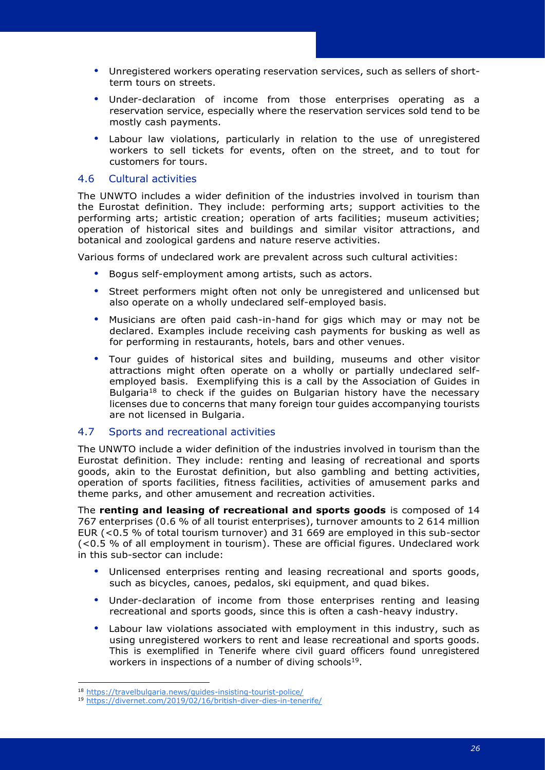- Unregistered workers operating reservation services, such as sellers of short-term tours on streets.
- Under-declaration of income from those enterprises operating as a reservation service, especially where the reservation services sold tend to be mostly cash payments.
- Labour law violations, particularly in relation to the use of unregistered workers to sell tickets for events, often on the street, and to tout for customers for tours.

## 4.6 Cultural activities

The UNWTO includes a wider definition of the industries involved in tourism than the Eurostat definition. They include: performing arts; support activities to the performing arts; artistic creation; operation of arts facilities; museum activities; operation of historical sites and buildings and similar visitor attractions, and botanical and zoological gardens and nature reserve activities.

Various forms of undeclared work are prevalent across such cultural activities:

- Bogus self-employment among artists, such as actors.
- Street performers might often not only be unregistered and unlicensed but also operate on a wholly undeclared self-employed basis.
- Musicians are often paid cash-in-hand for gigs which may or may not be declared. Examples include receiving cash payments for busking as well as for performing in restaurants, hotels, bars and other venues.
- Tour guides of historical sites and building, museums and other visitor attractions might often operate on a wholly or partially undeclared self-employed basis. Exemplifying this is a call by the Association of Guides in Bulgaria[18] to check if the guides on Bulgarian history have the necessary licenses due to concerns that many foreign tour guides accompanying tourists are not licensed in Bulgaria.

## 4.7 Sports and recreational activities

The UNWTO include a wider definition of the industries involved in tourism than the Eurostat definition. They include: renting and leasing of recreational and sports goods, akin to the Eurostat definition, but also gambling and betting activities, operation of sports facilities, fitness facilities, activities of amusement parks and theme parks, and other amusement and recreation activities.

The **renting and leasing of recreational and sports goods** is composed of 14 767 enterprises (0.6 % of all tourist enterprises), turnover amounts to 2 614 million EUR (<0.5 % of total tourism turnover) and 31 669 are employed in this sub-sector (<0.5 % of all employment in tourism). These are official figures. Undeclared work in this sub-sector can include:

- Unlicensed enterprises renting and leasing recreational and sports goods, such as bicycles, canoes, pedalos, ski equipment, and quad bikes.
- Under-declaration of income from those enterprises renting and leasing recreational and sports goods, since this is often a cash-heavy industry.
- Labour law violations associated with employment in this industry, such as using unregistered workers to rent and lease recreational and sports goods. This is exemplified in Tenerife where civil guard officers found unregistered workers in inspections of a number of diving schools[19].

---

[18] https://travelbulgaria.news/guides-insisting-tourist-police/

[19] https://divernet.com/2019/02/16/british-diver-dies-in-tenerife/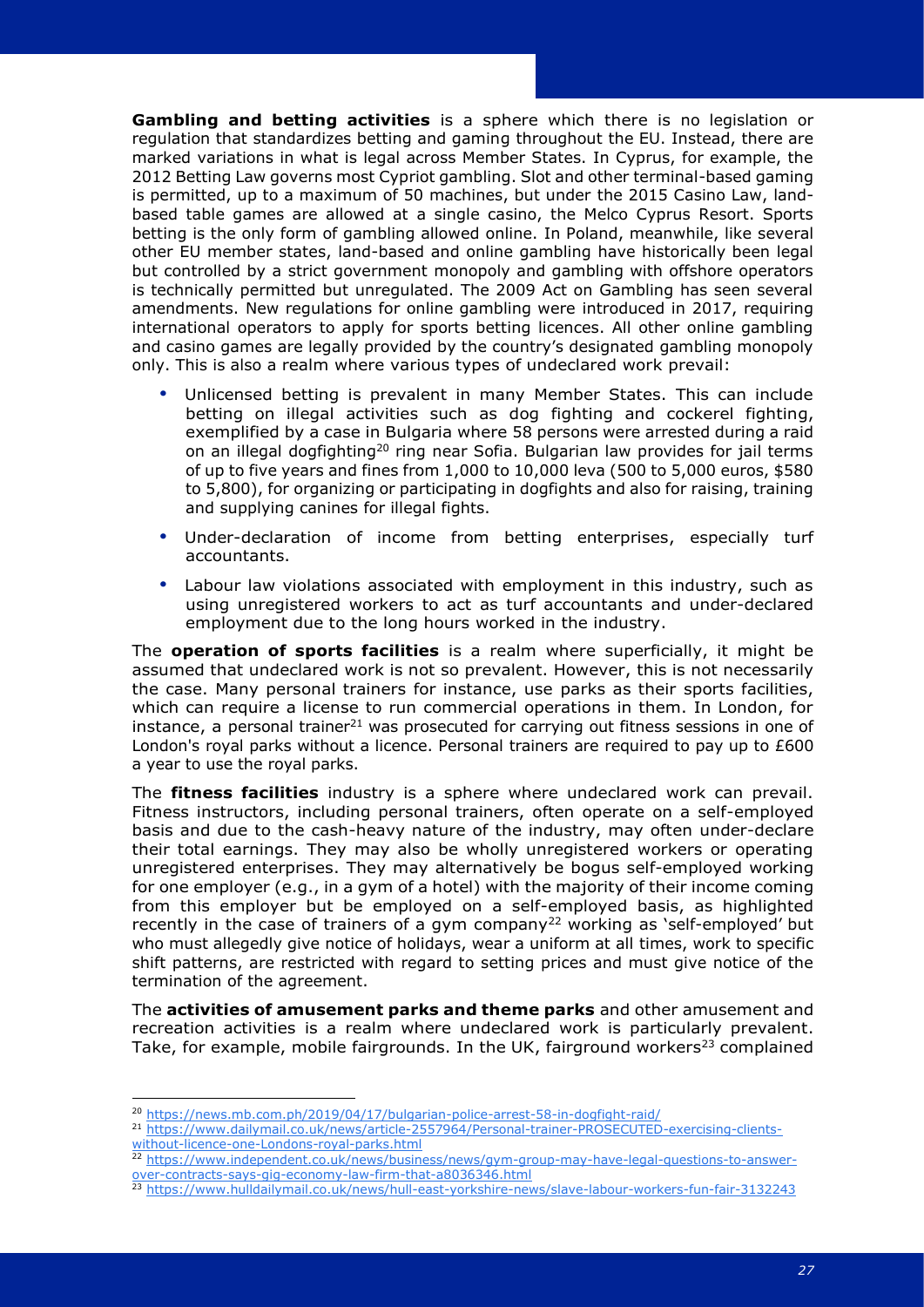**Gambling and betting activities** is a sphere which there is no legislation or regulation that standardizes betting and gaming throughout the EU. Instead, there are marked variations in what is legal across Member States. In Cyprus, for example, the 2012 Betting Law governs most Cypriot gambling. Slot and other terminal-based gaming is permitted, up to a maximum of 50 machines, but under the 2015 Casino Law, land-based table games are allowed at a single casino, the Melco Cyprus Resort. Sports betting is the only form of gambling allowed online. In Poland, meanwhile, like several other EU member states, land-based and online gambling have historically been legal but controlled by a strict government monopoly and gambling with offshore operators is technically permitted but unregulated. The 2009 Act on Gambling has seen several amendments. New regulations for online gambling were introduced in 2017, requiring international operators to apply for sports betting licences. All other online gambling and casino games are legally provided by the country's designated gambling monopoly only. This is also a realm where various types of undeclared work prevail:

- Unlicensed betting is prevalent in many Member States. This can include betting on illegal activities such as dog fighting and cockerel fighting, exemplified by a case in Bulgaria where 58 persons were arrested during a raid on an illegal dogfighting[20] ring near Sofia. Bulgarian law provides for jail terms of up to five years and fines from 1,000 to 10,000 leva (500 to 5,000 euros, $580 to 5,800), for organizing or participating in dogfights and also for raising, training and supplying canines for illegal fights.
- Under-declaration of income from betting enterprises, especially turf accountants.
- Labour law violations associated with employment in this industry, such as using unregistered workers to act as turf accountants and under-declared employment due to the long hours worked in the industry.

The **operation of sports facilities** is a realm where superficially, it might be assumed that undeclared work is not so prevalent. However, this is not necessarily the case. Many personal trainers for instance, use parks as their sports facilities, which can require a license to run commercial operations in them. In London, for instance, a personal trainer[21] was prosecuted for carrying out fitness sessions in one of London's royal parks without a licence. Personal trainers are required to pay up to £600 a year to use the royal parks.

The **fitness facilities** industry is a sphere where undeclared work can prevail. Fitness instructors, including personal trainers, often operate on a self-employed basis and due to the cash-heavy nature of the industry, may often under-declare their total earnings. They may also be wholly unregistered workers or operating unregistered enterprises. They may alternatively be bogus self-employed working for one employer (e.g., in a gym of a hotel) with the majority of their income coming from this employer but be employed on a self-employed basis, as highlighted recently in the case of trainers of a gym company[22] working as 'self-employed' but who must allegedly give notice of holidays, wear a uniform at all times, work to specific shift patterns, are restricted with regard to setting prices and must give notice of the termination of the agreement.

The **activities of amusement parks and theme parks** and other amusement and recreation activities is a realm where undeclared work is particularly prevalent. Take, for example, mobile fairgrounds. In the UK, fairground workers[23] complained

---

[20] https://news.mb.com.ph/2019/04/17/bulgarian-police-arrest-58-in-dogfight-raid/

[21] https://www.dailymail.co.uk/news/article-2557964/Personal-trainer-PROSECUTED-exercising-clients-without-licence-one-Londons-royal-parks.html

[22] https://www.independent.co.uk/news/business/news/gym-group-may-have-legal-questions-to-answer-over-contracts-says-gig-economy-law-firm-that-a8036346.html

[23] https://www.hulldailymail.co.uk/news/hull-east-yorkshire-news/slave-labour-workers-fun-fair-3132243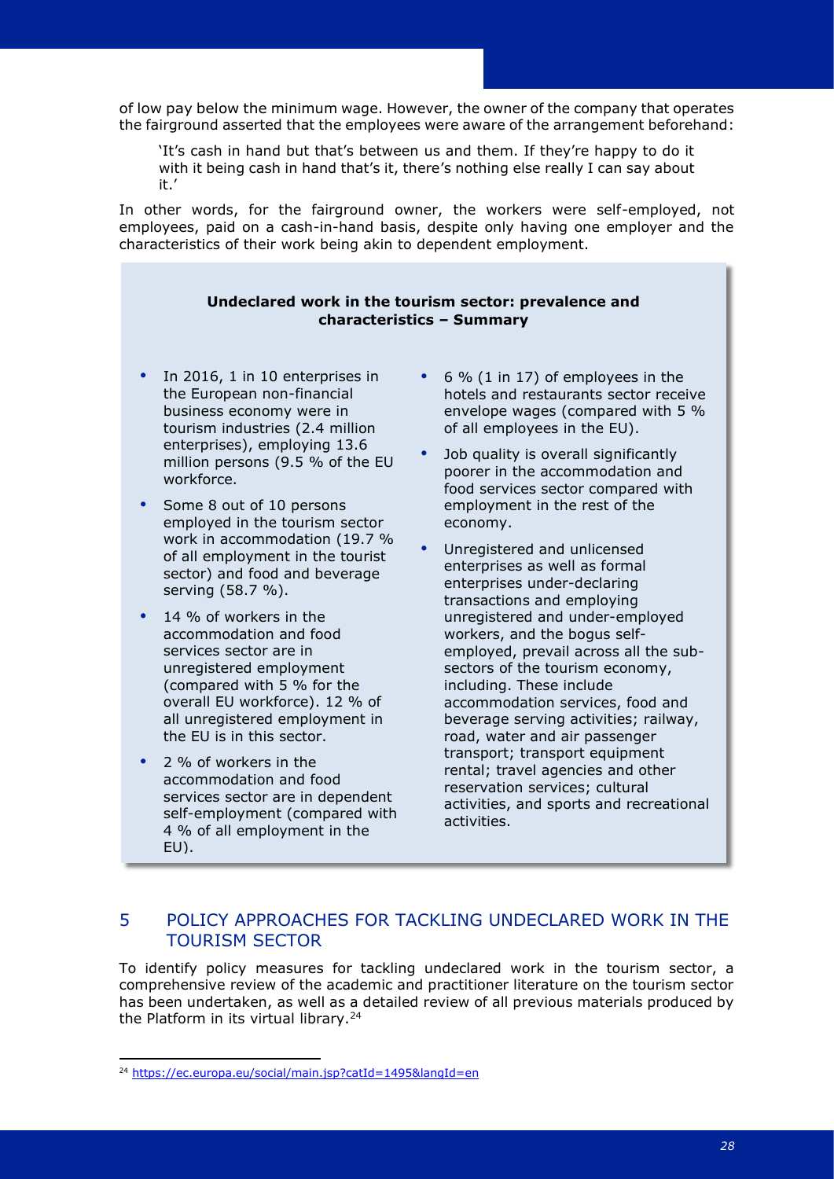of low pay below the minimum wage. However, the owner of the company that operates the fairground asserted that the employees were aware of the arrangement beforehand:

> 'It's cash in hand but that's between us and them. If they're happy to do it with it being cash in hand that's it, there's nothing else really I can say about it.'

In other words, for the fairground owner, the workers were self-employed, not employees, paid on a cash-in-hand basis, despite only having one employer and the characteristics of their work being akin to dependent employment.

**Undeclared work in the tourism sector: prevalence and characteristics – Summary**

- In 2016, 1 in 10 enterprises in the European non-financial business economy were in tourism industries (2.4 million enterprises), employing 13.6 million persons (9.5 % of the EU workforce.
- Some 8 out of 10 persons employed in the tourism sector work in accommodation (19.7 % of all employment in the tourist sector) and food and beverage serving (58.7 %).
- 14 % of workers in the accommodation and food services sector are in unregistered employment (compared with 5 % for the overall EU workforce). 12 % of all unregistered employment in the EU is in this sector.
- 2 % of workers in the accommodation and food services sector are in dependent self-employment (compared with 4 % of all employment in the EU).
- 6 % (1 in 17) of employees in the hotels and restaurants sector receive envelope wages (compared with 5 % of all employees in the EU).
- Job quality is overall significantly poorer in the accommodation and food services sector compared with employment in the rest of the economy.
- Unregistered and unlicensed enterprises as well as formal enterprises under-declaring transactions and employing unregistered and under-employed workers, and the bogus self-employed, prevail across all the sub-sectors of the tourism economy, including. These include accommodation services, food and beverage serving activities; railway, road, water and air passenger transport; transport equipment rental; travel agencies and other reservation services; cultural activities, and sports and recreational activities.

## 5 POLICY APPROACHES FOR TACKLING UNDECLARED WORK IN THE TOURISM SECTOR

To identify policy measures for tackling undeclared work in the tourism sector, a comprehensive review of the academic and practitioner literature on the tourism sector has been undertaken, as well as a detailed review of all previous materials produced by the Platform in its virtual library.[24]

[24] https://ec.europa.eu/social/main.jsp?catId=1495&langId=en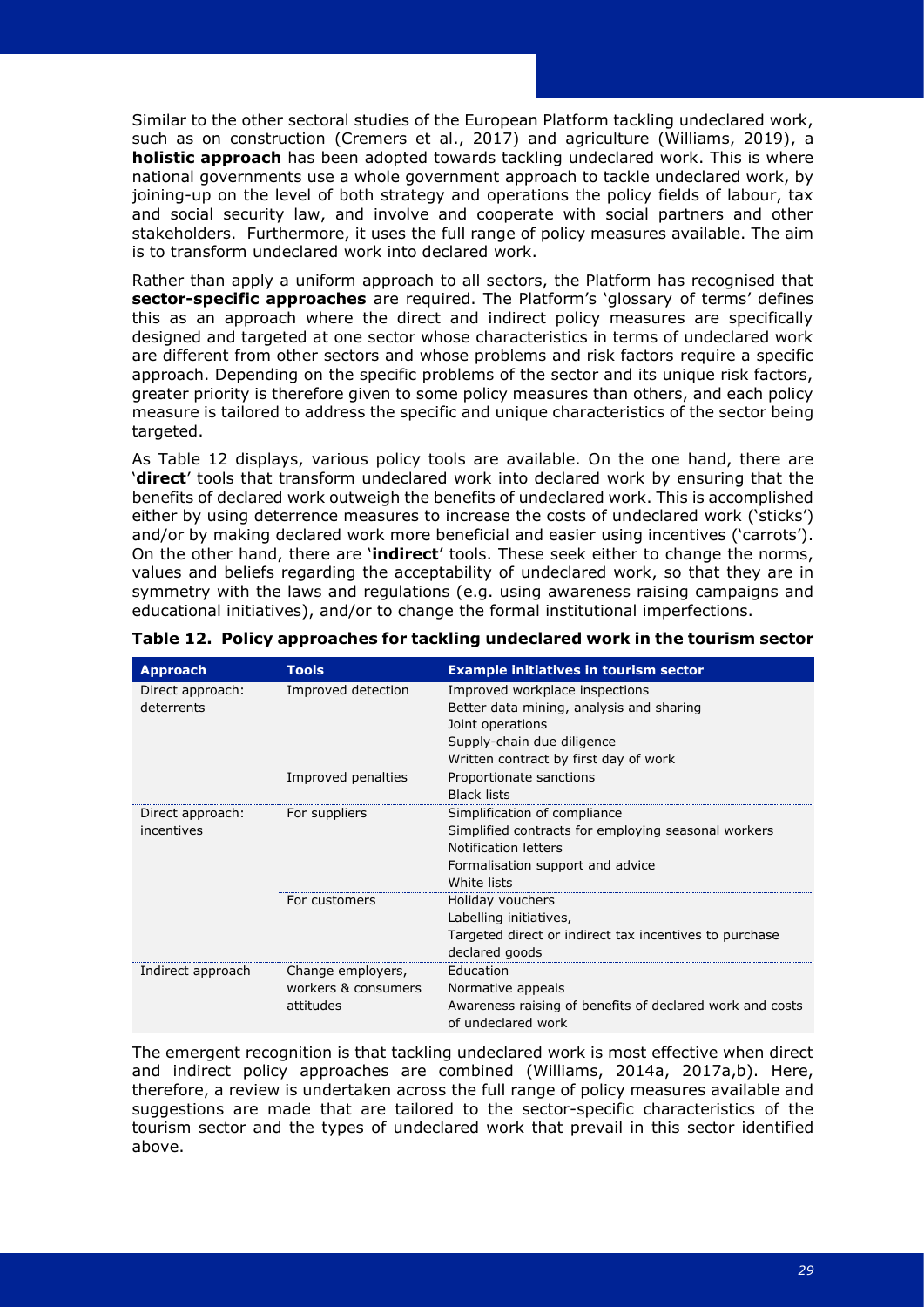Similar to the other sectoral studies of the European Platform tackling undeclared work, such as on construction (Cremers et al., 2017) and agriculture (Williams, 2019), a **holistic approach** has been adopted towards tackling undeclared work. This is where national governments use a whole government approach to tackle undeclared work, by joining-up on the level of both strategy and operations the policy fields of labour, tax and social security law, and involve and cooperate with social partners and other stakeholders. Furthermore, it uses the full range of policy measures available. The aim is to transform undeclared work into declared work.

Rather than apply a uniform approach to all sectors, the Platform has recognised that **sector-specific approaches** are required. The Platform's 'glossary of terms' defines this as an approach where the direct and indirect policy measures are specifically designed and targeted at one sector whose characteristics in terms of undeclared work are different from other sectors and whose problems and risk factors require a specific approach. Depending on the specific problems of the sector and its unique risk factors, greater priority is therefore given to some policy measures than others, and each policy measure is tailored to address the specific and unique characteristics of the sector being targeted.

As Table 12 displays, various policy tools are available. On the one hand, there are '**direct**' tools that transform undeclared work into declared work by ensuring that the benefits of declared work outweigh the benefits of undeclared work. This is accomplished either by using deterrence measures to increase the costs of undeclared work ('sticks') and/or by making declared work more beneficial and easier using incentives ('carrots'). On the other hand, there are '**indirect**' tools. These seek either to change the norms, values and beliefs regarding the acceptability of undeclared work, so that they are in symmetry with the laws and regulations (e.g. using awareness raising campaigns and educational initiatives), and/or to change the formal institutional imperfections.

**Table 12. Policy approaches for tackling undeclared work in the tourism sector**

| Approach | Tools | Example initiatives in tourism sector |
|---|---|---|
| Direct approach: deterrents | Improved detection | Improved workplace inspections<br>Better data mining, analysis and sharing<br>Joint operations<br>Supply-chain due diligence<br>Written contract by first day of work |
| | Improved penalties | Proportionate sanctions<br>Black lists |
| Direct approach: incentives | For suppliers | Simplification of compliance<br>Simplified contracts for employing seasonal workers<br>Notification letters<br>Formalisation support and advice<br>White lists |
| | For customers | Holiday vouchers<br>Labelling initiatives,<br>Targeted direct or indirect tax incentives to purchase declared goods |
| Indirect approach | Change employers, workers & consumers attitudes | Education<br>Normative appeals<br>Awareness raising of benefits of declared work and costs of undeclared work |

The emergent recognition is that tackling undeclared work is most effective when direct and indirect policy approaches are combined (Williams, 2014a, 2017a,b). Here, therefore, a review is undertaken across the full range of policy measures available and suggestions are made that are tailored to the sector-specific characteristics of the tourism sector and the types of undeclared work that prevail in this sector identified above.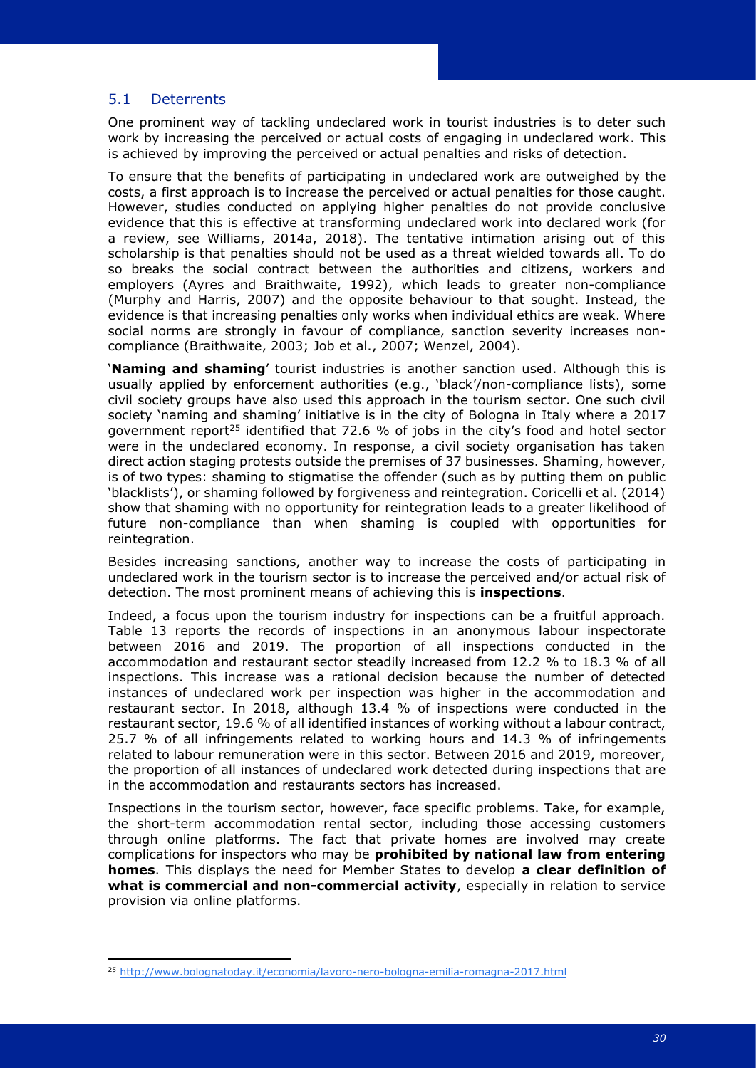## 5.1 Deterrents

One prominent way of tackling undeclared work in tourist industries is to deter such work by increasing the perceived or actual costs of engaging in undeclared work. This is achieved by improving the perceived or actual penalties and risks of detection.

To ensure that the benefits of participating in undeclared work are outweighed by the costs, a first approach is to increase the perceived or actual penalties for those caught. However, studies conducted on applying higher penalties do not provide conclusive evidence that this is effective at transforming undeclared work into declared work (for a review, see Williams, 2014a, 2018). The tentative intimation arising out of this scholarship is that penalties should not be used as a threat wielded towards all. To do so breaks the social contract between the authorities and citizens, workers and employers (Ayres and Braithwaite, 1992), which leads to greater non-compliance (Murphy and Harris, 2007) and the opposite behaviour to that sought. Instead, the evidence is that increasing penalties only works when individual ethics are weak. Where social norms are strongly in favour of compliance, sanction severity increases non-compliance (Braithwaite, 2003; Job et al., 2007; Wenzel, 2004).

'**Naming and shaming**' tourist industries is another sanction used. Although this is usually applied by enforcement authorities (e.g., 'black'/non-compliance lists), some civil society groups have also used this approach in the tourism sector. One such civil society 'naming and shaming' initiative is in the city of Bologna in Italy where a 2017 government report[25] identified that 72.6 % of jobs in the city's food and hotel sector were in the undeclared economy. In response, a civil society organisation has taken direct action staging protests outside the premises of 37 businesses. Shaming, however, is of two types: shaming to stigmatise the offender (such as by putting them on public 'blacklists'), or shaming followed by forgiveness and reintegration. Coricelli et al. (2014) show that shaming with no opportunity for reintegration leads to a greater likelihood of future non-compliance than when shaming is coupled with opportunities for reintegration.

Besides increasing sanctions, another way to increase the costs of participating in undeclared work in the tourism sector is to increase the perceived and/or actual risk of detection. The most prominent means of achieving this is **inspections**.

Indeed, a focus upon the tourism industry for inspections can be a fruitful approach. Table 13 reports the records of inspections in an anonymous labour inspectorate between 2016 and 2019. The proportion of all inspections conducted in the accommodation and restaurant sector steadily increased from 12.2 % to 18.3 % of all inspections. This increase was a rational decision because the number of detected instances of undeclared work per inspection was higher in the accommodation and restaurant sector. In 2018, although 13.4 % of inspections were conducted in the restaurant sector, 19.6 % of all identified instances of working without a labour contract, 25.7 % of all infringements related to working hours and 14.3 % of infringements related to labour remuneration were in this sector. Between 2016 and 2019, moreover, the proportion of all instances of undeclared work detected during inspections that are in the accommodation and restaurants sectors has increased.

Inspections in the tourism sector, however, face specific problems. Take, for example, the short-term accommodation rental sector, including those accessing customers through online platforms. The fact that private homes are involved may create complications for inspectors who may be **prohibited by national law from entering homes**. This displays the need for Member States to develop **a clear definition of what is commercial and non-commercial activity**, especially in relation to service provision via online platforms.

[25] http://www.bolognatoday.it/economia/lavoro-nero-bologna-emilia-romagna-2017.html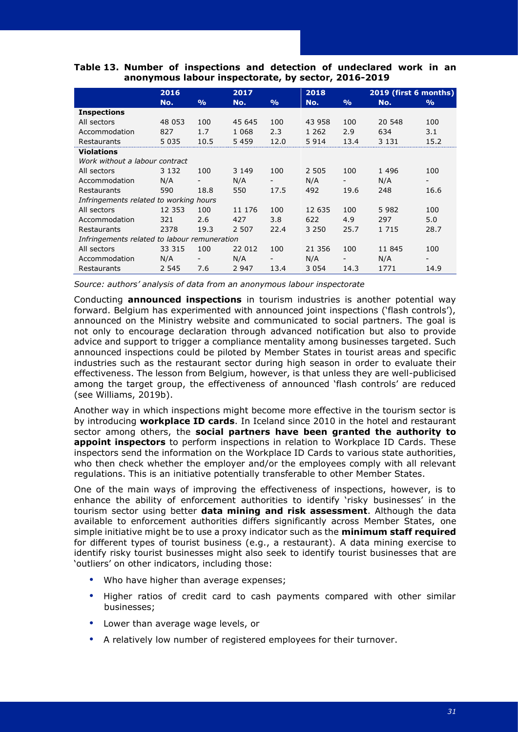**Table 13. Number of inspections and detection of undeclared work in an anonymous labour inspectorate, by sector, 2016-2019**

| | 2016 | | 2017 | | 2018 | | 2019 (first 6 months) | |
|---|---|---|---|---|---|---|---|---|
| | No. | % | No. | % | No. | % | No. | % |
| **Inspections** | | | | | | | | |
| All sectors | 48 053 | 100 | 45 645 | 100 | 43 958 | 100 | 20 548 | 100 |
| Accommodation | 827 | 1.7 | 1 068 | 2.3 | 1 262 | 2.9 | 634 | 3.1 |
| Restaurants | 5 035 | 10.5 | 5 459 | 12.0 | 5 914 | 13.4 | 3 131 | 15.2 |
| **Violations** | | | | | | | | |
| *Work without a labour contract* | | | | | | | | |
| All sectors | 3 132 | 100 | 3 149 | 100 | 2 505 | 100 | 1 496 | 100 |
| Accommodation | N/A | - | N/A | - | N/A | - | N/A | - |
| Restaurants | 590 | 18.8 | 550 | 17.5 | 492 | 19.6 | 248 | 16.6 |
| *Infringements related to working hours* | | | | | | | | |
| All sectors | 12 353 | 100 | 11 176 | 100 | 12 635 | 100 | 5 982 | 100 |
| Accommodation | 321 | 2.6 | 427 | 3.8 | 622 | 4.9 | 297 | 5.0 |
| Restaurants | 2378 | 19.3 | 2 507 | 22.4 | 3 250 | 25.7 | 1 715 | 28.7 |
| *Infringements related to labour remuneration* | | | | | | | | |
| All sectors | 33 315 | 100 | 22 012 | 100 | 21 356 | 100 | 11 845 | 100 |
| Accommodation | N/A | - | N/A | - | N/A | - | N/A | - |
| Restaurants | 2 545 | 7.6 | 2 947 | 13.4 | 3 054 | 14.3 | 1771 | 14.9 |

*Source: authors' analysis of data from an anonymous labour inspectorate*

Conducting **announced inspections** in tourism industries is another potential way forward. Belgium has experimented with announced joint inspections ('flash controls'), announced on the Ministry website and communicated to social partners. The goal is not only to encourage declaration through advanced notification but also to provide advice and support to trigger a compliance mentality among businesses targeted. Such announced inspections could be piloted by Member States in tourist areas and specific industries such as the restaurant sector during high season in order to evaluate their effectiveness. The lesson from Belgium, however, is that unless they are well-publicised among the target group, the effectiveness of announced 'flash controls' are reduced (see Williams, 2019b).

Another way in which inspections might become more effective in the tourism sector is by introducing **workplace ID cards**. In Iceland since 2010 in the hotel and restaurant sector among others, the **social partners have been granted the authority to appoint inspectors** to perform inspections in relation to Workplace ID Cards. These inspectors send the information on the Workplace ID Cards to various state authorities, who then check whether the employer and/or the employees comply with all relevant regulations. This is an initiative potentially transferable to other Member States.

One of the main ways of improving the effectiveness of inspections, however, is to enhance the ability of enforcement authorities to identify 'risky businesses' in the tourism sector using better **data mining and risk assessment**. Although the data available to enforcement authorities differs significantly across Member States, one simple initiative might be to use a proxy indicator such as the **minimum staff required** for different types of tourist business (e.g., a restaurant). A data mining exercise to identify risky tourist businesses might also seek to identify tourist businesses that are 'outliers' on other indicators, including those:

- Who have higher than average expenses;
- Higher ratios of credit card to cash payments compared with other similar businesses;
- Lower than average wage levels, or
- A relatively low number of registered employees for their turnover.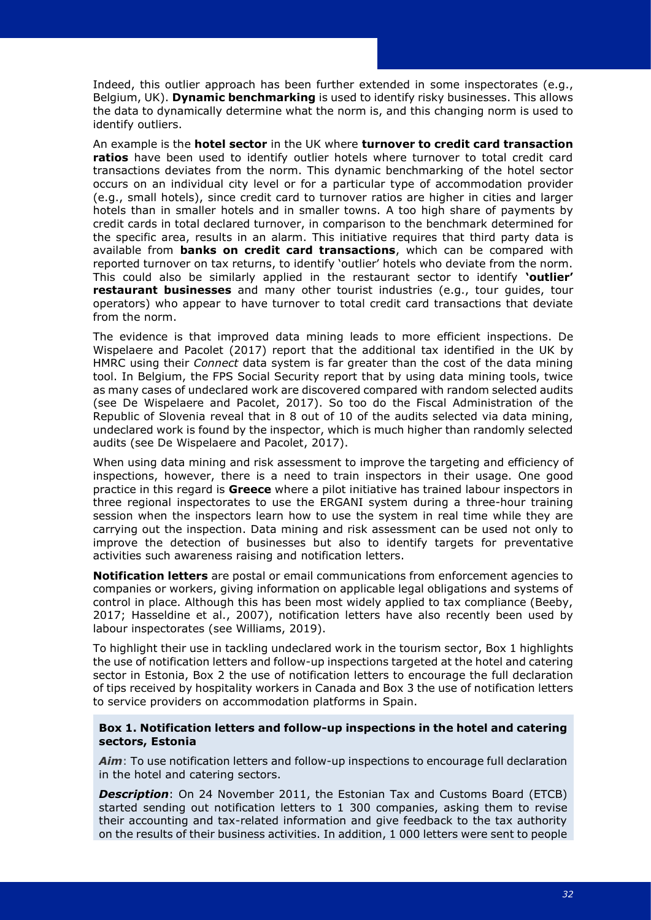Indeed, this outlier approach has been further extended in some inspectorates (e.g., Belgium, UK). **Dynamic benchmarking** is used to identify risky businesses. This allows the data to dynamically determine what the norm is, and this changing norm is used to identify outliers.

An example is the **hotel sector** in the UK where **turnover to credit card transaction ratios** have been used to identify outlier hotels where turnover to total credit card transactions deviates from the norm. This dynamic benchmarking of the hotel sector occurs on an individual city level or for a particular type of accommodation provider (e.g., small hotels), since credit card to turnover ratios are higher in cities and larger hotels than in smaller hotels and in smaller towns. A too high share of payments by credit cards in total declared turnover, in comparison to the benchmark determined for the specific area, results in an alarm. This initiative requires that third party data is available from **banks on credit card transactions**, which can be compared with reported turnover on tax returns, to identify 'outlier' hotels who deviate from the norm. This could also be similarly applied in the restaurant sector to identify **'outlier' restaurant businesses** and many other tourist industries (e.g., tour guides, tour operators) who appear to have turnover to total credit card transactions that deviate from the norm.

The evidence is that improved data mining leads to more efficient inspections. De Wispelaere and Pacolet (2017) report that the additional tax identified in the UK by HMRC using their *Connect* data system is far greater than the cost of the data mining tool. In Belgium, the FPS Social Security report that by using data mining tools, twice as many cases of undeclared work are discovered compared with random selected audits (see De Wispelaere and Pacolet, 2017). So too do the Fiscal Administration of the Republic of Slovenia reveal that in 8 out of 10 of the audits selected via data mining, undeclared work is found by the inspector, which is much higher than randomly selected audits (see De Wispelaere and Pacolet, 2017).

When using data mining and risk assessment to improve the targeting and efficiency of inspections, however, there is a need to train inspectors in their usage. One good practice in this regard is **Greece** where a pilot initiative has trained labour inspectors in three regional inspectorates to use the ERGANI system during a three-hour training session when the inspectors learn how to use the system in real time while they are carrying out the inspection. Data mining and risk assessment can be used not only to improve the detection of businesses but also to identify targets for preventative activities such awareness raising and notification letters.

**Notification letters** are postal or email communications from enforcement agencies to companies or workers, giving information on applicable legal obligations and systems of control in place. Although this has been most widely applied to tax compliance (Beeby, 2017; Hasseldine et al., 2007), notification letters have also recently been used by labour inspectorates (see Williams, 2019).

To highlight their use in tackling undeclared work in the tourism sector, Box 1 highlights the use of notification letters and follow-up inspections targeted at the hotel and catering sector in Estonia, Box 2 the use of notification letters to encourage the full declaration of tips received by hospitality workers in Canada and Box 3 the use of notification letters to service providers on accommodation platforms in Spain.

**Box 1. Notification letters and follow-up inspections in the hotel and catering sectors, Estonia**

***Aim***: To use notification letters and follow-up inspections to encourage full declaration in the hotel and catering sectors.

***Description***: On 24 November 2011, the Estonian Tax and Customs Board (ETCB) started sending out notification letters to 1 300 companies, asking them to revise their accounting and tax-related information and give feedback to the tax authority on the results of their business activities. In addition, 1 000 letters were sent to people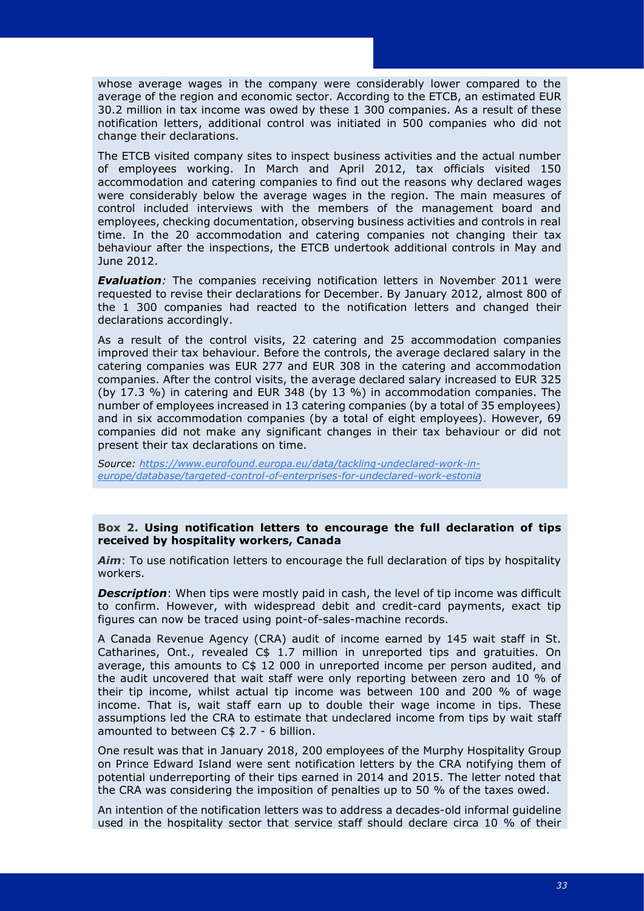whose average wages in the company were considerably lower compared to the average of the region and economic sector. According to the ETCB, an estimated EUR 30.2 million in tax income was owed by these 1 300 companies. As a result of these notification letters, additional control was initiated in 500 companies who did not change their declarations.

The ETCB visited company sites to inspect business activities and the actual number of employees working. In March and April 2012, tax officials visited 150 accommodation and catering companies to find out the reasons why declared wages were considerably below the average wages in the region. The main measures of control included interviews with the members of the management board and employees, checking documentation, observing business activities and controls in real time. In the 20 accommodation and catering companies not changing their tax behaviour after the inspections, the ETCB undertook additional controls in May and June 2012.

***Evaluation****:* The companies receiving notification letters in November 2011 were requested to revise their declarations for December. By January 2012, almost 800 of the 1 300 companies had reacted to the notification letters and changed their declarations accordingly.

As a result of the control visits, 22 catering and 25 accommodation companies improved their tax behaviour. Before the controls, the average declared salary in the catering companies was EUR 277 and EUR 308 in the catering and accommodation companies. After the control visits, the average declared salary increased to EUR 325 (by 17.3 %) in catering and EUR 348 (by 13 %) in accommodation companies. The number of employees increased in 13 catering companies (by a total of 35 employees) and in six accommodation companies (by a total of eight employees). However, 69 companies did not make any significant changes in their tax behaviour or did not present their tax declarations on time.

*Source: https://www.eurofound.europa.eu/data/tackling-undeclared-work-in-europe/database/targeted-control-of-enterprises-for-undeclared-work-estonia*

**Box 2. Using notification letters to encourage the full declaration of tips received by hospitality workers, Canada**

***Aim***: To use notification letters to encourage the full declaration of tips by hospitality workers.

***Description***: When tips were mostly paid in cash, the level of tip income was difficult to confirm. However, with widespread debit and credit-card payments, exact tip figures can now be traced using point-of-sales-machine records.

A Canada Revenue Agency (CRA) audit of income earned by 145 wait staff in St. Catharines, Ont., revealed C$ 1.7 million in unreported tips and gratuities. On average, this amounts to C$ 12 000 in unreported income per person audited, and the audit uncovered that wait staff were only reporting between zero and 10 % of their tip income, whilst actual tip income was between 100 and 200 % of wage income. That is, wait staff earn up to double their wage income in tips. These assumptions led the CRA to estimate that undeclared income from tips by wait staff amounted to between C$ 2.7 - 6 billion.

One result was that in January 2018, 200 employees of the Murphy Hospitality Group on Prince Edward Island were sent notification letters by the CRA notifying them of potential underreporting of their tips earned in 2014 and 2015. The letter noted that the CRA was considering the imposition of penalties up to 50 % of the taxes owed.

An intention of the notification letters was to address a decades-old informal guideline used in the hospitality sector that service staff should declare circa 10 % of their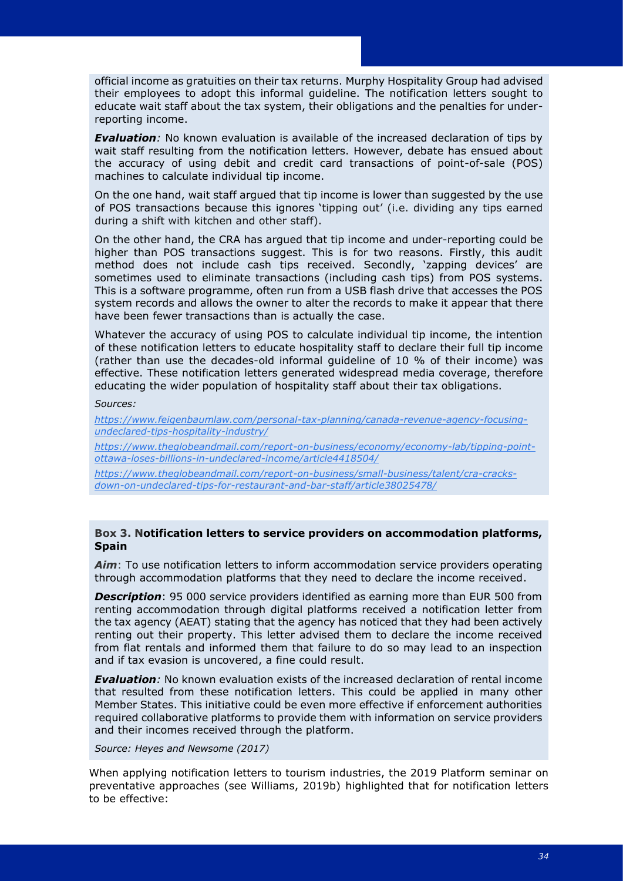official income as gratuities on their tax returns. Murphy Hospitality Group had advised their employees to adopt this informal guideline. The notification letters sought to educate wait staff about the tax system, their obligations and the penalties for under-reporting income.

***Evaluation**:* No known evaluation is available of the increased declaration of tips by wait staff resulting from the notification letters. However, debate has ensued about the accuracy of using debit and credit card transactions of point-of-sale (POS) machines to calculate individual tip income.

On the one hand, wait staff argued that tip income is lower than suggested by the use of POS transactions because this ignores 'tipping out' (i.e. dividing any tips earned during a shift with kitchen and other staff).

On the other hand, the CRA has argued that tip income and under-reporting could be higher than POS transactions suggest. This is for two reasons. Firstly, this audit method does not include cash tips received. Secondly, 'zapping devices' are sometimes used to eliminate transactions (including cash tips) from POS systems. This is a software programme, often run from a USB flash drive that accesses the POS system records and allows the owner to alter the records to make it appear that there have been fewer transactions than is actually the case.

Whatever the accuracy of using POS to calculate individual tip income, the intention of these notification letters to educate hospitality staff to declare their full tip income (rather than use the decades-old informal guideline of 10 % of their income) was effective. These notification letters generated widespread media coverage, therefore educating the wider population of hospitality staff about their tax obligations.

*Sources:*

*https://www.feigenbaumlaw.com/personal-tax-planning/canada-revenue-agency-focusing-undeclared-tips-hospitality-industry/*

*https://www.theglobeandmail.com/report-on-business/economy/economy-lab/tipping-point-ottawa-loses-billions-in-undeclared-income/article4418504/*

*https://www.theglobeandmail.com/report-on-business/small-business/talent/cra-cracks-down-on-undeclared-tips-for-restaurant-and-bar-staff/article38025478/*

**Box 3. Notification letters to service providers on accommodation platforms, Spain**

***Aim***: To use notification letters to inform accommodation service providers operating through accommodation platforms that they need to declare the income received.

***Description***: 95 000 service providers identified as earning more than EUR 500 from renting accommodation through digital platforms received a notification letter from the tax agency (AEAT) stating that the agency has noticed that they had been actively renting out their property. This letter advised them to declare the income received from flat rentals and informed them that failure to do so may lead to an inspection and if tax evasion is uncovered, a fine could result.

***Evaluation**:* No known evaluation exists of the increased declaration of rental income that resulted from these notification letters. This could be applied in many other Member States. This initiative could be even more effective if enforcement authorities required collaborative platforms to provide them with information on service providers and their incomes received through the platform.

*Source: Heyes and Newsome (2017)*

When applying notification letters to tourism industries, the 2019 Platform seminar on preventative approaches (see Williams, 2019b) highlighted that for notification letters to be effective: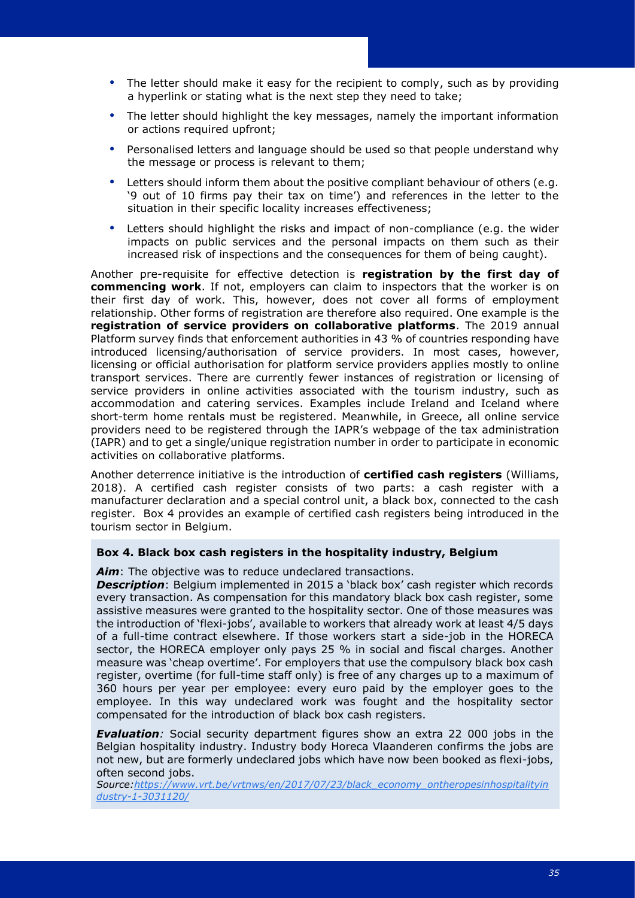- The letter should make it easy for the recipient to comply, such as by providing a hyperlink or stating what is the next step they need to take;
- The letter should highlight the key messages, namely the important information or actions required upfront;
- Personalised letters and language should be used so that people understand why the message or process is relevant to them;
- Letters should inform them about the positive compliant behaviour of others (e.g. '9 out of 10 firms pay their tax on time') and references in the letter to the situation in their specific locality increases effectiveness;
- Letters should highlight the risks and impact of non-compliance (e.g. the wider impacts on public services and the personal impacts on them such as their increased risk of inspections and the consequences for them of being caught).

Another pre-requisite for effective detection is **registration by the first day of commencing work**. If not, employers can claim to inspectors that the worker is on their first day of work. This, however, does not cover all forms of employment relationship. Other forms of registration are therefore also required. One example is the **registration of service providers on collaborative platforms**. The 2019 annual Platform survey finds that enforcement authorities in 43 % of countries responding have introduced licensing/authorisation of service providers. In most cases, however, licensing or official authorisation for platform service providers applies mostly to online transport services. There are currently fewer instances of registration or licensing of service providers in online activities associated with the tourism industry, such as accommodation and catering services. Examples include Ireland and Iceland where short-term home rentals must be registered. Meanwhile, in Greece, all online service providers need to be registered through the IAPR's webpage of the tax administration (IAPR) and to get a single/unique registration number in order to participate in economic activities on collaborative platforms.

Another deterrence initiative is the introduction of **certified cash registers** (Williams, 2018). A certified cash register consists of two parts: a cash register with a manufacturer declaration and a special control unit, a black box, connected to the cash register. Box 4 provides an example of certified cash registers being introduced in the tourism sector in Belgium.

**Box 4. Black box cash registers in the hospitality industry, Belgium**

***Aim***: The objective was to reduce undeclared transactions.
***Description***: Belgium implemented in 2015 a 'black box' cash register which records every transaction. As compensation for this mandatory black box cash register, some assistive measures were granted to the hospitality sector. One of those measures was the introduction of 'flexi-jobs', available to workers that already work at least 4/5 days of a full-time contract elsewhere. If those workers start a side-job in the HORECA sector, the HORECA employer only pays 25 % in social and fiscal charges. Another measure was 'cheap overtime'. For employers that use the compulsory black box cash register, overtime (for full-time staff only) is free of any charges up to a maximum of 360 hours per year per employee: every euro paid by the employer goes to the employee. In this way undeclared work was fought and the hospitality sector compensated for the introduction of black box cash registers.

***Evaluation***: Social security department figures show an extra 22 000 jobs in the Belgian hospitality industry. Industry body Horeca Vlaanderen confirms the jobs are not new, but are formerly undeclared jobs which have now been booked as flexi-jobs, often second jobs.
*Source:https://www.vrt.be/vrtnws/en/2017/07/23/black_economy_ontheropesinhospitalityindustry-1-3031120/*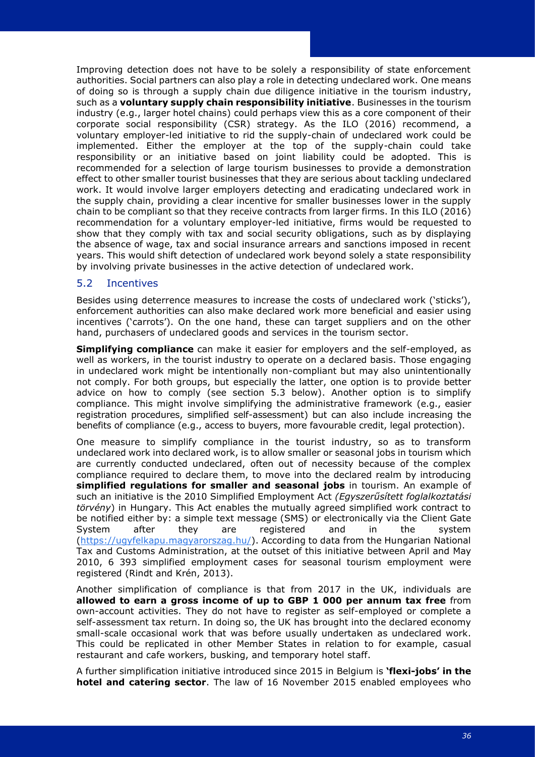Improving detection does not have to be solely a responsibility of state enforcement authorities. Social partners can also play a role in detecting undeclared work. One means of doing so is through a supply chain due diligence initiative in the tourism industry, such as a **voluntary supply chain responsibility initiative**. Businesses in the tourism industry (e.g., larger hotel chains) could perhaps view this as a core component of their corporate social responsibility (CSR) strategy. As the ILO (2016) recommend, a voluntary employer-led initiative to rid the supply-chain of undeclared work could be implemented. Either the employer at the top of the supply-chain could take responsibility or an initiative based on joint liability could be adopted. This is recommended for a selection of large tourism businesses to provide a demonstration effect to other smaller tourist businesses that they are serious about tackling undeclared work. It would involve larger employers detecting and eradicating undeclared work in the supply chain, providing a clear incentive for smaller businesses lower in the supply chain to be compliant so that they receive contracts from larger firms. In this ILO (2016) recommendation for a voluntary employer-led initiative, firms would be requested to show that they comply with tax and social security obligations, such as by displaying the absence of wage, tax and social insurance arrears and sanctions imposed in recent years. This would shift detection of undeclared work beyond solely a state responsibility by involving private businesses in the active detection of undeclared work.

## 5.2 Incentives

Besides using deterrence measures to increase the costs of undeclared work ('sticks'), enforcement authorities can also make declared work more beneficial and easier using incentives ('carrots'). On the one hand, these can target suppliers and on the other hand, purchasers of undeclared goods and services in the tourism sector.

**Simplifying compliance** can make it easier for employers and the self-employed, as well as workers, in the tourist industry to operate on a declared basis. Those engaging in undeclared work might be intentionally non-compliant but may also unintentionally not comply. For both groups, but especially the latter, one option is to provide better advice on how to comply (see section 5.3 below). Another option is to simplify compliance. This might involve simplifying the administrative framework (e.g., easier registration procedures, simplified self-assessment) but can also include increasing the benefits of compliance (e.g., access to buyers, more favourable credit, legal protection).

One measure to simplify compliance in the tourist industry, so as to transform undeclared work into declared work, is to allow smaller or seasonal jobs in tourism which are currently conducted undeclared, often out of necessity because of the complex compliance required to declare them, to move into the declared realm by introducing **simplified regulations for smaller and seasonal jobs** in tourism. An example of such an initiative is the 2010 Simplified Employment Act *(Egyszerűsített foglalkoztatási törvény*) in Hungary. This Act enables the mutually agreed simplified work contract to be notified either by: a simple text message (SMS) or electronically via the Client Gate System after they are registered and in the system (https://ugyfelkapu.magyarorszag.hu/). According to data from the Hungarian National Tax and Customs Administration, at the outset of this initiative between April and May 2010, 6 393 simplified employment cases for seasonal tourism employment were registered (Rindt and Krén, 2013).

Another simplification of compliance is that from 2017 in the UK, individuals are **allowed to earn a gross income of up to GBP 1 000 per annum tax free** from own-account activities. They do not have to register as self-employed or complete a self-assessment tax return. In doing so, the UK has brought into the declared economy small-scale occasional work that was before usually undertaken as undeclared work. This could be replicated in other Member States in relation to for example, casual restaurant and cafe workers, busking, and temporary hotel staff.

A further simplification initiative introduced since 2015 in Belgium is **'flexi-jobs' in the hotel and catering sector**. The law of 16 November 2015 enabled employees who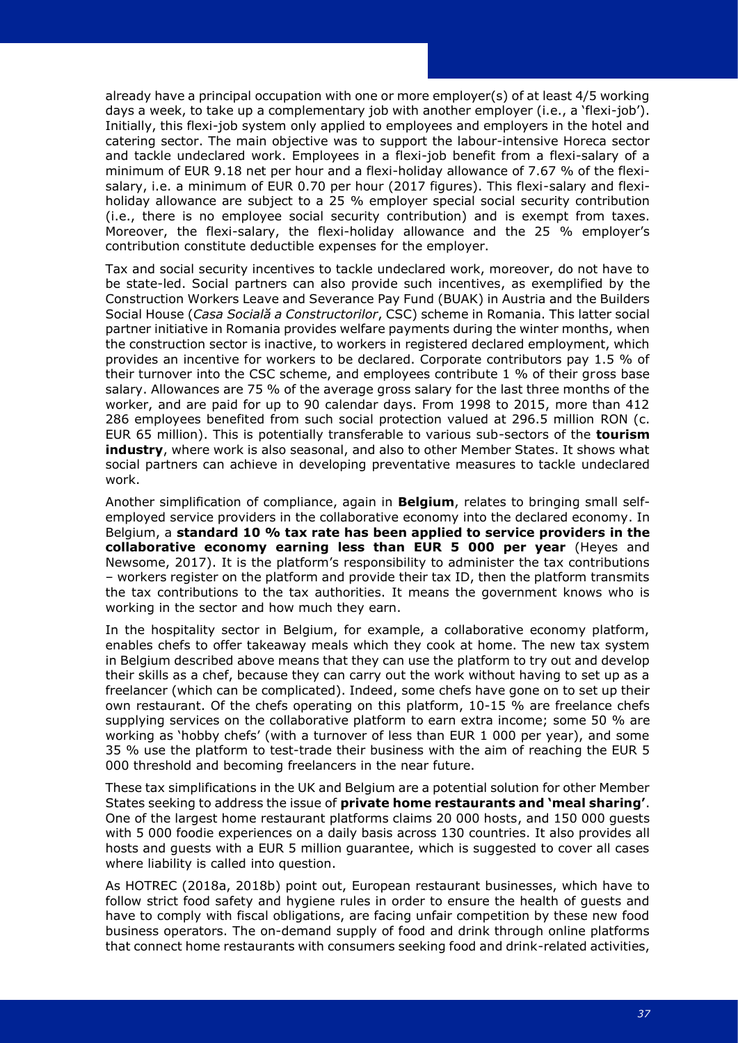already have a principal occupation with one or more employer(s) of at least 4/5 working days a week, to take up a complementary job with another employer (i.e., a 'flexi-job'). Initially, this flexi-job system only applied to employees and employers in the hotel and catering sector. The main objective was to support the labour-intensive Horeca sector and tackle undeclared work. Employees in a flexi-job benefit from a flexi-salary of a minimum of EUR 9.18 net per hour and a flexi-holiday allowance of 7.67 % of the flexi-salary, i.e. a minimum of EUR 0.70 per hour (2017 figures). This flexi-salary and flexi-holiday allowance are subject to a 25 % employer special social security contribution (i.e., there is no employee social security contribution) and is exempt from taxes. Moreover, the flexi-salary, the flexi-holiday allowance and the 25 % employer's contribution constitute deductible expenses for the employer.

Tax and social security incentives to tackle undeclared work, moreover, do not have to be state-led. Social partners can also provide such incentives, as exemplified by the Construction Workers Leave and Severance Pay Fund (BUAK) in Austria and the Builders Social House (*Casa Socială a Constructorilor*, CSC) scheme in Romania. This latter social partner initiative in Romania provides welfare payments during the winter months, when the construction sector is inactive, to workers in registered declared employment, which provides an incentive for workers to be declared. Corporate contributors pay 1.5 % of their turnover into the CSC scheme, and employees contribute 1 % of their gross base salary. Allowances are 75 % of the average gross salary for the last three months of the worker, and are paid for up to 90 calendar days. From 1998 to 2015, more than 412 286 employees benefited from such social protection valued at 296.5 million RON (c. EUR 65 million). This is potentially transferable to various sub-sectors of the **tourism industry**, where work is also seasonal, and also to other Member States. It shows what social partners can achieve in developing preventative measures to tackle undeclared work.

Another simplification of compliance, again in **Belgium**, relates to bringing small self-employed service providers in the collaborative economy into the declared economy. In Belgium, a **standard 10 % tax rate has been applied to service providers in the collaborative economy earning less than EUR 5 000 per year** (Heyes and Newsome, 2017). It is the platform's responsibility to administer the tax contributions – workers register on the platform and provide their tax ID, then the platform transmits the tax contributions to the tax authorities. It means the government knows who is working in the sector and how much they earn.

In the hospitality sector in Belgium, for example, a collaborative economy platform, enables chefs to offer takeaway meals which they cook at home. The new tax system in Belgium described above means that they can use the platform to try out and develop their skills as a chef, because they can carry out the work without having to set up as a freelancer (which can be complicated). Indeed, some chefs have gone on to set up their own restaurant. Of the chefs operating on this platform, 10-15 % are freelance chefs supplying services on the collaborative platform to earn extra income; some 50 % are working as 'hobby chefs' (with a turnover of less than EUR 1 000 per year), and some 35 % use the platform to test-trade their business with the aim of reaching the EUR 5 000 threshold and becoming freelancers in the near future.

These tax simplifications in the UK and Belgium are a potential solution for other Member States seeking to address the issue of **private home restaurants and 'meal sharing'**. One of the largest home restaurant platforms claims 20 000 hosts, and 150 000 guests with 5 000 foodie experiences on a daily basis across 130 countries. It also provides all hosts and guests with a EUR 5 million guarantee, which is suggested to cover all cases where liability is called into question.

As HOTREC (2018a, 2018b) point out, European restaurant businesses, which have to follow strict food safety and hygiene rules in order to ensure the health of guests and have to comply with fiscal obligations, are facing unfair competition by these new food business operators. The on-demand supply of food and drink through online platforms that connect home restaurants with consumers seeking food and drink-related activities,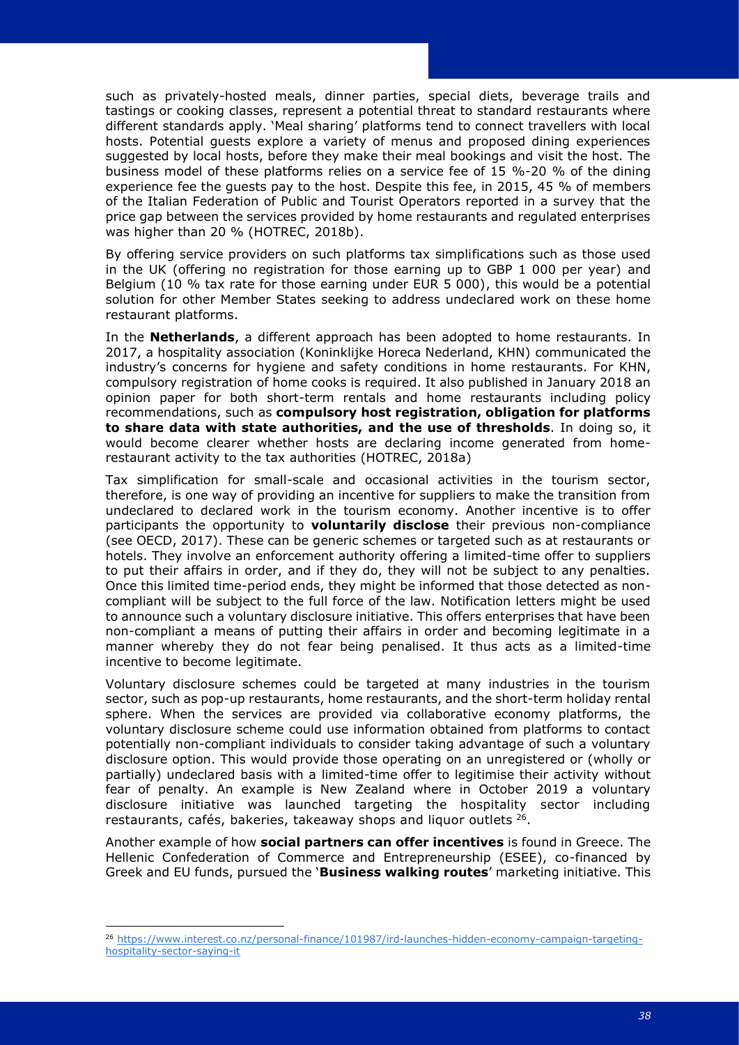such as privately-hosted meals, dinner parties, special diets, beverage trails and tastings or cooking classes, represent a potential threat to standard restaurants where different standards apply. 'Meal sharing' platforms tend to connect travellers with local hosts. Potential guests explore a variety of menus and proposed dining experiences suggested by local hosts, before they make their meal bookings and visit the host. The business model of these platforms relies on a service fee of 15 %-20 % of the dining experience fee the guests pay to the host. Despite this fee, in 2015, 45 % of members of the Italian Federation of Public and Tourist Operators reported in a survey that the price gap between the services provided by home restaurants and regulated enterprises was higher than 20 % (HOTREC, 2018b).

By offering service providers on such platforms tax simplifications such as those used in the UK (offering no registration for those earning up to GBP 1 000 per year) and Belgium (10 % tax rate for those earning under EUR 5 000), this would be a potential solution for other Member States seeking to address undeclared work on these home restaurant platforms.

In the **Netherlands**, a different approach has been adopted to home restaurants. In 2017, a hospitality association (Koninklijke Horeca Nederland, KHN) communicated the industry's concerns for hygiene and safety conditions in home restaurants. For KHN, compulsory registration of home cooks is required. It also published in January 2018 an opinion paper for both short-term rentals and home restaurants including policy recommendations, such as **compulsory host registration, obligation for platforms to share data with state authorities, and the use of thresholds**. In doing so, it would become clearer whether hosts are declaring income generated from home-restaurant activity to the tax authorities (HOTREC, 2018a)

Tax simplification for small-scale and occasional activities in the tourism sector, therefore, is one way of providing an incentive for suppliers to make the transition from undeclared to declared work in the tourism economy. Another incentive is to offer participants the opportunity to **voluntarily disclose** their previous non-compliance (see OECD, 2017). These can be generic schemes or targeted such as at restaurants or hotels. They involve an enforcement authority offering a limited-time offer to suppliers to put their affairs in order, and if they do, they will not be subject to any penalties. Once this limited time-period ends, they might be informed that those detected as non-compliant will be subject to the full force of the law. Notification letters might be used to announce such a voluntary disclosure initiative. This offers enterprises that have been non-compliant a means of putting their affairs in order and becoming legitimate in a manner whereby they do not fear being penalised. It thus acts as a limited-time incentive to become legitimate.

Voluntary disclosure schemes could be targeted at many industries in the tourism sector, such as pop-up restaurants, home restaurants, and the short-term holiday rental sphere. When the services are provided via collaborative economy platforms, the voluntary disclosure scheme could use information obtained from platforms to contact potentially non-compliant individuals to consider taking advantage of such a voluntary disclosure option. This would provide those operating on an unregistered or (wholly or partially) undeclared basis with a limited-time offer to legitimise their activity without fear of penalty. An example is New Zealand where in October 2019 a voluntary disclosure initiative was launched targeting the hospitality sector including restaurants, cafés, bakeries, takeaway shops and liquor outlets [26].

Another example of how **social partners can offer incentives** is found in Greece. The Hellenic Confederation of Commerce and Entrepreneurship (ESEE), co-financed by Greek and EU funds, pursued the '**Business walking routes**' marketing initiative. This

[26] https://www.interest.co.nz/personal-finance/101987/ird-launches-hidden-economy-campaign-targeting-hospitality-sector-saying-it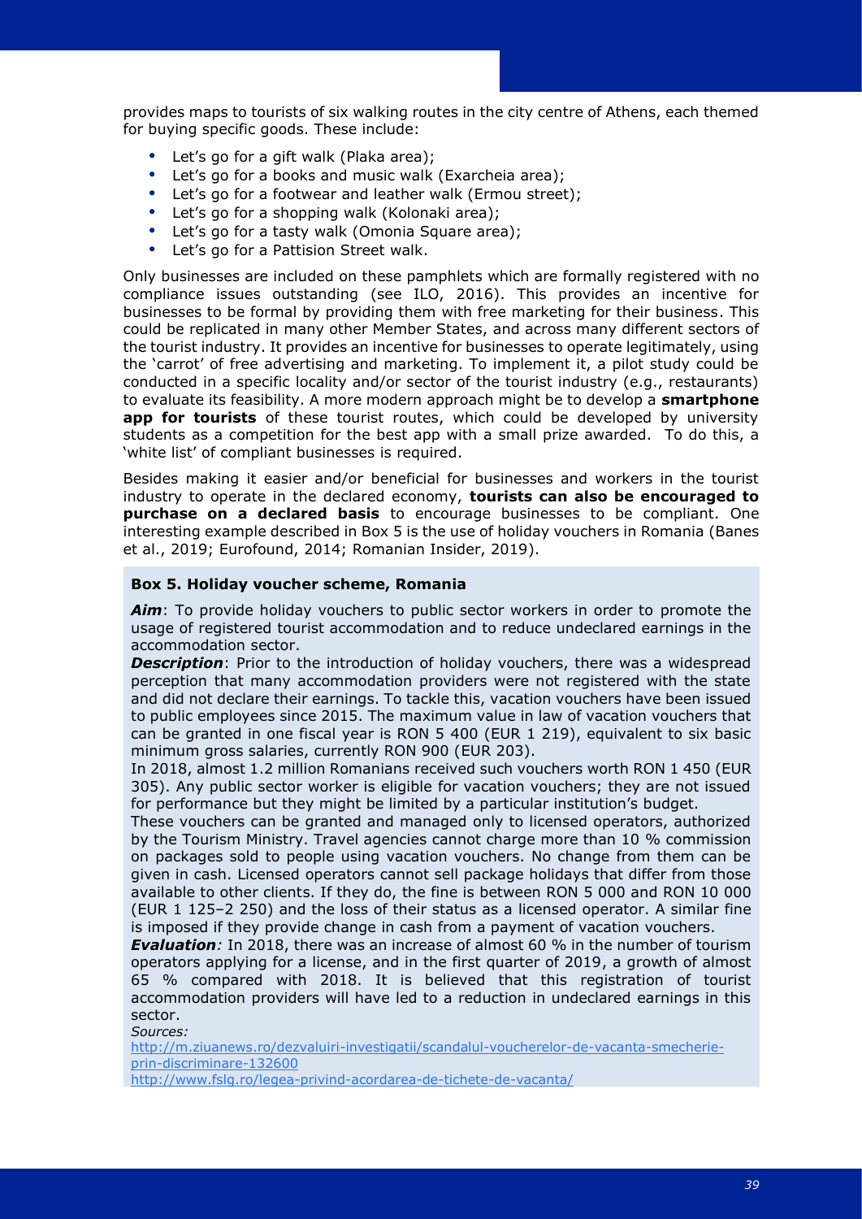provides maps to tourists of six walking routes in the city centre of Athens, each themed for buying specific goods. These include:

- Let's go for a gift walk (Plaka area);
- Let's go for a books and music walk (Exarcheia area);
- Let's go for a footwear and leather walk (Ermou street);
- Let's go for a shopping walk (Kolonaki area);
- Let's go for a tasty walk (Omonia Square area);
- Let's go for a Pattision Street walk.

Only businesses are included on these pamphlets which are formally registered with no compliance issues outstanding (see ILO, 2016). This provides an incentive for businesses to be formal by providing them with free marketing for their business. This could be replicated in many other Member States, and across many different sectors of the tourist industry. It provides an incentive for businesses to operate legitimately, using the 'carrot' of free advertising and marketing. To implement it, a pilot study could be conducted in a specific locality and/or sector of the tourist industry (e.g., restaurants) to evaluate its feasibility. A more modern approach might be to develop a **smartphone app for tourists** of these tourist routes, which could be developed by university students as a competition for the best app with a small prize awarded. To do this, a 'white list' of compliant businesses is required.

Besides making it easier and/or beneficial for businesses and workers in the tourist industry to operate in the declared economy, **tourists can also be encouraged to purchase on a declared basis** to encourage businesses to be compliant. One interesting example described in Box 5 is the use of holiday vouchers in Romania (Banes et al., 2019; Eurofound, 2014; Romanian Insider, 2019).

**Box 5. Holiday voucher scheme, Romania**

***Aim***: To provide holiday vouchers to public sector workers in order to promote the usage of registered tourist accommodation and to reduce undeclared earnings in the accommodation sector.

***Description***: Prior to the introduction of holiday vouchers, there was a widespread perception that many accommodation providers were not registered with the state and did not declare their earnings. To tackle this, vacation vouchers have been issued to public employees since 2015. The maximum value in law of vacation vouchers that can be granted in one fiscal year is RON 5 400 (EUR 1 219), equivalent to six basic minimum gross salaries, currently RON 900 (EUR 203).

In 2018, almost 1.2 million Romanians received such vouchers worth RON 1 450 (EUR 305). Any public sector worker is eligible for vacation vouchers; they are not issued for performance but they might be limited by a particular institution's budget.

These vouchers can be granted and managed only to licensed operators, authorized by the Tourism Ministry. Travel agencies cannot charge more than 10 % commission on packages sold to people using vacation vouchers. No change from them can be given in cash. Licensed operators cannot sell package holidays that differ from those available to other clients. If they do, the fine is between RON 5 000 and RON 10 000 (EUR 1 125–2 250) and the loss of their status as a licensed operator. A similar fine is imposed if they provide change in cash from a payment of vacation vouchers.

***Evaluation****:* In 2018, there was an increase of almost 60 % in the number of tourism operators applying for a license, and in the first quarter of 2019, a growth of almost 65 % compared with 2018. It is believed that this registration of tourist accommodation providers will have led to a reduction in undeclared earnings in this sector.

*Sources:*

http://m.ziuanews.ro/dezvaluiri-investigatii/scandalul-voucherelor-de-vacanta-smecherie-prin-discriminare-132600

http://www.fslg.ro/legea-privind-acordarea-de-tichete-de-vacanta/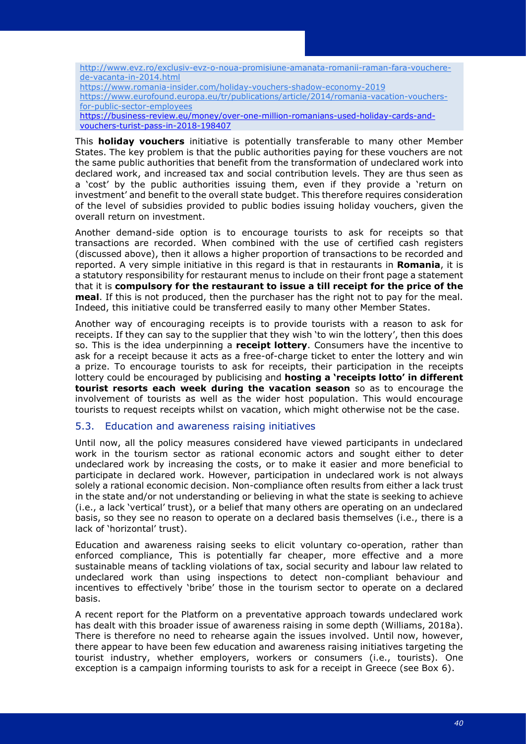http://www.evz.ro/exclusiv-evz-o-noua-promisiune-amanata-romanii-raman-fara-vouchere-de-vacanta-in-2014.html
https://www.romania-insider.com/holiday-vouchers-shadow-economy-2019
https://www.eurofound.europa.eu/tr/publications/article/2014/romania-vacation-vouchers-for-public-sector-employees
https://business-review.eu/money/over-one-million-romanians-used-holiday-cards-and-vouchers-turist-pass-in-2018-198407

This **holiday vouchers** initiative is potentially transferable to many other Member States. The key problem is that the public authorities paying for these vouchers are not the same public authorities that benefit from the transformation of undeclared work into declared work, and increased tax and social contribution levels. They are thus seen as a 'cost' by the public authorities issuing them, even if they provide a 'return on investment' and benefit to the overall state budget. This therefore requires consideration of the level of subsidies provided to public bodies issuing holiday vouchers, given the overall return on investment.

Another demand-side option is to encourage tourists to ask for receipts so that transactions are recorded. When combined with the use of certified cash registers (discussed above), then it allows a higher proportion of transactions to be recorded and reported. A very simple initiative in this regard is that in restaurants in **Romania**, it is a statutory responsibility for restaurant menus to include on their front page a statement that it is **compulsory for the restaurant to issue a till receipt for the price of the meal**. If this is not produced, then the purchaser has the right not to pay for the meal. Indeed, this initiative could be transferred easily to many other Member States.

Another way of encouraging receipts is to provide tourists with a reason to ask for receipts. If they can say to the supplier that they wish 'to win the lottery', then this does so. This is the idea underpinning a **receipt lottery**. Consumers have the incentive to ask for a receipt because it acts as a free-of-charge ticket to enter the lottery and win a prize. To encourage tourists to ask for receipts, their participation in the receipts lottery could be encouraged by publicising and **hosting a 'receipts lotto' in different tourist resorts each week during the vacation season** so as to encourage the involvement of tourists as well as the wider host population. This would encourage tourists to request receipts whilst on vacation, which might otherwise not be the case.

## 5.3. Education and awareness raising initiatives

Until now, all the policy measures considered have viewed participants in undeclared work in the tourism sector as rational economic actors and sought either to deter undeclared work by increasing the costs, or to make it easier and more beneficial to participate in declared work. However, participation in undeclared work is not always solely a rational economic decision. Non-compliance often results from either a lack trust in the state and/or not understanding or believing in what the state is seeking to achieve (i.e., a lack 'vertical' trust), or a belief that many others are operating on an undeclared basis, so they see no reason to operate on a declared basis themselves (i.e., there is a lack of 'horizontal' trust).

Education and awareness raising seeks to elicit voluntary co-operation, rather than enforced compliance, This is potentially far cheaper, more effective and a more sustainable means of tackling violations of tax, social security and labour law related to undeclared work than using inspections to detect non-compliant behaviour and incentives to effectively 'bribe' those in the tourism sector to operate on a declared basis.

A recent report for the Platform on a preventative approach towards undeclared work has dealt with this broader issue of awareness raising in some depth (Williams, 2018a). There is therefore no need to rehearse again the issues involved. Until now, however, there appear to have been few education and awareness raising initiatives targeting the tourist industry, whether employers, workers or consumers (i.e., tourists). One exception is a campaign informing tourists to ask for a receipt in Greece (see Box 6).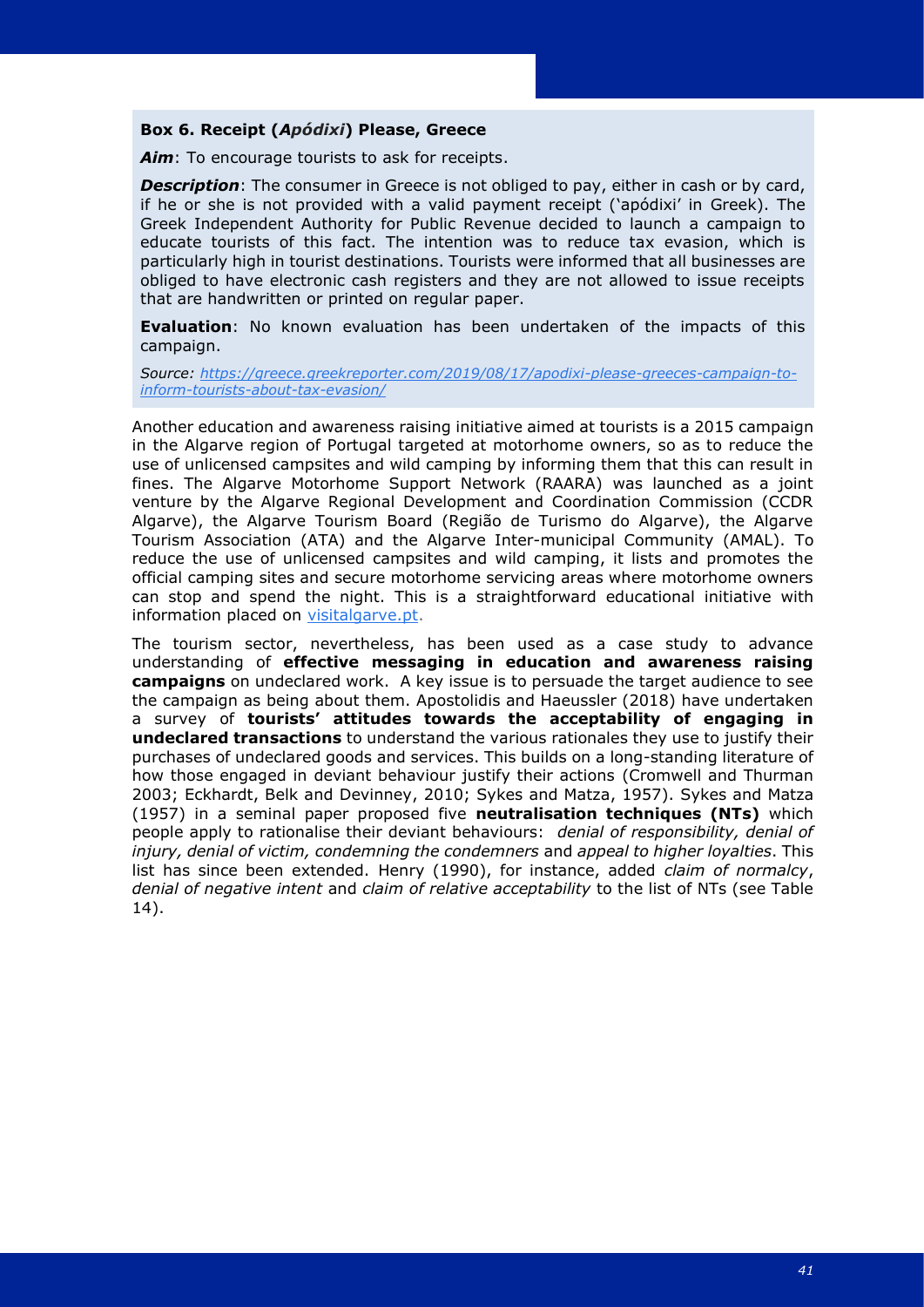**Box 6. Receipt (*Apódixi*) Please, Greece**

***Aim***: To encourage tourists to ask for receipts.

***Description***: The consumer in Greece is not obliged to pay, either in cash or by card, if he or she is not provided with a valid payment receipt ('apódixi' in Greek). The Greek Independent Authority for Public Revenue decided to launch a campaign to educate tourists of this fact. The intention was to reduce tax evasion, which is particularly high in tourist destinations. Tourists were informed that all businesses are obliged to have electronic cash registers and they are not allowed to issue receipts that are handwritten or printed on regular paper.

**Evaluation**: No known evaluation has been undertaken of the impacts of this campaign.

*Source: [https://greece.greekreporter.com/2019/08/17/apodixi-please-greeces-campaign-to-inform-tourists-about-tax-evasion/](https://greece.greekreporter.com/2019/08/17/apodixi-please-greeces-campaign-to-inform-tourists-about-tax-evasion/)*

Another education and awareness raising initiative aimed at tourists is a 2015 campaign in the Algarve region of Portugal targeted at motorhome owners, so as to reduce the use of unlicensed campsites and wild camping by informing them that this can result in fines. The Algarve Motorhome Support Network (RAARA) was launched as a joint venture by the Algarve Regional Development and Coordination Commission (CCDR Algarve), the Algarve Tourism Board (Região de Turismo do Algarve), the Algarve Tourism Association (ATA) and the Algarve Inter-municipal Community (AMAL). To reduce the use of unlicensed campsites and wild camping, it lists and promotes the official camping sites and secure motorhome servicing areas where motorhome owners can stop and spend the night. This is a straightforward educational initiative with information placed on [visitalgarve.pt](visitalgarve.pt).

The tourism sector, nevertheless, has been used as a case study to advance understanding of **effective messaging in education and awareness raising campaigns** on undeclared work. A key issue is to persuade the target audience to see the campaign as being about them. Apostolidis and Haeussler (2018) have undertaken a survey of **tourists' attitudes towards the acceptability of engaging in undeclared transactions** to understand the various rationales they use to justify their purchases of undeclared goods and services. This builds on a long-standing literature of how those engaged in deviant behaviour justify their actions (Cromwell and Thurman 2003; Eckhardt, Belk and Devinney, 2010; Sykes and Matza, 1957). Sykes and Matza (1957) in a seminal paper proposed five **neutralisation techniques (NTs)** which people apply to rationalise their deviant behaviours: *denial of responsibility, denial of injury, denial of victim, condemning the condemners* and *appeal to higher loyalties*. This list has since been extended. Henry (1990), for instance, added *claim of normalcy*, *denial of negative intent* and *claim of relative acceptability* to the list of NTs (see Table 14).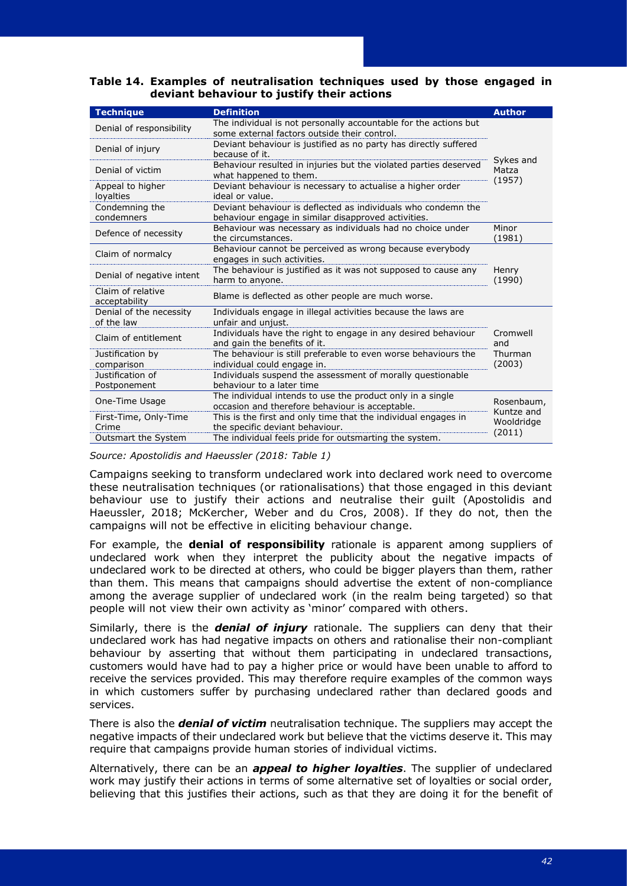**Table 14. Examples of neutralisation techniques used by those engaged in deviant behaviour to justify their actions**

| Technique | Definition | Author |
|---|---|---|
| Denial of responsibility | The individual is not personally accountable for the actions but some external factors outside their control. | Sykes and Matza (1957) |
| Denial of injury | Deviant behaviour is justified as no party has directly suffered because of it. | |
| Denial of victim | Behaviour resulted in injuries but the violated parties deserved what happened to them. | |
| Appeal to higher loyalties | Deviant behaviour is necessary to actualise a higher order ideal or value. | |
| Condemning the condemners | Deviant behaviour is deflected as individuals who condemn the behaviour engage in similar disapproved activities. | |
| Defence of necessity | Behaviour was necessary as individuals had no choice under the circumstances. | Minor (1981) |
| Claim of normalcy | Behaviour cannot be perceived as wrong because everybody engages in such activities. | Henry (1990) |
| Denial of negative intent | The behaviour is justified as it was not supposed to cause any harm to anyone. | |
| Claim of relative acceptability | Blame is deflected as other people are much worse. | |
| Denial of the necessity of the law | Individuals engage in illegal activities because the laws are unfair and unjust. | Cromwell and Thurman (2003) |
| Claim of entitlement | Individuals have the right to engage in any desired behaviour and gain the benefits of it. | |
| Justification by comparison | The behaviour is still preferable to even worse behaviours the individual could engage in. | |
| Justification of Postponement | Individuals suspend the assessment of morally questionable behaviour to a later time | |
| One-Time Usage | The individual intends to use the product only in a single occasion and therefore behaviour is acceptable. | Rosenbaum, Kuntze and Wooldridge (2011) |
| First-Time, Only-Time Crime | This is the first and only time that the individual engages in the specific deviant behaviour. | |
| Outsmart the System | The individual feels pride for outsmarting the system. | |

*Source: Apostolidis and Haeussler (2018: Table 1)*

Campaigns seeking to transform undeclared work into declared work need to overcome these neutralisation techniques (or rationalisations) that those engaged in this deviant behaviour use to justify their actions and neutralise their guilt (Apostolidis and Haeussler, 2018; McKercher, Weber and du Cros, 2008). If they do not, then the campaigns will not be effective in eliciting behaviour change.

For example, the **denial of responsibility** rationale is apparent among suppliers of undeclared work when they interpret the publicity about the negative impacts of undeclared work to be directed at others, who could be bigger players than them, rather than them. This means that campaigns should advertise the extent of non-compliance among the average supplier of undeclared work (in the realm being targeted) so that people will not view their own activity as 'minor' compared with others.

Similarly, there is the ***denial of injury*** rationale. The suppliers can deny that their undeclared work has had negative impacts on others and rationalise their non-compliant behaviour by asserting that without them participating in undeclared transactions, customers would have had to pay a higher price or would have been unable to afford to receive the services provided. This may therefore require examples of the common ways in which customers suffer by purchasing undeclared rather than declared goods and services.

There is also the ***denial of victim*** neutralisation technique. The suppliers may accept the negative impacts of their undeclared work but believe that the victims deserve it. This may require that campaigns provide human stories of individual victims.

Alternatively, there can be an ***appeal to higher loyalties***. The supplier of undeclared work may justify their actions in terms of some alternative set of loyalties or social order, believing that this justifies their actions, such as that they are doing it for the benefit of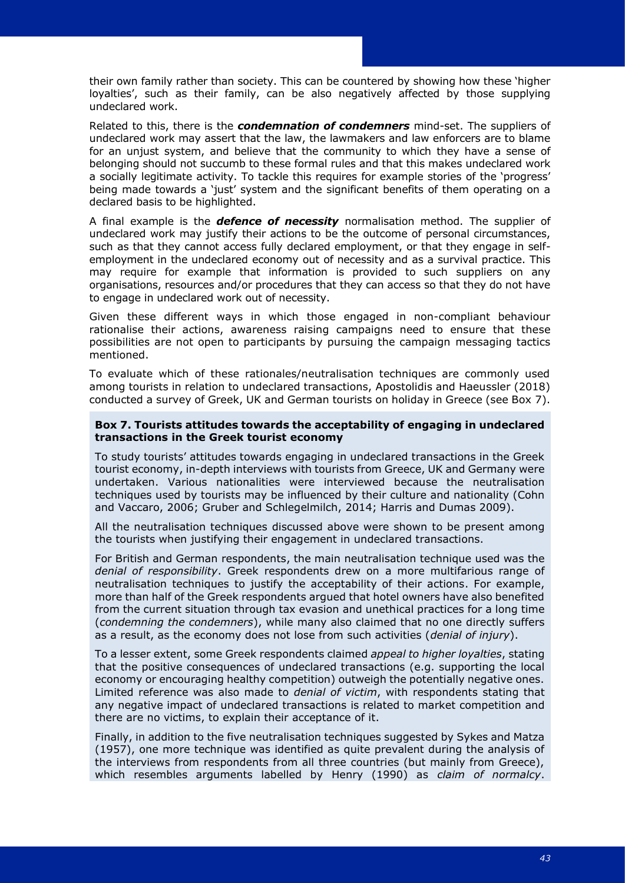their own family rather than society. This can be countered by showing how these 'higher loyalties', such as their family, can be also negatively affected by those supplying undeclared work.

Related to this, there is the ***condemnation of condemners*** mind-set. The suppliers of undeclared work may assert that the law, the lawmakers and law enforcers are to blame for an unjust system, and believe that the community to which they have a sense of belonging should not succumb to these formal rules and that this makes undeclared work a socially legitimate activity. To tackle this requires for example stories of the 'progress' being made towards a 'just' system and the significant benefits of them operating on a declared basis to be highlighted.

A final example is the ***defence of necessity*** normalisation method. The supplier of undeclared work may justify their actions to be the outcome of personal circumstances, such as that they cannot access fully declared employment, or that they engage in self-employment in the undeclared economy out of necessity and as a survival practice. This may require for example that information is provided to such suppliers on any organisations, resources and/or procedures that they can access so that they do not have to engage in undeclared work out of necessity.

Given these different ways in which those engaged in non-compliant behaviour rationalise their actions, awareness raising campaigns need to ensure that these possibilities are not open to participants by pursuing the campaign messaging tactics mentioned.

To evaluate which of these rationales/neutralisation techniques are commonly used among tourists in relation to undeclared transactions, Apostolidis and Haeussler (2018) conducted a survey of Greek, UK and German tourists on holiday in Greece (see Box 7).

**Box 7. Tourists attitudes towards the acceptability of engaging in undeclared transactions in the Greek tourist economy**

To study tourists' attitudes towards engaging in undeclared transactions in the Greek tourist economy, in-depth interviews with tourists from Greece, UK and Germany were undertaken. Various nationalities were interviewed because the neutralisation techniques used by tourists may be influenced by their culture and nationality (Cohn and Vaccaro, 2006; Gruber and Schlegelmilch, 2014; Harris and Dumas 2009).

All the neutralisation techniques discussed above were shown to be present among the tourists when justifying their engagement in undeclared transactions.

For British and German respondents, the main neutralisation technique used was the *denial of responsibility*. Greek respondents drew on a more multifarious range of neutralisation techniques to justify the acceptability of their actions. For example, more than half of the Greek respondents argued that hotel owners have also benefited from the current situation through tax evasion and unethical practices for a long time (*condemning the condemners*), while many also claimed that no one directly suffers as a result, as the economy does not lose from such activities (*denial of injury*).

To a lesser extent, some Greek respondents claimed *appeal to higher loyalties*, stating that the positive consequences of undeclared transactions (e.g. supporting the local economy or encouraging healthy competition) outweigh the potentially negative ones. Limited reference was also made to *denial of victim*, with respondents stating that any negative impact of undeclared transactions is related to market competition and there are no victims, to explain their acceptance of it.

Finally, in addition to the five neutralisation techniques suggested by Sykes and Matza (1957), one more technique was identified as quite prevalent during the analysis of the interviews from respondents from all three countries (but mainly from Greece), which resembles arguments labelled by Henry (1990) as *claim of normalcy*.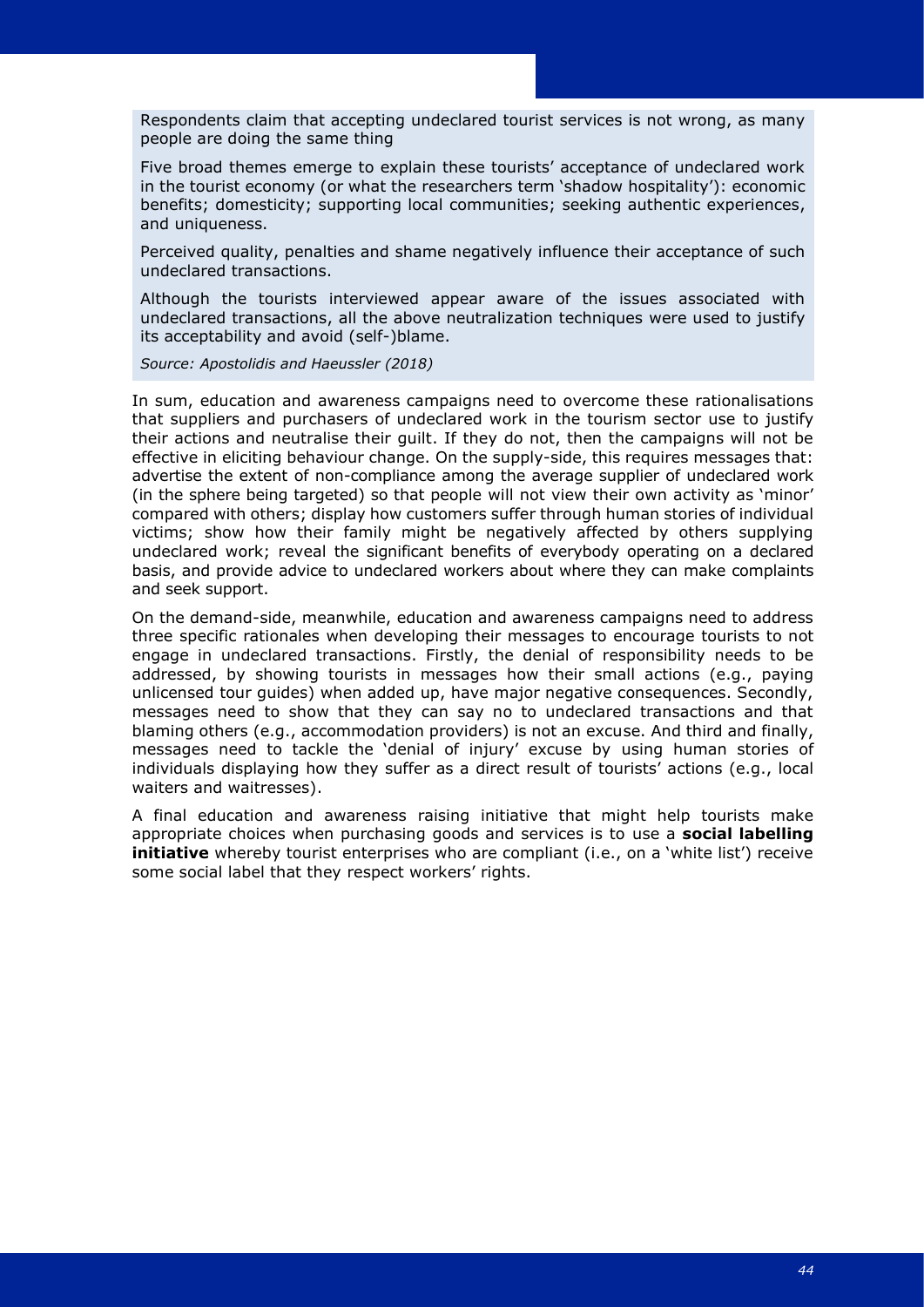Respondents claim that accepting undeclared tourist services is not wrong, as many people are doing the same thing

Five broad themes emerge to explain these tourists' acceptance of undeclared work in the tourist economy (or what the researchers term 'shadow hospitality'): economic benefits; domesticity; supporting local communities; seeking authentic experiences, and uniqueness.

Perceived quality, penalties and shame negatively influence their acceptance of such undeclared transactions.

Although the tourists interviewed appear aware of the issues associated with undeclared transactions, all the above neutralization techniques were used to justify its acceptability and avoid (self-)blame.

*Source: Apostolidis and Haeussler (2018)*

In sum, education and awareness campaigns need to overcome these rationalisations that suppliers and purchasers of undeclared work in the tourism sector use to justify their actions and neutralise their guilt. If they do not, then the campaigns will not be effective in eliciting behaviour change. On the supply-side, this requires messages that: advertise the extent of non-compliance among the average supplier of undeclared work (in the sphere being targeted) so that people will not view their own activity as 'minor' compared with others; display how customers suffer through human stories of individual victims; show how their family might be negatively affected by others supplying undeclared work; reveal the significant benefits of everybody operating on a declared basis, and provide advice to undeclared workers about where they can make complaints and seek support.

On the demand-side, meanwhile, education and awareness campaigns need to address three specific rationales when developing their messages to encourage tourists to not engage in undeclared transactions. Firstly, the denial of responsibility needs to be addressed, by showing tourists in messages how their small actions (e.g., paying unlicensed tour guides) when added up, have major negative consequences. Secondly, messages need to show that they can say no to undeclared transactions and that blaming others (e.g., accommodation providers) is not an excuse. And third and finally, messages need to tackle the 'denial of injury' excuse by using human stories of individuals displaying how they suffer as a direct result of tourists' actions (e.g., local waiters and waitresses).

A final education and awareness raising initiative that might help tourists make appropriate choices when purchasing goods and services is to use a **social labelling initiative** whereby tourist enterprises who are compliant (i.e., on a 'white list') receive some social label that they respect workers' rights.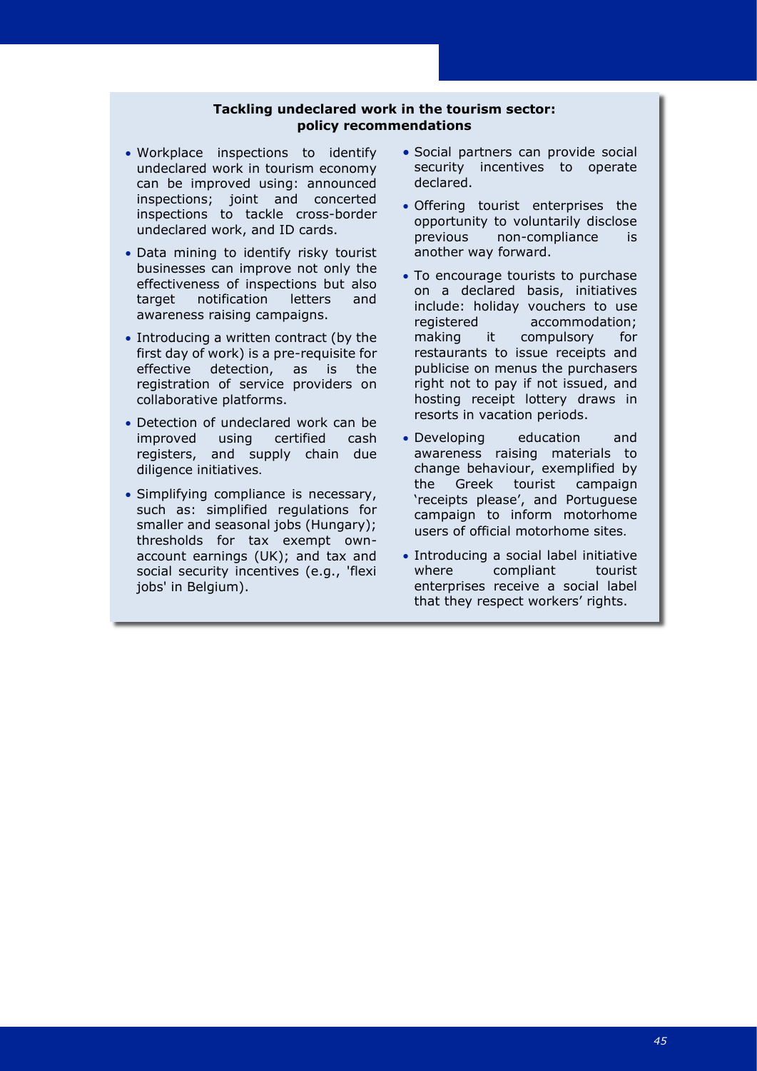**Tackling undeclared work in the tourism sector: policy recommendations**

- Workplace inspections to identify undeclared work in tourism economy can be improved using: announced inspections; joint and concerted inspections to tackle cross-border undeclared work, and ID cards.
- Data mining to identify risky tourist businesses can improve not only the effectiveness of inspections but also target notification letters and awareness raising campaigns.
- Introducing a written contract (by the first day of work) is a pre-requisite for effective detection, as is the registration of service providers on collaborative platforms.
- Detection of undeclared work can be improved using certified cash registers, and supply chain due diligence initiatives.
- Simplifying compliance is necessary, such as: simplified regulations for smaller and seasonal jobs (Hungary); thresholds for tax exempt own-account earnings (UK); and tax and social security incentives (e.g., 'flexi jobs' in Belgium).
- Social partners can provide social security incentives to operate declared.
- Offering tourist enterprises the opportunity to voluntarily disclose previous non-compliance is another way forward.
- To encourage tourists to purchase on a declared basis, initiatives include: holiday vouchers to use registered accommodation; making it compulsory for restaurants to issue receipts and publicise on menus the purchasers right not to pay if not issued, and hosting receipt lottery draws in resorts in vacation periods.
- Developing education and awareness raising materials to change behaviour, exemplified by the Greek tourist campaign 'receipts please', and Portuguese campaign to inform motorhome users of official motorhome sites.
- Introducing a social label initiative where compliant tourist enterprises receive a social label that they respect workers' rights.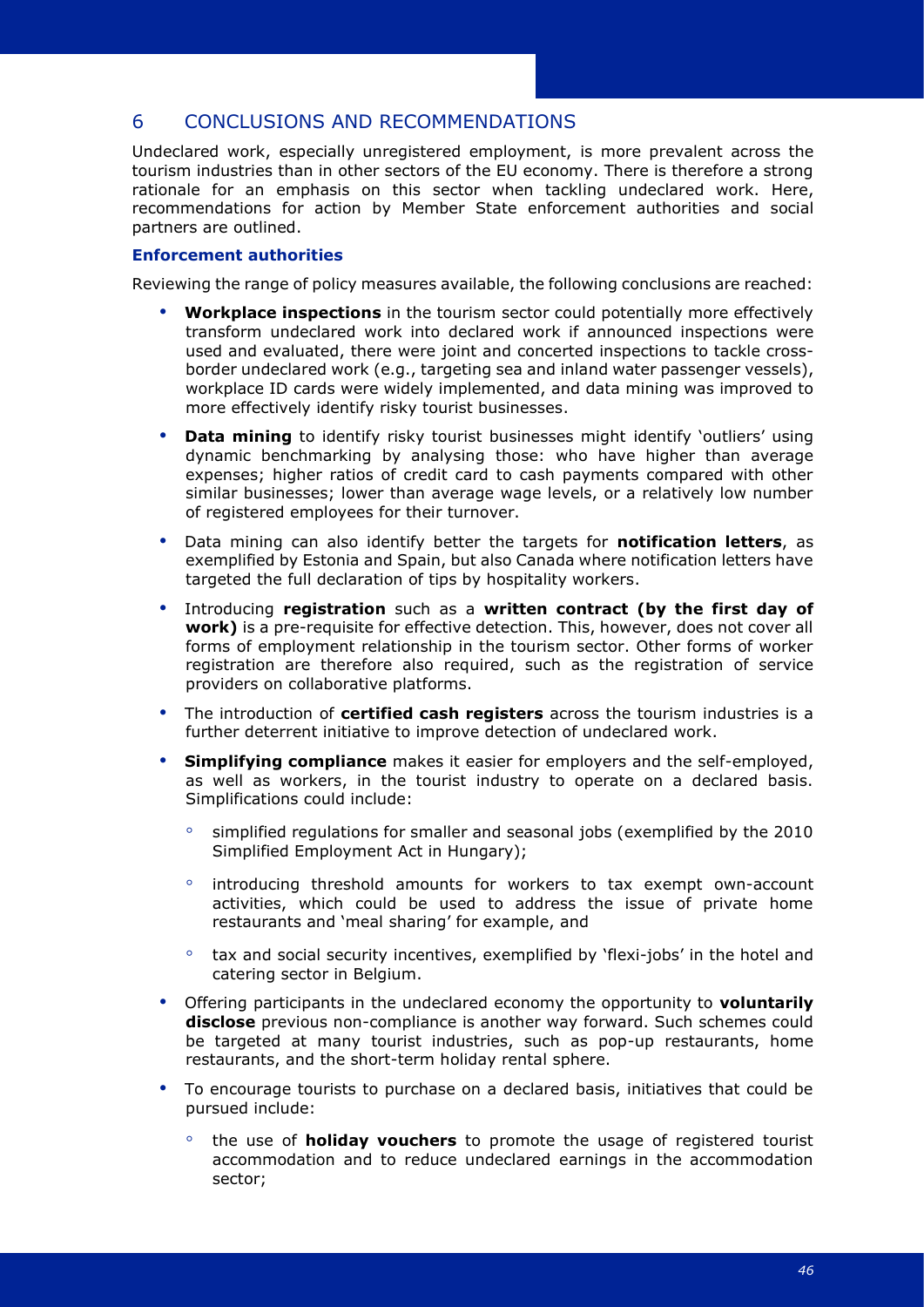## 6 CONCLUSIONS AND RECOMMENDATIONS

Undeclared work, especially unregistered employment, is more prevalent across the tourism industries than in other sectors of the EU economy. There is therefore a strong rationale for an emphasis on this sector when tackling undeclared work. Here, recommendations for action by Member State enforcement authorities and social partners are outlined.

### Enforcement authorities

Reviewing the range of policy measures available, the following conclusions are reached:

- **Workplace inspections** in the tourism sector could potentially more effectively transform undeclared work into declared work if announced inspections were used and evaluated, there were joint and concerted inspections to tackle cross-border undeclared work (e.g., targeting sea and inland water passenger vessels), workplace ID cards were widely implemented, and data mining was improved to more effectively identify risky tourist businesses.
- **Data mining** to identify risky tourist businesses might identify 'outliers' using dynamic benchmarking by analysing those: who have higher than average expenses; higher ratios of credit card to cash payments compared with other similar businesses; lower than average wage levels, or a relatively low number of registered employees for their turnover.
- Data mining can also identify better the targets for **notification letters**, as exemplified by Estonia and Spain, but also Canada where notification letters have targeted the full declaration of tips by hospitality workers.
- Introducing **registration** such as a **written contract (by the first day of work)** is a pre-requisite for effective detection. This, however, does not cover all forms of employment relationship in the tourism sector. Other forms of worker registration are therefore also required, such as the registration of service providers on collaborative platforms.
- The introduction of **certified cash registers** across the tourism industries is a further deterrent initiative to improve detection of undeclared work.
- **Simplifying compliance** makes it easier for employers and the self-employed, as well as workers, in the tourist industry to operate on a declared basis. Simplifications could include:
  - simplified regulations for smaller and seasonal jobs (exemplified by the 2010 Simplified Employment Act in Hungary);
  - introducing threshold amounts for workers to tax exempt own-account activities, which could be used to address the issue of private home restaurants and 'meal sharing' for example, and
  - tax and social security incentives, exemplified by 'flexi-jobs' in the hotel and catering sector in Belgium.
- Offering participants in the undeclared economy the opportunity to **voluntarily disclose** previous non-compliance is another way forward. Such schemes could be targeted at many tourist industries, such as pop-up restaurants, home restaurants, and the short-term holiday rental sphere.
- To encourage tourists to purchase on a declared basis, initiatives that could be pursued include:
  - the use of **holiday vouchers** to promote the usage of registered tourist accommodation and to reduce undeclared earnings in the accommodation sector;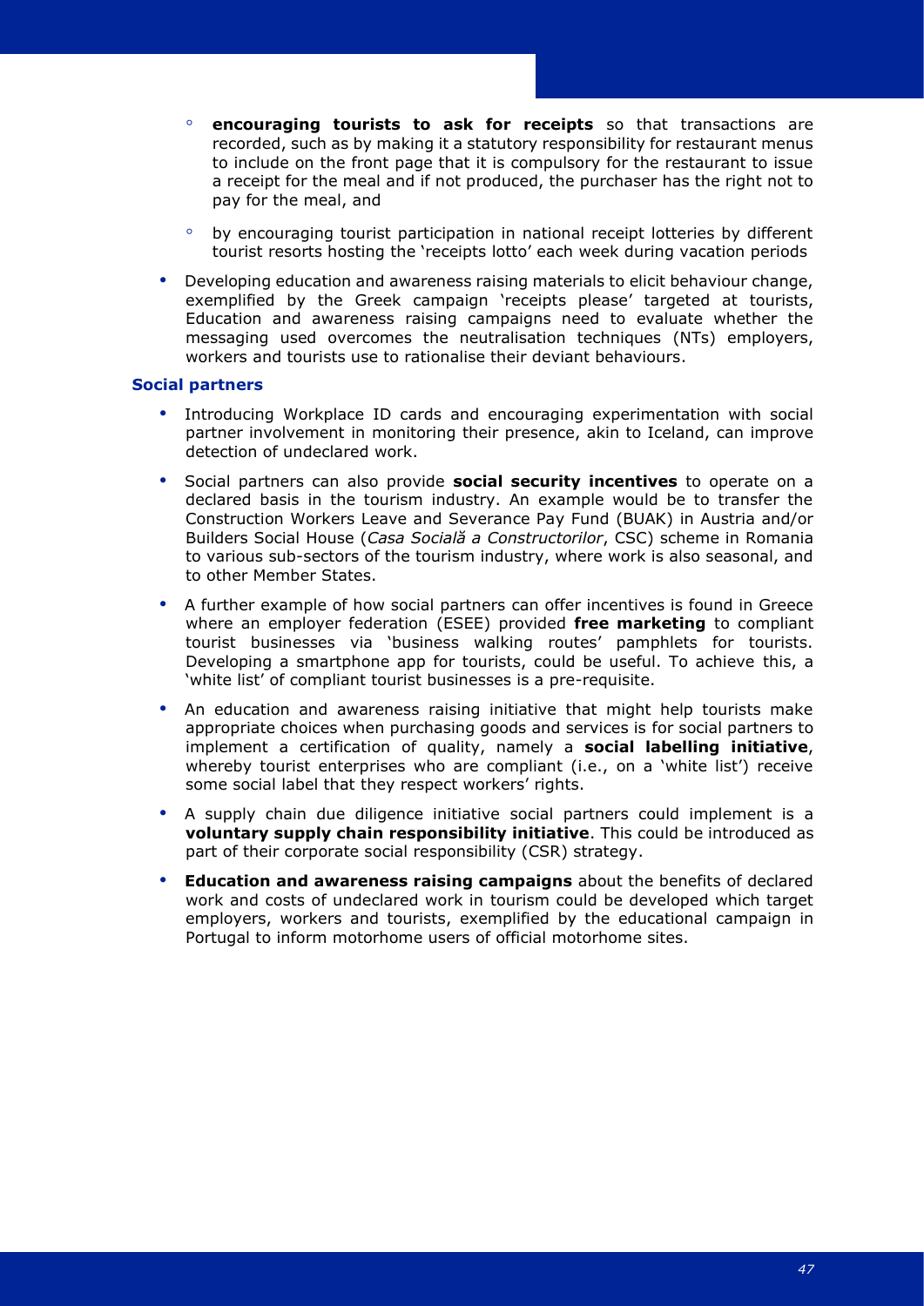- **encouraging tourists to ask for receipts** so that transactions are recorded, such as by making it a statutory responsibility for restaurant menus to include on the front page that it is compulsory for the restaurant to issue a receipt for the meal and if not produced, the purchaser has the right not to pay for the meal, and
  - by encouraging tourist participation in national receipt lotteries by different tourist resorts hosting the 'receipts lotto' each week during vacation periods
- Developing education and awareness raising materials to elicit behaviour change, exemplified by the Greek campaign 'receipts please' targeted at tourists, Education and awareness raising campaigns need to evaluate whether the messaging used overcomes the neutralisation techniques (NTs) employers, workers and tourists use to rationalise their deviant behaviours.

**Social partners**

- Introducing Workplace ID cards and encouraging experimentation with social partner involvement in monitoring their presence, akin to Iceland, can improve detection of undeclared work.
- Social partners can also provide **social security incentives** to operate on a declared basis in the tourism industry. An example would be to transfer the Construction Workers Leave and Severance Pay Fund (BUAK) in Austria and/or Builders Social House (*Casa Socială a Constructorilor*, CSC) scheme in Romania to various sub-sectors of the tourism industry, where work is also seasonal, and to other Member States.
- A further example of how social partners can offer incentives is found in Greece where an employer federation (ESEE) provided **free marketing** to compliant tourist businesses via 'business walking routes' pamphlets for tourists. Developing a smartphone app for tourists, could be useful. To achieve this, a 'white list' of compliant tourist businesses is a pre-requisite.
- An education and awareness raising initiative that might help tourists make appropriate choices when purchasing goods and services is for social partners to implement a certification of quality, namely a **social labelling initiative**, whereby tourist enterprises who are compliant (i.e., on a 'white list') receive some social label that they respect workers' rights.
- A supply chain due diligence initiative social partners could implement is a **voluntary supply chain responsibility initiative**. This could be introduced as part of their corporate social responsibility (CSR) strategy.
- **Education and awareness raising campaigns** about the benefits of declared work and costs of undeclared work in tourism could be developed which target employers, workers and tourists, exemplified by the educational campaign in Portugal to inform motorhome users of official motorhome sites.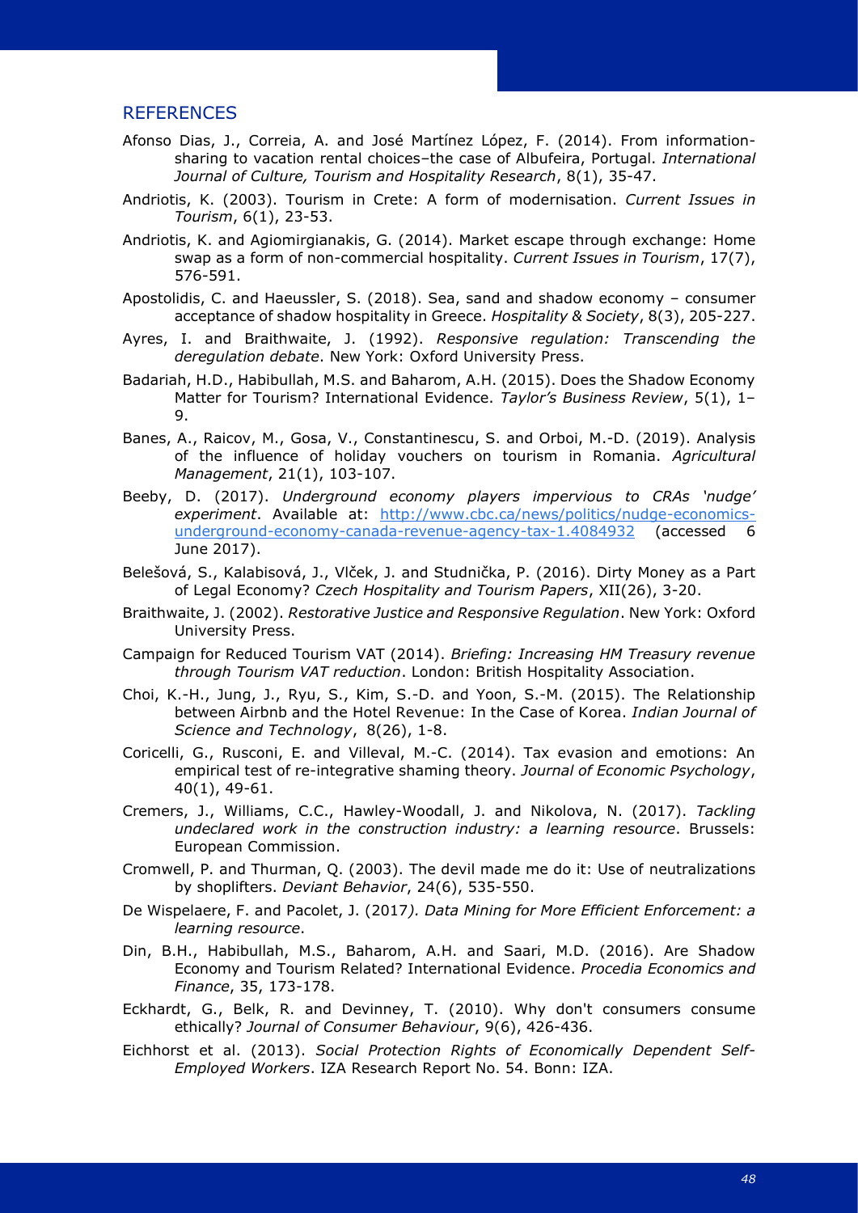## REFERENCES

Afonso Dias, J., Correia, A. and José Martínez López, F. (2014). From information-sharing to vacation rental choices–the case of Albufeira, Portugal. *International Journal of Culture, Tourism and Hospitality Research*, 8(1), 35-47.

Andriotis, K. (2003). Tourism in Crete: A form of modernisation. *Current Issues in Tourism*, 6(1), 23-53.

Andriotis, K. and Agiomirgianakis, G. (2014). Market escape through exchange: Home swap as a form of non-commercial hospitality. *Current Issues in Tourism*, 17(7), 576-591.

Apostolidis, C. and Haeussler, S. (2018). Sea, sand and shadow economy – consumer acceptance of shadow hospitality in Greece. *Hospitality & Society*, 8(3), 205-227.

Ayres, I. and Braithwaite, J. (1992). *Responsive regulation: Transcending the deregulation debate*. New York: Oxford University Press.

Badariah, H.D., Habibullah, M.S. and Baharom, A.H. (2015). Does the Shadow Economy Matter for Tourism? International Evidence. *Taylor's Business Review*, 5(1), 1–9.

Banes, A., Raicov, M., Gosa, V., Constantinescu, S. and Orboi, M.-D. (2019). Analysis of the influence of holiday vouchers on tourism in Romania. *Agricultural Management*, 21(1), 103-107.

Beeby, D. (2017). *Underground economy players impervious to CRAs 'nudge' experiment*. Available at: [http://www.cbc.ca/news/politics/nudge-economics-underground-economy-canada-revenue-agency-tax-1.4084932](http://www.cbc.ca/news/politics/nudge-economics-underground-economy-canada-revenue-agency-tax-1.4084932) (accessed 6 June 2017).

Belešová, S., Kalabisová, J., Vlček, J. and Studnička, P. (2016). Dirty Money as a Part of Legal Economy? *Czech Hospitality and Tourism Papers*, XII(26), 3-20.

Braithwaite, J. (2002). *Restorative Justice and Responsive Regulation*. New York: Oxford University Press.

Campaign for Reduced Tourism VAT (2014). *Briefing: Increasing HM Treasury revenue through Tourism VAT reduction*. London: British Hospitality Association.

Choi, K.-H., Jung, J., Ryu, S., Kim, S.-D. and Yoon, S.-M. (2015). The Relationship between Airbnb and the Hotel Revenue: In the Case of Korea. *Indian Journal of Science and Technology*, 8(26), 1-8.

Coricelli, G., Rusconi, E. and Villeval, M.-C. (2014). Tax evasion and emotions: An empirical test of re-integrative shaming theory. *Journal of Economic Psychology*, 40(1), 49-61.

Cremers, J., Williams, C.C., Hawley-Woodall, J. and Nikolova, N. (2017). *Tackling undeclared work in the construction industry: a learning resource*. Brussels: European Commission.

Cromwell, P. and Thurman, Q. (2003). The devil made me do it: Use of neutralizations by shoplifters. *Deviant Behavior*, 24(6), 535-550.

De Wispelaere, F. and Pacolet, J. (2017). *Data Mining for More Efficient Enforcement: a learning resource*.

Din, B.H., Habibullah, M.S., Baharom, A.H. and Saari, M.D. (2016). Are Shadow Economy and Tourism Related? International Evidence. *Procedia Economics and Finance*, 35, 173-178.

Eckhardt, G., Belk, R. and Devinney, T. (2010). Why don't consumers consume ethically? *Journal of Consumer Behaviour*, 9(6), 426-436.

Eichhorst et al. (2013). *Social Protection Rights of Economically Dependent Self-Employed Workers*. IZA Research Report No. 54. Bonn: IZA.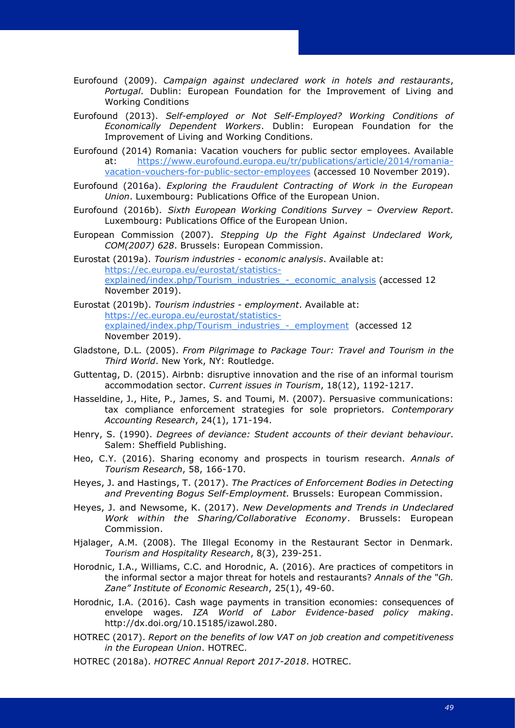Eurofound (2009). *Campaign against undeclared work in hotels and restaurants, Portugal*. Dublin: European Foundation for the Improvement of Living and Working Conditions

Eurofound (2013). *Self-employed or Not Self-Employed? Working Conditions of Economically Dependent Workers*. Dublin: European Foundation for the Improvement of Living and Working Conditions.

Eurofound (2014) Romania: Vacation vouchers for public sector employees. Available at: https://www.eurofound.europa.eu/tr/publications/article/2014/romania-vacation-vouchers-for-public-sector-employees (accessed 10 November 2019).

Eurofound (2016a). *Exploring the Fraudulent Contracting of Work in the European Union*. Luxembourg: Publications Office of the European Union.

Eurofound (2016b). *Sixth European Working Conditions Survey – Overview Report*. Luxembourg: Publications Office of the European Union.

European Commission (2007). *Stepping Up the Fight Against Undeclared Work, COM(2007) 628*. Brussels: European Commission.

Eurostat (2019a). *Tourism industries - economic analysis*. Available at: https://ec.europa.eu/eurostat/statistics-explained/index.php/Tourism_industries_-_economic_analysis (accessed 12 November 2019).

Eurostat (2019b). *Tourism industries - employment*. Available at: https://ec.europa.eu/eurostat/statistics-explained/index.php/Tourism_industries_-_employment (accessed 12 November 2019).

Gladstone, D.L. (2005). *From Pilgrimage to Package Tour: Travel and Tourism in the Third World*. New York, NY: Routledge.

Guttentag, D. (2015). Airbnb: disruptive innovation and the rise of an informal tourism accommodation sector. *Current issues in Tourism*, 18(12), 1192-1217.

Hasseldine, J., Hite, P., James, S. and Toumi, M. (2007). Persuasive communications: tax compliance enforcement strategies for sole proprietors. *Contemporary Accounting Research*, 24(1), 171-194.

Henry, S. (1990). *Degrees of deviance: Student accounts of their deviant behaviour*. Salem: Sheffield Publishing.

Heo, C.Y. (2016). Sharing economy and prospects in tourism research. *Annals of Tourism Research*, 58, 166-170.

Heyes, J. and Hastings, T. (2017). *The Practices of Enforcement Bodies in Detecting and Preventing Bogus Self-Employment.* Brussels: European Commission.

Heyes, J. and Newsome, K. (2017). *New Developments and Trends in Undeclared Work within the Sharing/Collaborative Economy*. Brussels: European Commission.

Hjalager, A.M. (2008). The Illegal Economy in the Restaurant Sector in Denmark. *Tourism and Hospitality Research*, 8(3), 239-251.

Horodnic, I.A., Williams, C.C. and Horodnic, A. (2016). Are practices of competitors in the informal sector a major threat for hotels and restaurants? *Annals of the "Gh. Zane" Institute of Economic Research*, 25(1), 49-60.

Horodnic, I.A. (2016). Cash wage payments in transition economies: consequences of envelope wages. *IZA World of Labor Evidence-based policy making*. http://dx.doi.org/10.15185/izawol.280.

HOTREC (2017). *Report on the benefits of low VAT on job creation and competitiveness in the European Union*. HOTREC.

HOTREC (2018a). *HOTREC Annual Report 2017-2018*. HOTREC.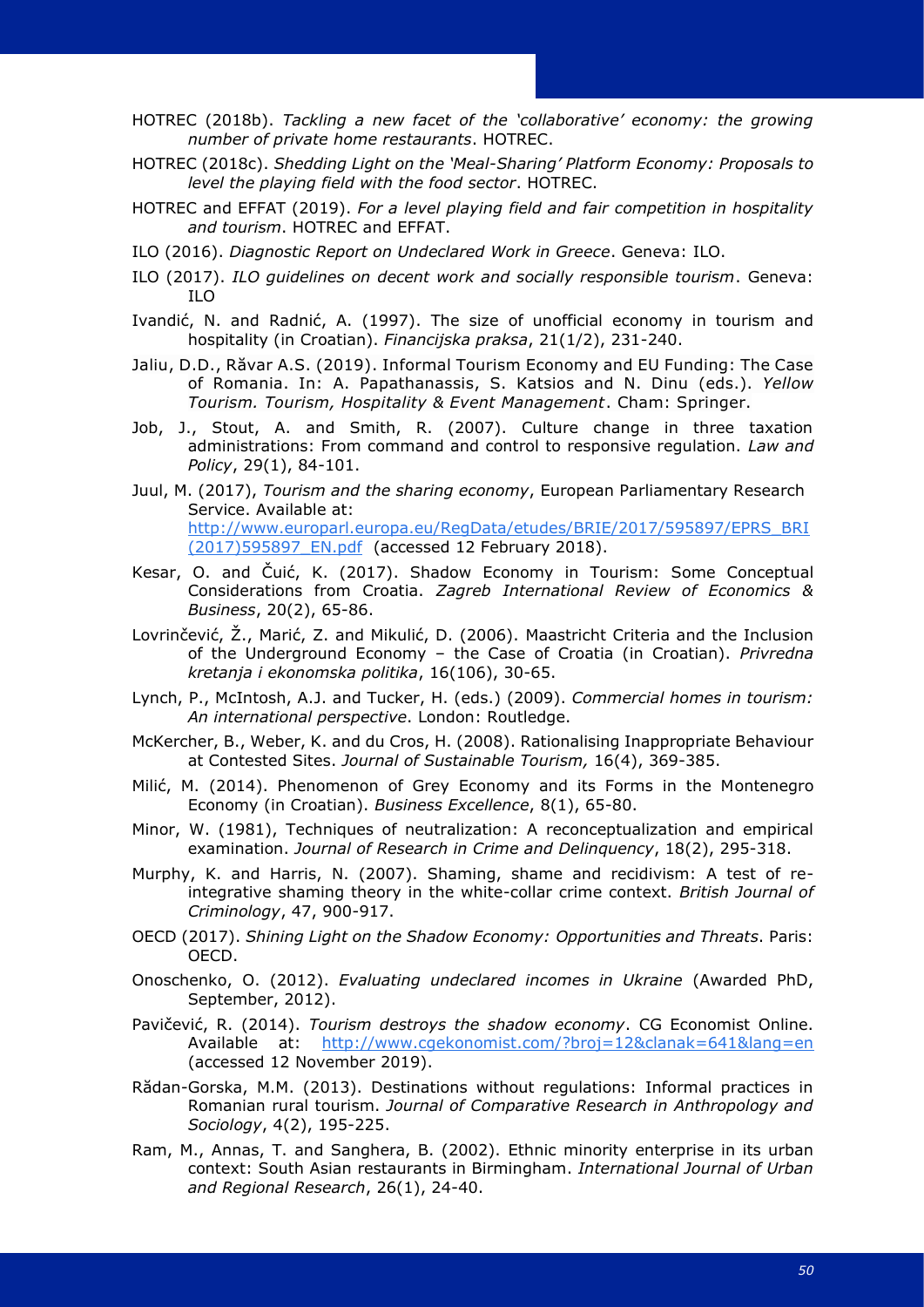HOTREC (2018b). *Tackling a new facet of the 'collaborative' economy: the growing number of private home restaurants*. HOTREC.

HOTREC (2018c). *Shedding Light on the 'Meal-Sharing' Platform Economy: Proposals to level the playing field with the food sector*. HOTREC.

HOTREC and EFFAT (2019). *For a level playing field and fair competition in hospitality and tourism*. HOTREC and EFFAT.

ILO (2016). *Diagnostic Report on Undeclared Work in Greece*. Geneva: ILO.

ILO (2017). *ILO guidelines on decent work and socially responsible tourism*. Geneva: ILO

Ivandić, N. and Radnić, A. (1997). The size of unofficial economy in tourism and hospitality (in Croatian). *Financijska praksa*, 21(1/2), 231-240.

Jaliu, D.D., Răvar A.S. (2019). Informal Tourism Economy and EU Funding: The Case of Romania. In: A. Papathanassis, S. Katsios and N. Dinu (eds.). *Yellow Tourism. Tourism, Hospitality & Event Management*. Cham: Springer.

Job, J., Stout, A. and Smith, R. (2007). Culture change in three taxation administrations: From command and control to responsive regulation. *Law and Policy*, 29(1), 84-101.

Juul, M. (2017), *Tourism and the sharing economy*, European Parliamentary Research Service. Available at: http://www.europarl.europa.eu/RegData/etudes/BRIE/2017/595897/EPRS_BRI(2017)595897_EN.pdf (accessed 12 February 2018).

Kesar, O. and Čuić, K. (2017). Shadow Economy in Tourism: Some Conceptual Considerations from Croatia. *Zagreb International Review of Economics & Business*, 20(2), 65-86.

Lovrinčević, Ž., Marić, Z. and Mikulić, D. (2006). Maastricht Criteria and the Inclusion of the Underground Economy – the Case of Croatia (in Croatian). *Privredna kretanja i ekonomska politika*, 16(106), 30-65.

Lynch, P., McIntosh, A.J. and Tucker, H. (eds.) (2009). *Commercial homes in tourism: An international perspective*. London: Routledge.

McKercher, B., Weber, K. and du Cros, H. (2008). Rationalising Inappropriate Behaviour at Contested Sites. *Journal of Sustainable Tourism,* 16(4), 369-385.

Milić, M. (2014). Phenomenon of Grey Economy and its Forms in the Montenegro Economy (in Croatian). *Business Excellence*, 8(1), 65-80.

Minor, W. (1981), Techniques of neutralization: A reconceptualization and empirical examination. *Journal of Research in Crime and Delinquency*, 18(2), 295-318.

Murphy, K. and Harris, N. (2007). Shaming, shame and recidivism: A test of re-integrative shaming theory in the white-collar crime context. *British Journal of Criminology*, 47, 900-917.

OECD (2017). *Shining Light on the Shadow Economy: Opportunities and Threats*. Paris: OECD.

Onoschenko, O. (2012). *Evaluating undeclared incomes in Ukraine* (Awarded PhD, September, 2012).

Pavičević, R. (2014). *Tourism destroys the shadow economy*. CG Economist Online. Available at: http://www.cgekonomist.com/?broj=12&clanak=641&lang=en (accessed 12 November 2019).

Rădan-Gorska, M.M. (2013). Destinations without regulations: Informal practices in Romanian rural tourism. *Journal of Comparative Research in Anthropology and Sociology*, 4(2), 195-225.

Ram, M., Annas, T. and Sanghera, B. (2002). Ethnic minority enterprise in its urban context: South Asian restaurants in Birmingham. *International Journal of Urban and Regional Research*, 26(1), 24-40.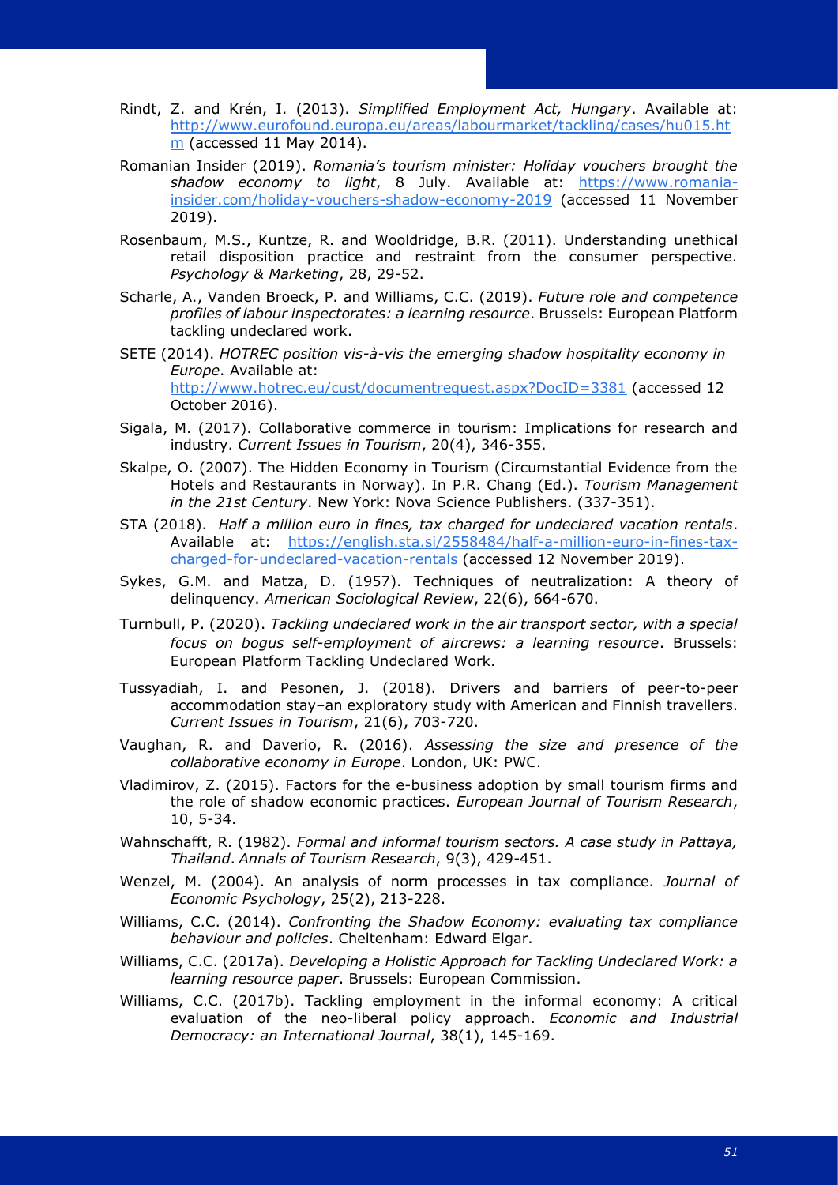Rindt, Z. and Krén, I. (2013). *Simplified Employment Act, Hungary*. Available at: http://www.eurofound.europa.eu/areas/labourmarket/tackling/cases/hu015.htm (accessed 11 May 2014).

Romanian Insider (2019). *Romania's tourism minister: Holiday vouchers brought the shadow economy to light*, 8 July. Available at: https://www.romania-insider.com/holiday-vouchers-shadow-economy-2019 (accessed 11 November 2019).

Rosenbaum, M.S., Kuntze, R. and Wooldridge, B.R. (2011). Understanding unethical retail disposition practice and restraint from the consumer perspective. *Psychology & Marketing*, 28, 29-52.

Scharle, A., Vanden Broeck, P. and Williams, C.C. (2019). *Future role and competence profiles of labour inspectorates: a learning resource*. Brussels: European Platform tackling undeclared work.

SETE (2014). *HOTREC position vis-à-vis the emerging shadow hospitality economy in Europe*. Available at: http://www.hotrec.eu/cust/documentrequest.aspx?DocID=3381 (accessed 12 October 2016).

Sigala, M. (2017). Collaborative commerce in tourism: Implications for research and industry. *Current Issues in Tourism*, 20(4), 346-355.

Skalpe, O. (2007). The Hidden Economy in Tourism (Circumstantial Evidence from the Hotels and Restaurants in Norway). In P.R. Chang (Ed.). *Tourism Management in the 21st Century*. New York: Nova Science Publishers. (337-351).

STA (2018). *Half a million euro in fines, tax charged for undeclared vacation rentals*. Available at: https://english.sta.si/2558484/half-a-million-euro-in-fines-tax-charged-for-undeclared-vacation-rentals (accessed 12 November 2019).

Sykes, G.M. and Matza, D. (1957). Techniques of neutralization: A theory of delinquency. *American Sociological Review*, 22(6), 664-670.

Turnbull, P. (2020). *Tackling undeclared work in the air transport sector, with a special focus on bogus self-employment of aircrews: a learning resource*. Brussels: European Platform Tackling Undeclared Work.

Tussyadiah, I. and Pesonen, J. (2018). Drivers and barriers of peer-to-peer accommodation stay–an exploratory study with American and Finnish travellers. *Current Issues in Tourism*, 21(6), 703-720.

Vaughan, R. and Daverio, R. (2016). *Assessing the size and presence of the collaborative economy in Europe*. London, UK: PWC.

Vladimirov, Z. (2015). Factors for the e-business adoption by small tourism firms and the role of shadow economic practices. *European Journal of Tourism Research*, 10, 5-34.

Wahnschafft, R. (1982). *Formal and informal tourism sectors. A case study in Pattaya, Thailand*. *Annals of Tourism Research*, 9(3), 429-451.

Wenzel, M. (2004). An analysis of norm processes in tax compliance. *Journal of Economic Psychology*, 25(2), 213-228.

Williams, C.C. (2014). *Confronting the Shadow Economy: evaluating tax compliance behaviour and policies*. Cheltenham: Edward Elgar.

Williams, C.C. (2017a). *Developing a Holistic Approach for Tackling Undeclared Work: a learning resource paper*. Brussels: European Commission.

Williams, C.C. (2017b). Tackling employment in the informal economy: A critical evaluation of the neo-liberal policy approach. *Economic and Industrial Democracy: an International Journal*, 38(1), 145-169.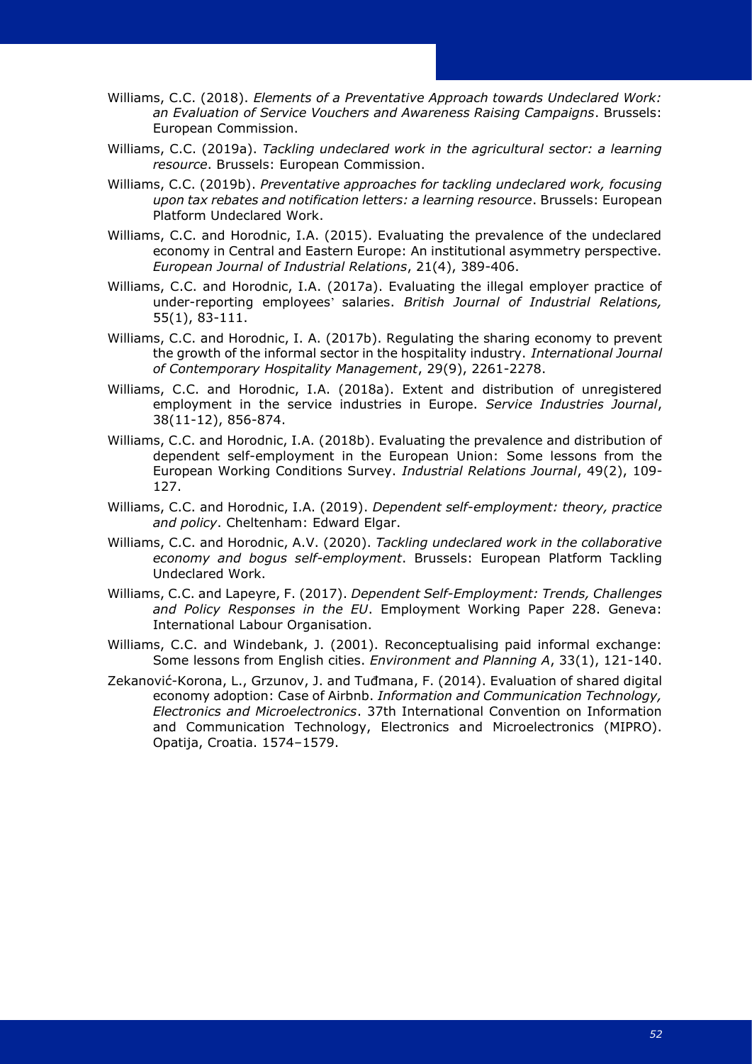Williams, C.C. (2018). *Elements of a Preventative Approach towards Undeclared Work: an Evaluation of Service Vouchers and Awareness Raising Campaigns*. Brussels: European Commission.

Williams, C.C. (2019a). *Tackling undeclared work in the agricultural sector: a learning resource*. Brussels: European Commission.

Williams, C.C. (2019b). *Preventative approaches for tackling undeclared work, focusing upon tax rebates and notification letters: a learning resource*. Brussels: European Platform Undeclared Work.

Williams, C.C. and Horodnic, I.A. (2015). Evaluating the prevalence of the undeclared economy in Central and Eastern Europe: An institutional asymmetry perspective. *European Journal of Industrial Relations*, 21(4), 389-406.

Williams, C.C. and Horodnic, I.A. (2017a). Evaluating the illegal employer practice of under-reporting employees' salaries. *British Journal of Industrial Relations,* 55(1), 83-111.

Williams, C.C. and Horodnic, I. A. (2017b). Regulating the sharing economy to prevent the growth of the informal sector in the hospitality industry. *International Journal of Contemporary Hospitality Management*, 29(9), 2261-2278.

Williams, C.C. and Horodnic, I.A. (2018a). Extent and distribution of unregistered employment in the service industries in Europe. *Service Industries Journal*, 38(11-12), 856-874.

Williams, C.C. and Horodnic, I.A. (2018b). Evaluating the prevalence and distribution of dependent self-employment in the European Union: Some lessons from the European Working Conditions Survey. *Industrial Relations Journal*, 49(2), 109-127.

Williams, C.C. and Horodnic, I.A. (2019). *Dependent self-employment: theory, practice and policy*. Cheltenham: Edward Elgar.

Williams, C.C. and Horodnic, A.V. (2020). *Tackling undeclared work in the collaborative economy and bogus self-employment*. Brussels: European Platform Tackling Undeclared Work.

Williams, C.C. and Lapeyre, F. (2017). *Dependent Self-Employment: Trends, Challenges and Policy Responses in the EU*. Employment Working Paper 228. Geneva: International Labour Organisation.

Williams, C.C. and Windebank, J. (2001). Reconceptualising paid informal exchange: Some lessons from English cities. *Environment and Planning A*, 33(1), 121-140.

Zekanović-Korona, L., Grzunov, J. and Tuđmana, F. (2014). Evaluation of shared digital economy adoption: Case of Airbnb. *Information and Communication Technology, Electronics and Microelectronics*. 37th International Convention on Information and Communication Technology, Electronics and Microelectronics (MIPRO). Opatija, Croatia. 1574–1579.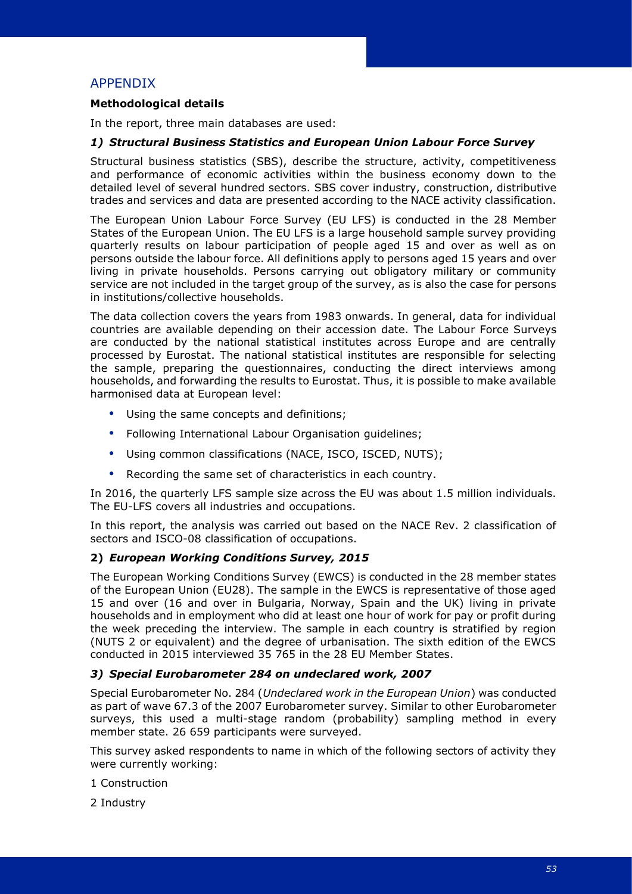## APPENDIX

**Methodological details**

In the report, three main databases are used:

### 1) *Structural Business Statistics and European Union Labour Force Survey*

Structural business statistics (SBS), describe the structure, activity, competitiveness and performance of economic activities within the business economy down to the detailed level of several hundred sectors. SBS cover industry, construction, distributive trades and services and data are presented according to the NACE activity classification.

The European Union Labour Force Survey (EU LFS) is conducted in the 28 Member States of the European Union. The EU LFS is a large household sample survey providing quarterly results on labour participation of people aged 15 and over as well as on persons outside the labour force. All definitions apply to persons aged 15 years and over living in private households. Persons carrying out obligatory military or community service are not included in the target group of the survey, as is also the case for persons in institutions/collective households.

The data collection covers the years from 1983 onwards. In general, data for individual countries are available depending on their accession date. The Labour Force Surveys are conducted by the national statistical institutes across Europe and are centrally processed by Eurostat. The national statistical institutes are responsible for selecting the sample, preparing the questionnaires, conducting the direct interviews among households, and forwarding the results to Eurostat. Thus, it is possible to make available harmonised data at European level:

- Using the same concepts and definitions;
- Following International Labour Organisation guidelines;
- Using common classifications (NACE, ISCO, ISCED, NUTS);
- Recording the same set of characteristics in each country.

In 2016, the quarterly LFS sample size across the EU was about 1.5 million individuals. The EU-LFS covers all industries and occupations.

In this report, the analysis was carried out based on the NACE Rev. 2 classification of sectors and ISCO-08 classification of occupations.

### 2) *European Working Conditions Survey, 2015*

The European Working Conditions Survey (EWCS) is conducted in the 28 member states of the European Union (EU28). The sample in the EWCS is representative of those aged 15 and over (16 and over in Bulgaria, Norway, Spain and the UK) living in private households and in employment who did at least one hour of work for pay or profit during the week preceding the interview. The sample in each country is stratified by region (NUTS 2 or equivalent) and the degree of urbanisation. The sixth edition of the EWCS conducted in 2015 interviewed 35 765 in the 28 EU Member States.

### 3) *Special Eurobarometer 284 on undeclared work, 2007*

Special Eurobarometer No. 284 (*Undeclared work in the European Union*) was conducted as part of wave 67.3 of the 2007 Eurobarometer survey. Similar to other Eurobarometer surveys, this used a multi-stage random (probability) sampling method in every member state. 26 659 participants were surveyed.

This survey asked respondents to name in which of the following sectors of activity they were currently working:

1 Construction

2 Industry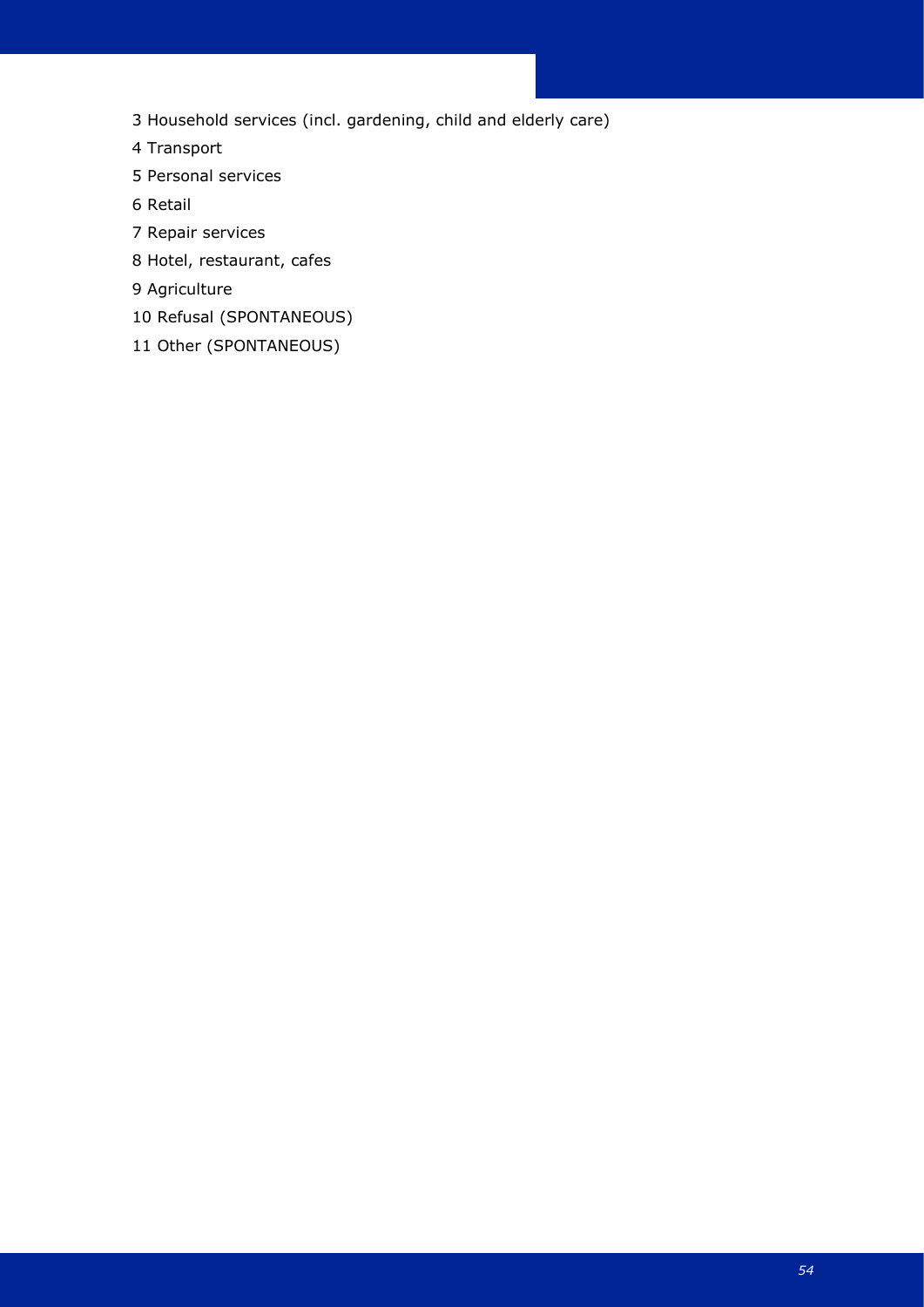3 Household services (incl. gardening, child and elderly care)

4 Transport

5 Personal services

6 Retail

7 Repair services

8 Hotel, restaurant, cafes

9 Agriculture

10 Refusal (SPONTANEOUS)

11 Other (SPONTANEOUS)